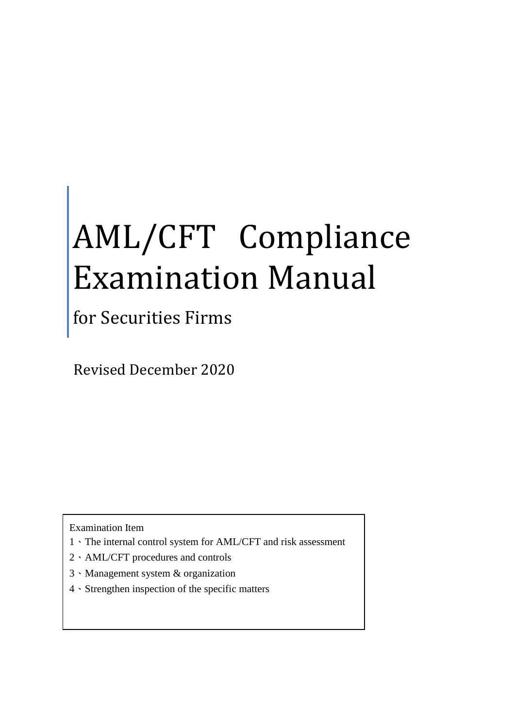# AML/CFT Compliance Examination Manual

## for Securities Firms

Revised December 2020

Examination Item

1、The internal control system for AML/CFT and risk assessment

2、AML/CFT procedures and controls

3、Management system & organization

4、Strengthen inspection of the specific matters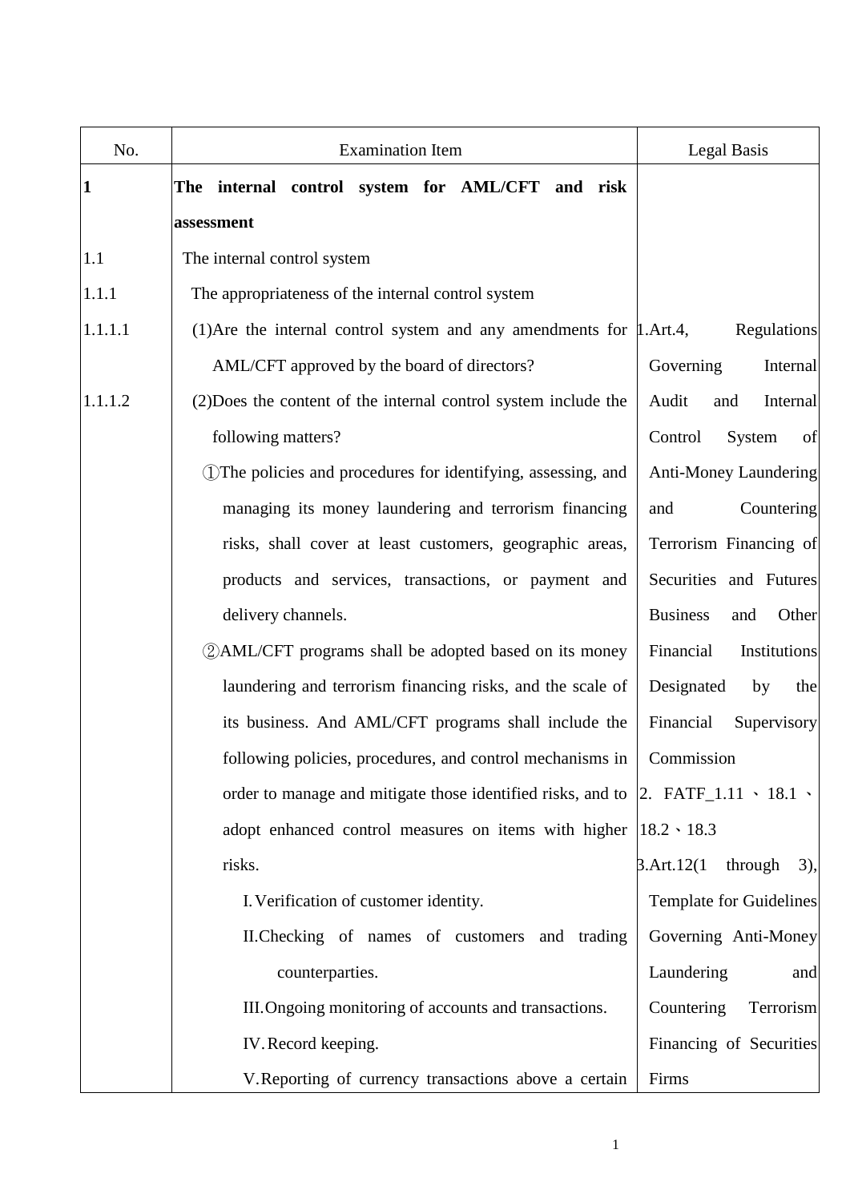| No. | Examination Item | Legal Basis |
| --- | --- | --- |
| **1** | **The internal control system for AML/CFT and risk assessment** | |
| 1.1 | The internal control system | |
| 1.1.1 | The appropriateness of the internal control system | |
| 1.1.1.1 | (1)Are the internal control system and any amendments for AML/CFT approved by the board of directors? | 1.Art.4, Regulations Governing Internal Audit and Internal Control System of Anti-Money Laundering and Countering Terrorism Financing of Securities and Futures Business and Other Financial Institutions Designated by the Financial Supervisory Commission<br>2. FATF_1.11、18.1、18.2、18.3<br>3.Art.12(1 through 3), Template for Guidelines Governing Anti-Money Laundering and Countering Terrorism Financing of Securities Firms |
| 1.1.1.2 | (2)Does the content of the internal control system include the following matters?<br>①The policies and procedures for identifying, assessing, and managing its money laundering and terrorism financing risks, shall cover at least customers, geographic areas, products and services, transactions, or payment and delivery channels.<br>②AML/CFT programs shall be adopted based on its money laundering and terrorism financing risks, and the scale of its business. And AML/CFT programs shall include the following policies, procedures, and control mechanisms in order to manage and mitigate those identified risks, and to adopt enhanced control measures on items with higher risks.<br>I. Verification of customer identity.<br>II. Checking of names of customers and trading counterparties.<br>III. Ongoing monitoring of accounts and transactions.<br>IV. Record keeping.<br>V. Reporting of currency transactions above a certain | |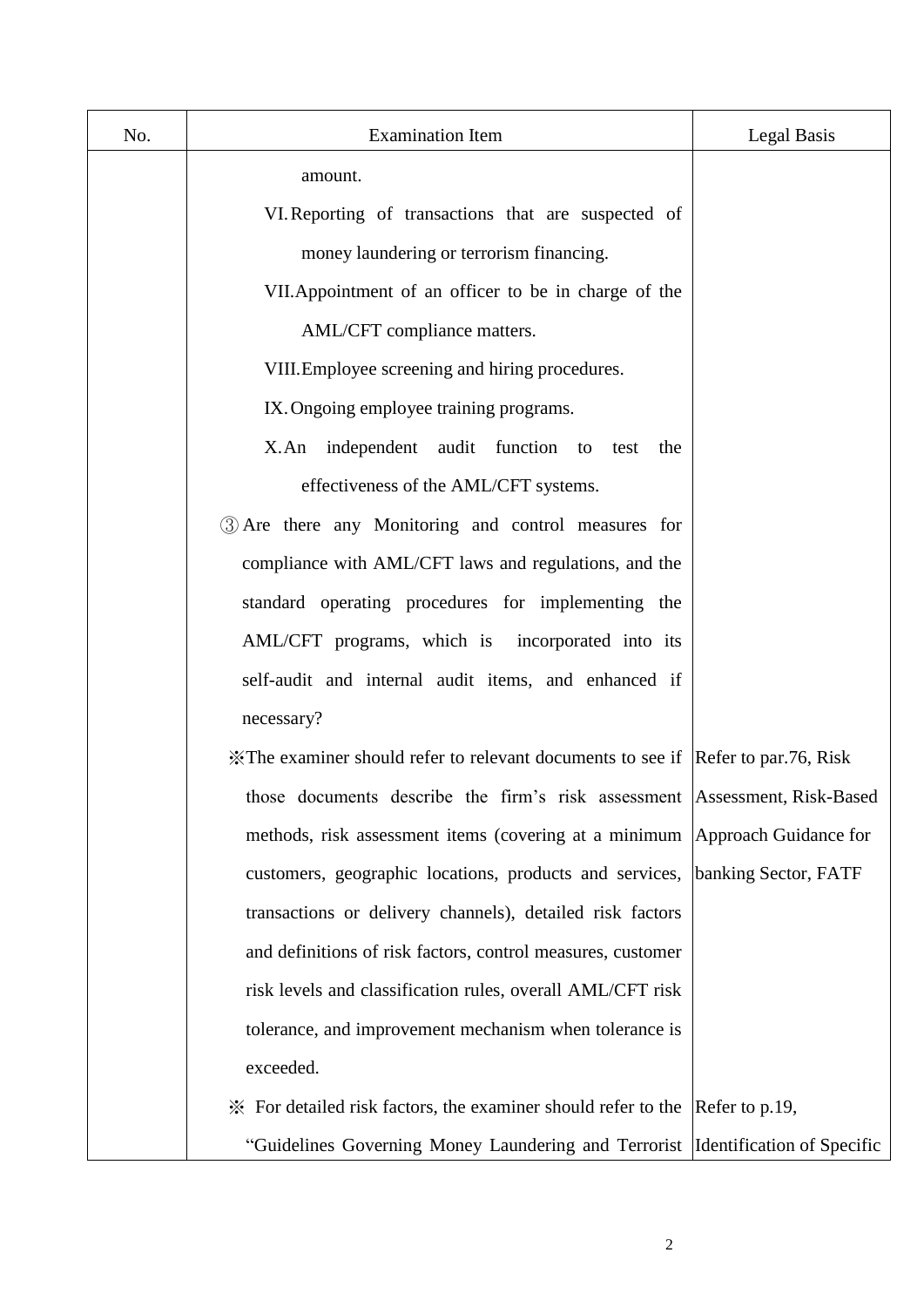| No. | Examination Item | Legal Basis |
| --- | --- | --- |
| | amount.<br>VI. Reporting of transactions that are suspected of money laundering or terrorism financing.<br>VII. Appointment of an officer to be in charge of the AML/CFT compliance matters.<br>VIII. Employee screening and hiring procedures.<br>IX. Ongoing employee training programs.<br>X. An independent audit function to test the effectiveness of the AML/CFT systems.<br>③ Are there any Monitoring and control measures for compliance with AML/CFT laws and regulations, and the standard operating procedures for implementing the AML/CFT programs, which is incorporated into its self-audit and internal audit items, and enhanced if necessary? | |
| | ※The examiner should refer to relevant documents to see if those documents describe the firm's risk assessment methods, risk assessment items (covering at a minimum customers, geographic locations, products and services, transactions or delivery channels), detailed risk factors and definitions of risk factors, control measures, customer risk levels and classification rules, overall AML/CFT risk tolerance, and improvement mechanism when tolerance is exceeded. | Refer to par.76, Risk Assessment, Risk-Based Approach Guidance for banking Sector, FATF |
| | ※ For detailed risk factors, the examiner should refer to the "Guidelines Governing Money Laundering and Terrorist | Refer to p.19, Identification of Specific |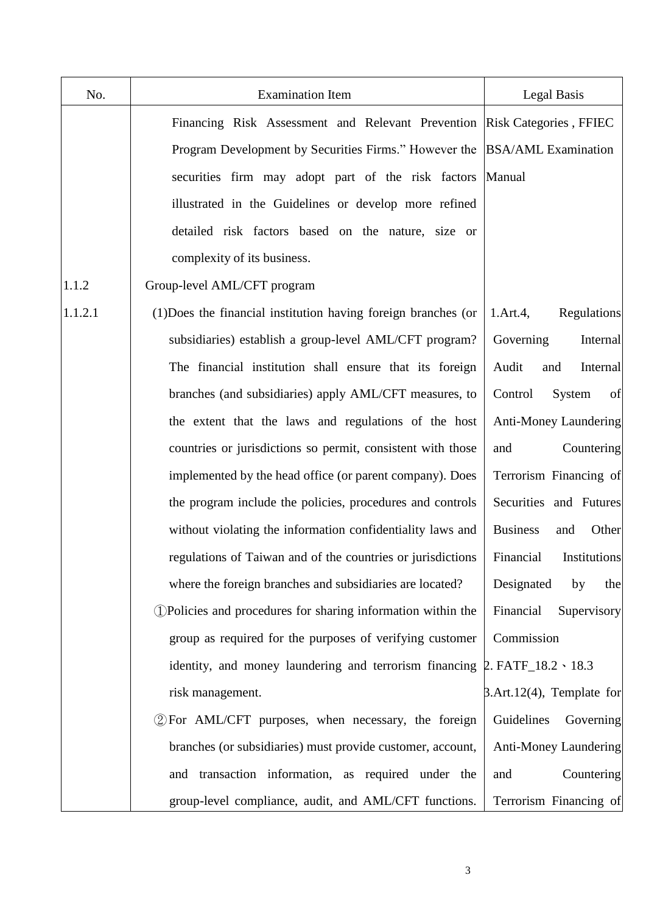| No. | Examination Item | Legal Basis |
| --- | --- | --- |
| | Financing Risk Assessment and Relevant Prevention Program Development by Securities Firms." However the securities firm may adopt part of the risk factors illustrated in the Guidelines or develop more refined detailed risk factors based on the nature, size or complexity of its business. | Risk Categories , FFIEC BSA/AML Examination Manual |
| 1.1.2 | Group-level AML/CFT program | |
| 1.1.2.1 | (1)Does the financial institution having foreign branches (or subsidiaries) establish a group-level AML/CFT program? The financial institution shall ensure that its foreign branches (and subsidiaries) apply AML/CFT measures, to the extent that the laws and regulations of the host countries or jurisdictions so permit, consistent with those implemented by the head office (or parent company). Does the program include the policies, procedures and controls without violating the information confidentiality laws and regulations of Taiwan and of the countries or jurisdictions where the foreign branches and subsidiaries are located?<br>①Policies and procedures for sharing information within the group as required for the purposes of verifying customer identity, and money laundering and terrorism financing risk management.<br>②For AML/CFT purposes, when necessary, the foreign branches (or subsidiaries) must provide customer, account, and transaction information, as required under the group-level compliance, audit, and AML/CFT functions. | 1.Art.4, Regulations Governing Internal Audit and Internal Control System of Anti-Money Laundering and Countering Terrorism Financing of Securities and Futures Business and Other Financial Institutions Designated by the Financial Supervisory Commission<br>2. FATF_18.2、18.3<br>3.Art.12(4), Template for Guidelines Governing Anti-Money Laundering and Countering Terrorism Financing of |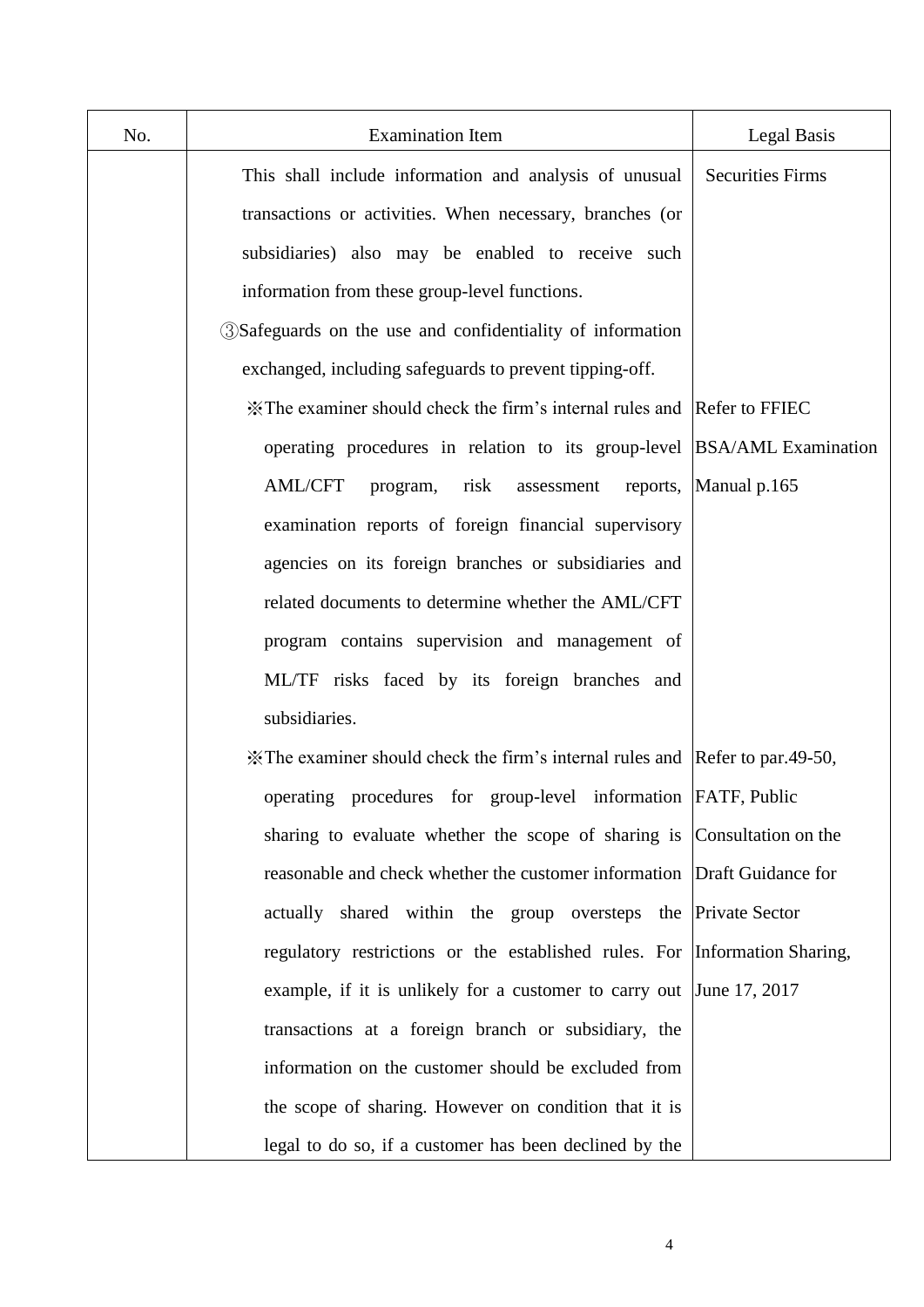| No. | Examination Item | Legal Basis |
|---|---|---|
| | This shall include information and analysis of unusual transactions or activities. When necessary, branches (or subsidiaries) also may be enabled to receive such information from these group-level functions.<br>③Safeguards on the use and confidentiality of information exchanged, including safeguards to prevent tipping-off. | Securities Firms |
| | ※The examiner should check the firm's internal rules and operating procedures in relation to its group-level AML/CFT program, risk assessment reports, examination reports of foreign financial supervisory agencies on its foreign branches or subsidiaries and related documents to determine whether the AML/CFT program contains supervision and management of ML/TF risks faced by its foreign branches and subsidiaries. | Refer to FFIEC BSA/AML Examination Manual p.165 |
| | ※The examiner should check the firm's internal rules and operating procedures for group-level information sharing to evaluate whether the scope of sharing is reasonable and check whether the customer information actually shared within the group oversteps the regulatory restrictions or the established rules. For example, if it is unlikely for a customer to carry out transactions at a foreign branch or subsidiary, the information on the customer should be excluded from the scope of sharing. However on condition that it is legal to do so, if a customer has been declined by the | Refer to par.49-50, FATF, Public Consultation on the Draft Guidance for Private Sector Information Sharing, June 17, 2017 |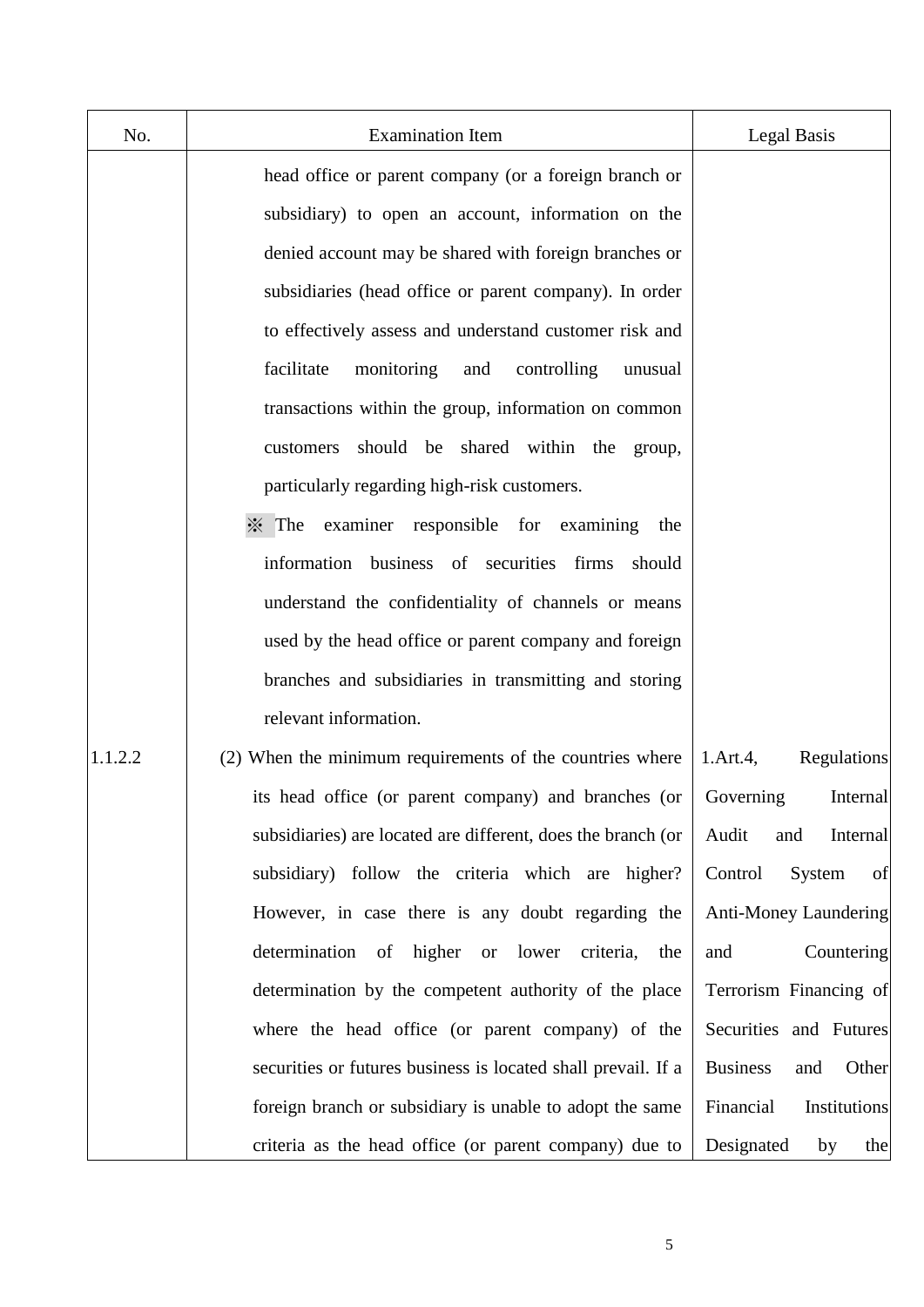| No. | Examination Item | Legal Basis |
|---|---|---|
| | head office or parent company (or a foreign branch or subsidiary) to open an account, information on the denied account may be shared with foreign branches or subsidiaries (head office or parent company). In order to effectively assess and understand customer risk and facilitate monitoring and controlling unusual transactions within the group, information on common customers should be shared within the group, particularly regarding high-risk customers.<br>※ The examiner responsible for examining the information business of securities firms should understand the confidentiality of channels or means used by the head office or parent company and foreign branches and subsidiaries in transmitting and storing relevant information. | |
| 1.1.2.2 | (2) When the minimum requirements of the countries where its head office (or parent company) and branches (or subsidiaries) are located are different, does the branch (or subsidiary) follow the criteria which are higher? However, in case there is any doubt regarding the determination of higher or lower criteria, the determination by the competent authority of the place where the head office (or parent company) of the securities or futures business is located shall prevail. If a foreign branch or subsidiary is unable to adopt the same criteria as the head office (or parent company) due to | 1.Art.4, Regulations Governing Internal Audit and Internal Control System of Anti-Money Laundering and Countering Terrorism Financing of Securities and Futures Business and Other Financial Institutions Designated by the |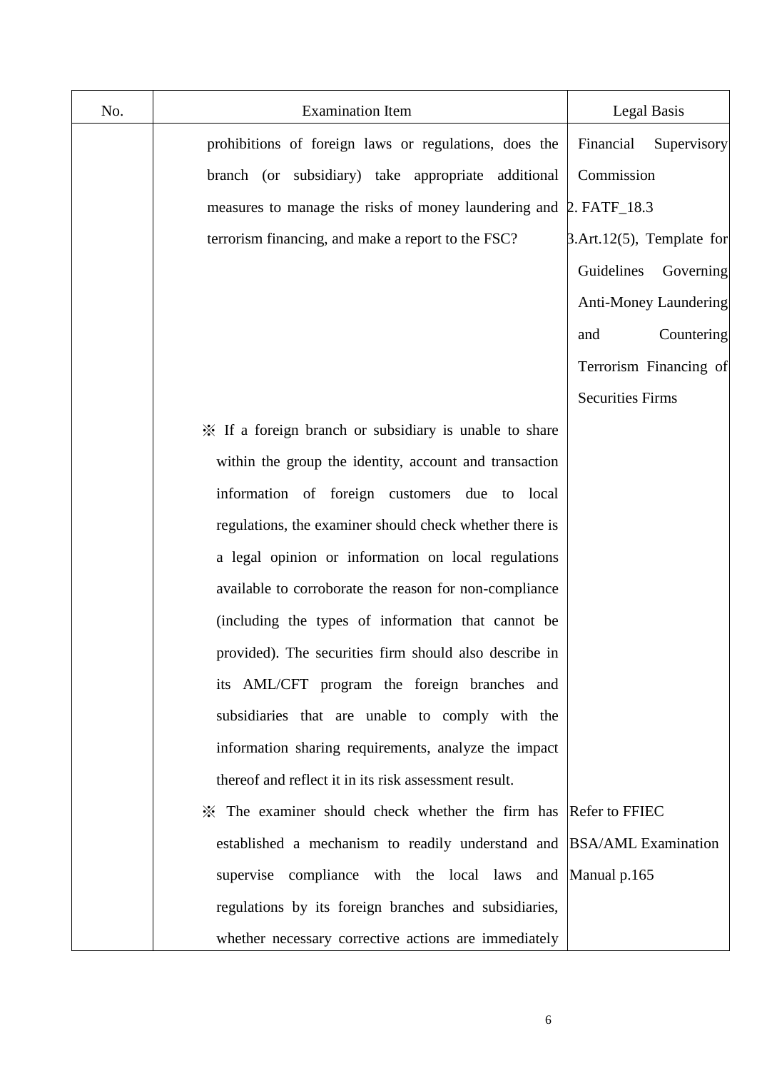| No. | Examination Item | Legal Basis |
|---|---|---|
| | prohibitions of foreign laws or regulations, does the branch (or subsidiary) take appropriate additional measures to manage the risks of money laundering and terrorism financing, and make a report to the FSC? | Financial Supervisory Commission<br>2. FATF_18.3<br>3.Art.12(5), Template for Guidelines Governing Anti-Money Laundering and Countering Terrorism Financing of Securities Firms |
| | ※ If a foreign branch or subsidiary is unable to share within the group the identity, account and transaction information of foreign customers due to local regulations, the examiner should check whether there is a legal opinion or information on local regulations available to corroborate the reason for non-compliance (including the types of information that cannot be provided). The securities firm should also describe in its AML/CFT program the foreign branches and subsidiaries that are unable to comply with the information sharing requirements, analyze the impact thereof and reflect it in its risk assessment result. | |
| | ※ The examiner should check whether the firm has established a mechanism to readily understand and supervise compliance with the local laws and regulations by its foreign branches and subsidiaries, whether necessary corrective actions are immediately | Refer to FFIEC BSA/AML Examination Manual p.165 |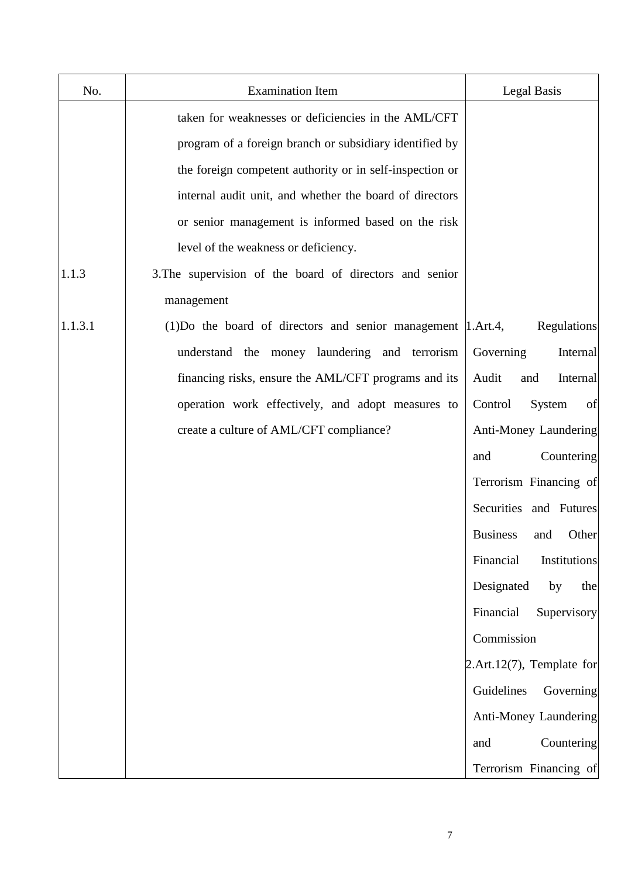| No. | Examination Item | Legal Basis |
|---|---|---|
| | taken for weaknesses or deficiencies in the AML/CFT program of a foreign branch or subsidiary identified by the foreign competent authority or in self-inspection or internal audit unit, and whether the board of directors or senior management is informed based on the risk level of the weakness or deficiency. | |
| 1.1.3 | 3.The supervision of the board of directors and senior management | |
| 1.1.3.1 | (1)Do the board of directors and senior management understand the money laundering and terrorism financing risks, ensure the AML/CFT programs and its operation work effectively, and adopt measures to create a culture of AML/CFT compliance? | 1.Art.4, Regulations Governing Internal Audit and Internal Control System of Anti-Money Laundering and Countering Terrorism Financing of Securities and Futures Business and Other Financial Institutions Designated by the Financial Supervisory Commission<br>2.Art.12(7), Template for Guidelines Governing Anti-Money Laundering and Countering Terrorism Financing of |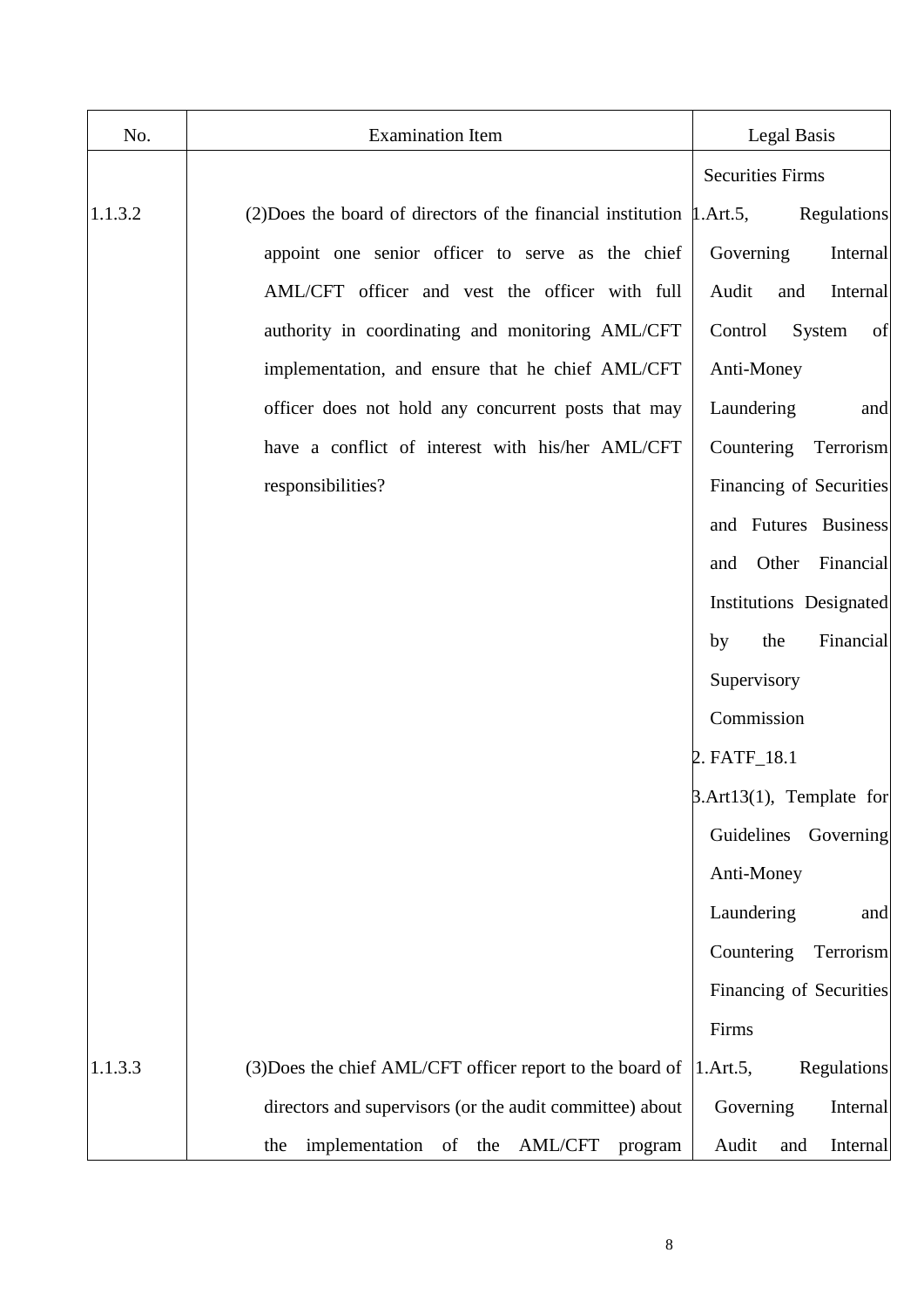| No. | Examination Item | Legal Basis |
|---|---|---|
| | | Securities Firms |
| 1.1.3.2 | (2)Does the board of directors of the financial institution appoint one senior officer to serve as the chief AML/CFT officer and vest the officer with full authority in coordinating and monitoring AML/CFT implementation, and ensure that he chief AML/CFT officer does not hold any concurrent posts that may have a conflict of interest with his/her AML/CFT responsibilities? | 1.Art.5, Regulations Governing Internal Audit and Internal Control System of Anti-Money Laundering and Countering Terrorism Financing of Securities and Futures Business and Other Financial Institutions Designated by the Financial Supervisory Commission<br>2. FATF_18.1<br>3.Art13(1), Template for Guidelines Governing Anti-Money Laundering and Countering Terrorism Financing of Securities Firms |
| 1.1.3.3 | (3)Does the chief AML/CFT officer report to the board of directors and supervisors (or the audit committee) about the implementation of the AML/CFT program | 1.Art.5, Regulations Governing Internal Audit and Internal |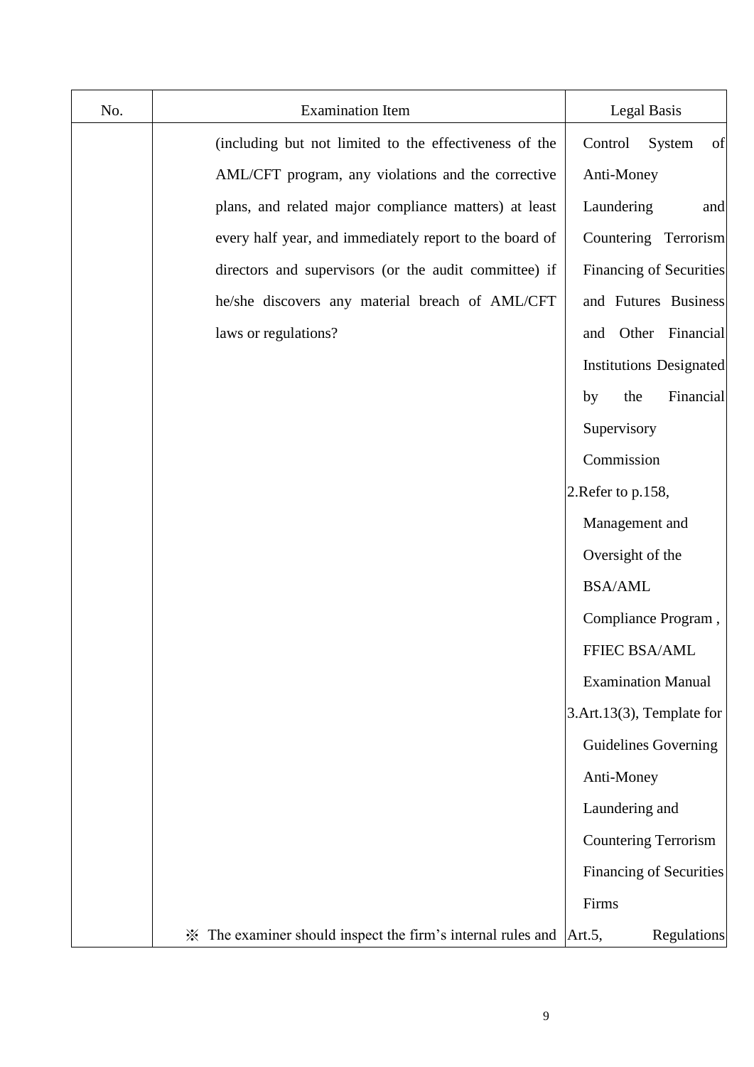| No. | Examination Item | Legal Basis |
| --- | --- | --- |
| | (including but not limited to the effectiveness of the AML/CFT program, any violations and the corrective plans, and related major compliance matters) at least every half year, and immediately report to the board of directors and supervisors (or the audit committee) if he/she discovers any material breach of AML/CFT laws or regulations? | Control System of Anti-Money Laundering and Countering Terrorism Financing of Securities and Futures Business and Other Financial Institutions Designated by the Financial Supervisory Commission<br>2.Refer to p.158, Management and Oversight of the BSA/AML Compliance Program , FFIEC BSA/AML Examination Manual<br>3.Art.13(3), Template for Guidelines Governing Anti-Money Laundering and Countering Terrorism Financing of Securities Firms |
| | ※ The examiner should inspect the firm's internal rules and | Art.5, Regulations |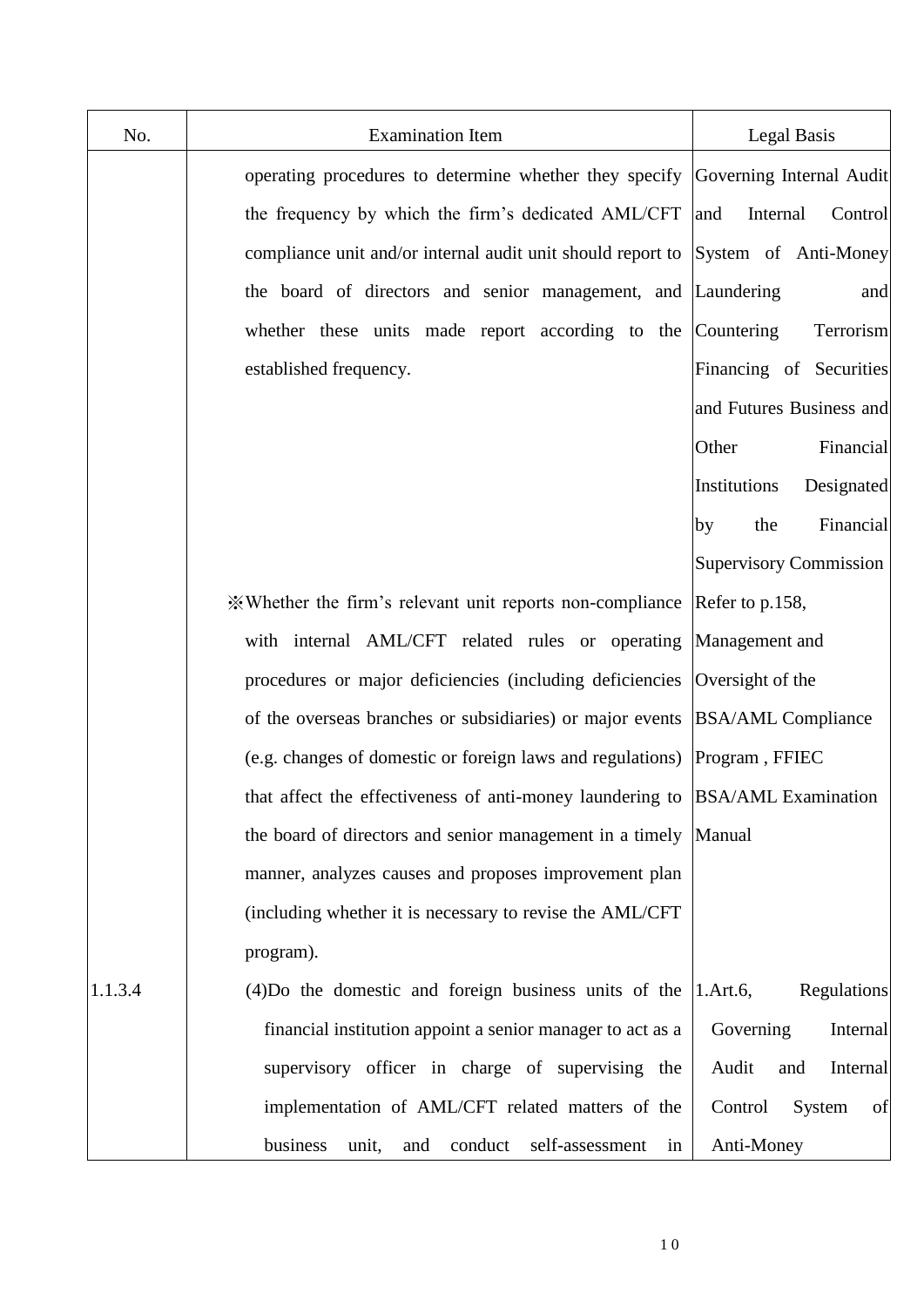| No. | Examination Item | Legal Basis |
| --- | --- | --- |
| | operating procedures to determine whether they specify the frequency by which the firm's dedicated AML/CFT compliance unit and/or internal audit unit should report to the board of directors and senior management, and whether these units made report according to the established frequency. | Governing Internal Audit and Internal Control System of Anti-Money Laundering and Countering Terrorism Financing of Securities and Futures Business and Other Financial Institutions Designated by the Financial Supervisory Commission |
| | ※Whether the firm's relevant unit reports non-compliance with internal AML/CFT related rules or operating procedures or major deficiencies (including deficiencies of the overseas branches or subsidiaries) or major events (e.g. changes of domestic or foreign laws and regulations) that affect the effectiveness of anti-money laundering to the board of directors and senior management in a timely manner, analyzes causes and proposes improvement plan (including whether it is necessary to revise the AML/CFT program). | Refer to p.158, Management and Oversight of the BSA/AML Compliance Program , FFIEC BSA/AML Examination Manual |
| 1.1.3.4 | (4)Do the domestic and foreign business units of the financial institution appoint a senior manager to act as a supervisory officer in charge of supervising the implementation of AML/CFT related matters of the business unit, and conduct self-assessment in | 1.Art.6, Regulations Governing Internal Audit and Internal Control System of Anti-Money |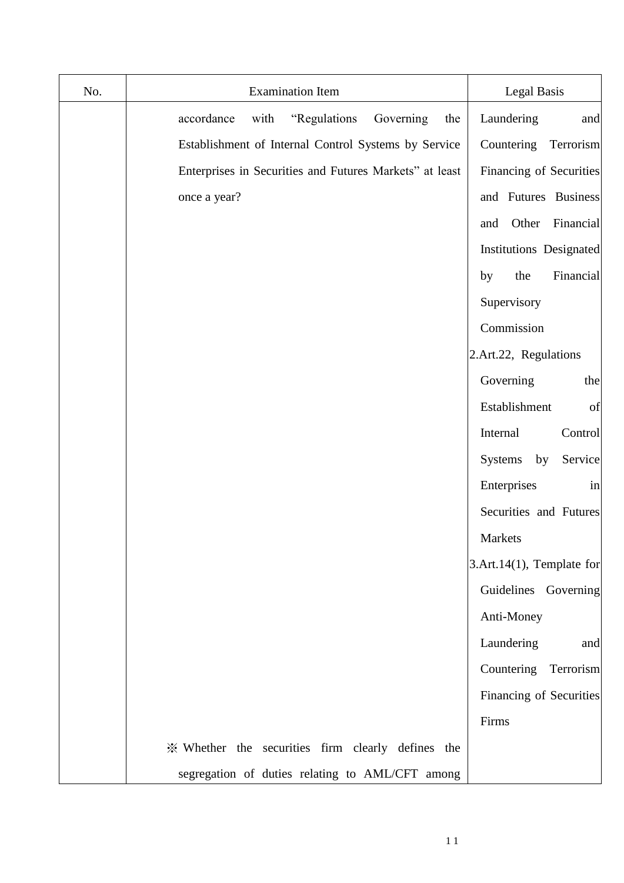| No. | Examination Item | Legal Basis |
| --- | --- | --- |
| | accordance with "Regulations Governing the Establishment of Internal Control Systems by Service Enterprises in Securities and Futures Markets" at least once a year? | Laundering and Countering Terrorism Financing of Securities and Futures Business and Other Financial Institutions Designated by the Financial Supervisory Commission<br>2.Art.22, Regulations Governing the Establishment of Internal Control Systems by Service Enterprises in Securities and Futures Markets<br>3.Art.14(1), Template for Guidelines Governing Anti-Money Laundering and Countering Terrorism Financing of Securities Firms |
| | ※ Whether the securities firm clearly defines the segregation of duties relating to AML/CFT among | |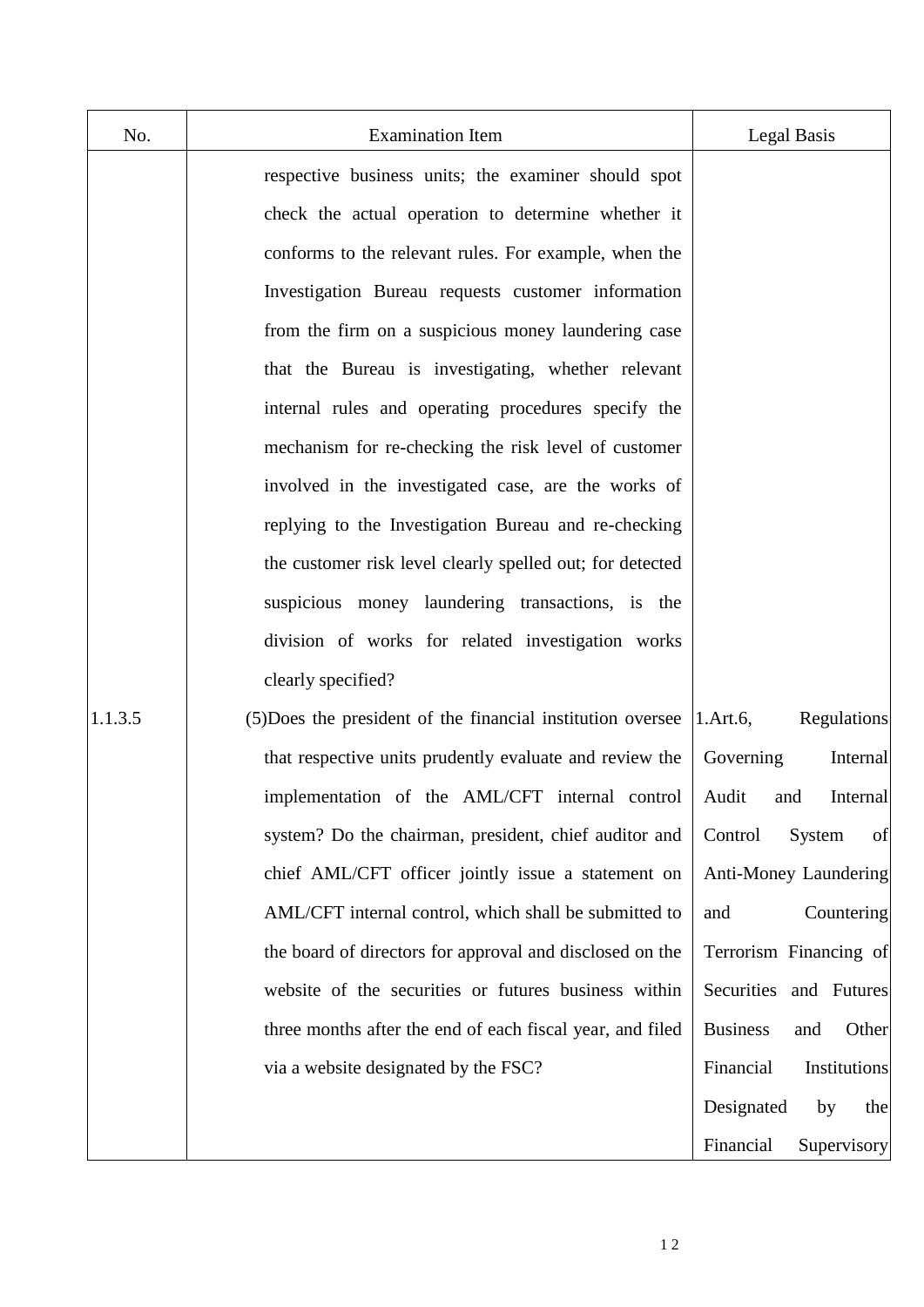| No. | Examination Item | Legal Basis |
|---|---|---|
| | respective business units; the examiner should spot check the actual operation to determine whether it conforms to the relevant rules. For example, when the Investigation Bureau requests customer information from the firm on a suspicious money laundering case that the Bureau is investigating, whether relevant internal rules and operating procedures specify the mechanism for re-checking the risk level of customer involved in the investigated case, are the works of replying to the Investigation Bureau and re-checking the customer risk level clearly spelled out; for detected suspicious money laundering transactions, is the division of works for related investigation works clearly specified? | |
| 1.1.3.5 | (5)Does the president of the financial institution oversee that respective units prudently evaluate and review the implementation of the AML/CFT internal control system? Do the chairman, president, chief auditor and chief AML/CFT officer jointly issue a statement on AML/CFT internal control, which shall be submitted to the board of directors for approval and disclosed on the website of the securities or futures business within three months after the end of each fiscal year, and filed via a website designated by the FSC? | 1.Art.6, Regulations Governing Internal Audit and Internal Control System of Anti-Money Laundering and Countering Terrorism Financing of Securities and Futures Business and Other Financial Institutions Designated by the Financial Supervisory |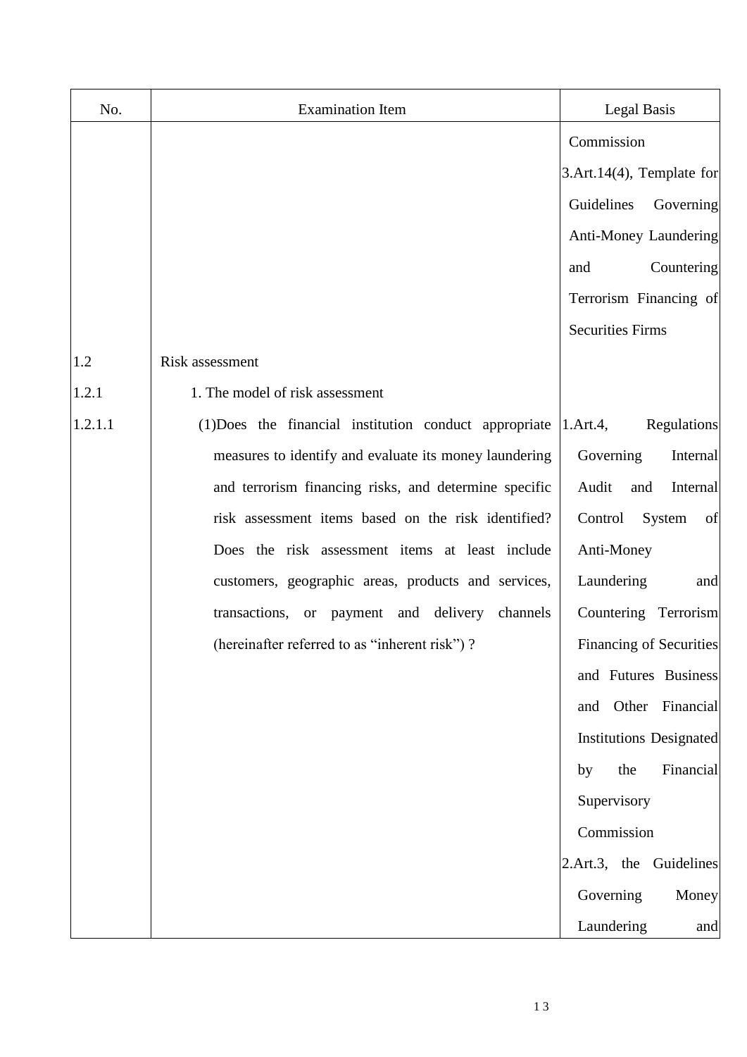| No. | Examination Item | Legal Basis |
| --- | --- | --- |
| | | Commission<br>3.Art.14(4), Template for Guidelines Governing Anti-Money Laundering and Countering Terrorism Financing of Securities Firms |
| 1.2 | Risk assessment | |
| 1.2.1 | 1. The model of risk assessment | |
| 1.2.1.1 | (1)Does the financial institution conduct appropriate measures to identify and evaluate its money laundering and terrorism financing risks, and determine specific risk assessment items based on the risk identified? Does the risk assessment items at least include customers, geographic areas, products and services, transactions, or payment and delivery channels (hereinafter referred to as "inherent risk") ? | 1.Art.4, Regulations Governing Internal Audit and Internal Control System of Anti-Money Laundering and Countering Terrorism Financing of Securities and Futures Business and Other Financial Institutions Designated by the Financial Supervisory Commission<br>2.Art.3, the Guidelines Governing Money Laundering and |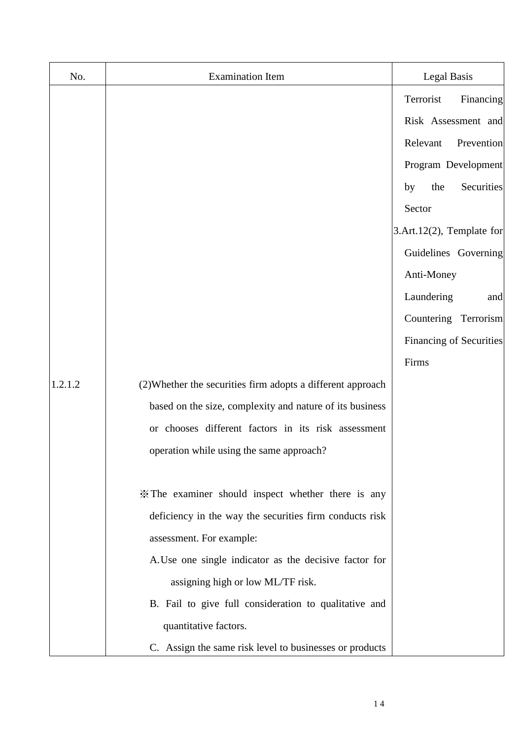| No. | Examination Item | Legal Basis |
|---|---|---|
| | | Terrorist Financing Risk Assessment and Relevant Prevention Program Development by the Securities Sector<br>3.Art.12(2), Template for Guidelines Governing Anti-Money Laundering and Countering Terrorism Financing of Securities Firms |
| 1.2.1.2 | (2)Whether the securities firm adopts a different approach based on the size, complexity and nature of its business or chooses different factors in its risk assessment operation while using the same approach?<br><br>※The examiner should inspect whether there is any deficiency in the way the securities firm conducts risk assessment. For example:<br>A.Use one single indicator as the decisive factor for assigning high or low ML/TF risk.<br>B. Fail to give full consideration to qualitative and quantitative factors.<br>C. Assign the same risk level to businesses or products | |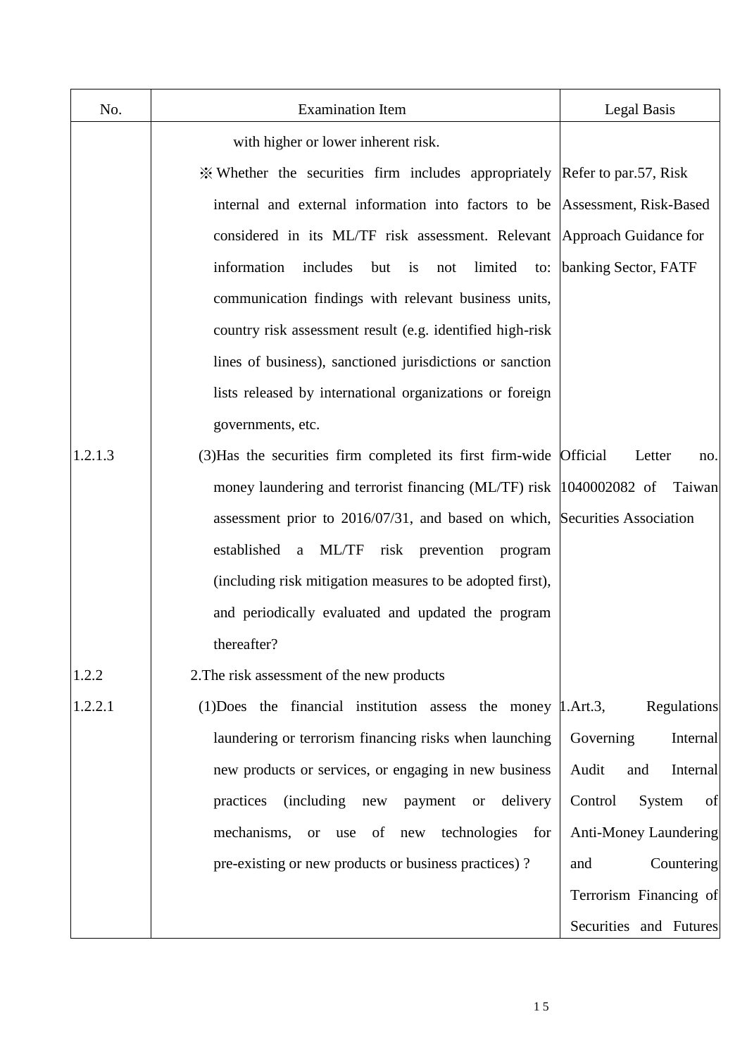| No. | Examination Item | Legal Basis |
|---|---|---|
| | with higher or lower inherent risk. | |
| | ※ Whether the securities firm includes appropriately internal and external information into factors to be considered in its ML/TF risk assessment. Relevant information includes but is not limited to: communication findings with relevant business units, country risk assessment result (e.g. identified high-risk lines of business), sanctioned jurisdictions or sanction lists released by international organizations or foreign governments, etc. | Refer to par.57, Risk Assessment, Risk-Based Approach Guidance for banking Sector, FATF |
| 1.2.1.3 | (3)Has the securities firm completed its first firm-wide money laundering and terrorist financing (ML/TF) risk assessment prior to 2016/07/31, and based on which, established a ML/TF risk prevention program (including risk mitigation measures to be adopted first), and periodically evaluated and updated the program thereafter? | Official Letter no. 1040002082 of Taiwan Securities Association |
| 1.2.2 | 2.The risk assessment of the new products | |
| 1.2.2.1 | (1)Does the financial institution assess the money laundering or terrorism financing risks when launching new products or services, or engaging in new business practices (including new payment or delivery mechanisms, or use of new technologies for pre-existing or new products or business practices) ? | 1.Art.3, Regulations Governing Internal Audit and Internal Control System of Anti-Money Laundering and Countering Terrorism Financing of Securities and Futures |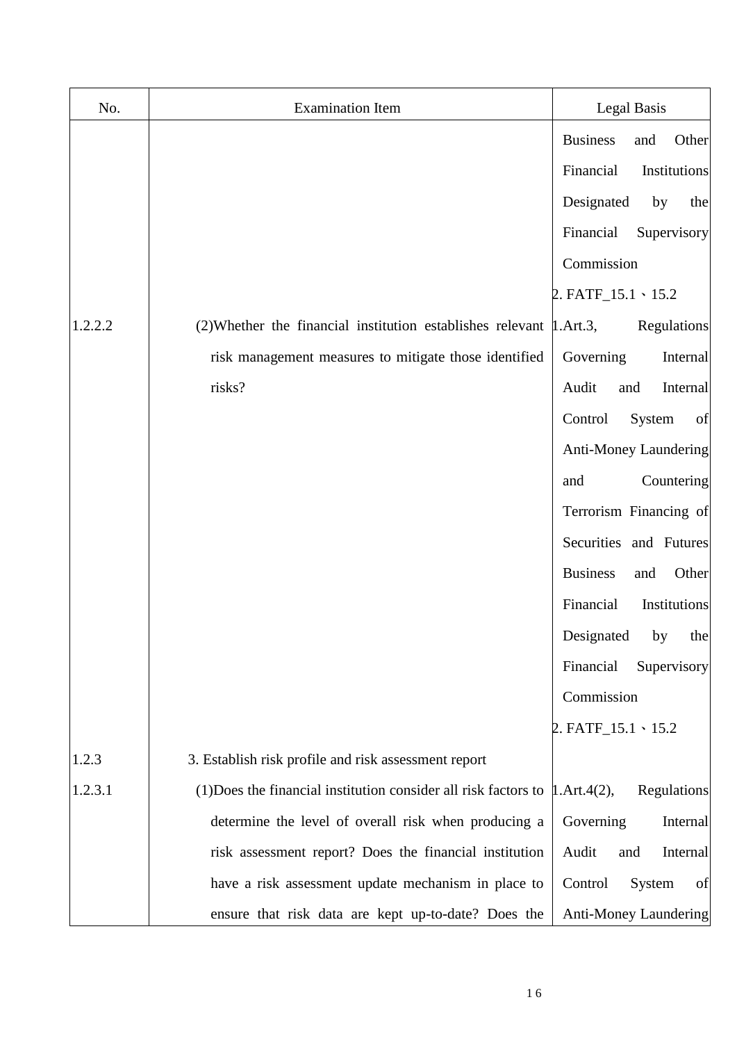| No. | Examination Item | Legal Basis |
|---|---|---|
| | | Business and Other Financial Institutions Designated by the Financial Supervisory Commission<br>2. FATF_15.1、15.2 |
| 1.2.2.2 | (2)Whether the financial institution establishes relevant risk management measures to mitigate those identified risks? | 1.Art.3, Regulations Governing Internal Audit and Internal Control System of Anti-Money Laundering and Countering Terrorism Financing of Securities and Futures Business and Other Financial Institutions Designated by the Financial Supervisory Commission<br>2. FATF_15.1、15.2 |
| 1.2.3 | 3. Establish risk profile and risk assessment report | |
| 1.2.3.1 | (1)Does the financial institution consider all risk factors to determine the level of overall risk when producing a risk assessment report? Does the financial institution have a risk assessment update mechanism in place to ensure that risk data are kept up-to-date? Does the | 1.Art.4(2), Regulations Governing Internal Audit and Internal Control System of Anti-Money Laundering |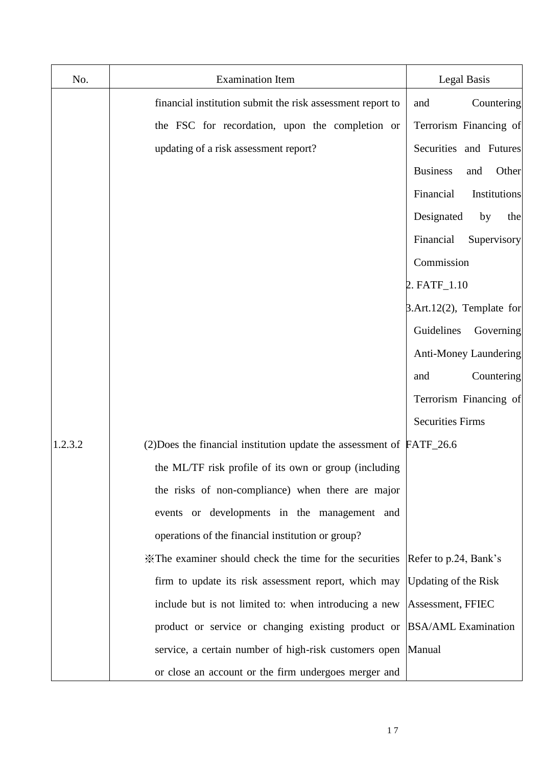| No. | Examination Item | Legal Basis |
| --- | --- | --- |
| | financial institution submit the risk assessment report to the FSC for recordation, upon the completion or updating of a risk assessment report? | and Countering Terrorism Financing of Securities and Futures Business and Other Financial Institutions Designated by the Financial Supervisory Commission<br>2. FATF_1.10<br>3.Art.12(2), Template for Guidelines Governing Anti-Money Laundering and Countering Terrorism Financing of Securities Firms |
| 1.2.3.2 | (2)Does the financial institution update the assessment of the ML/TF risk profile of its own or group (including the risks of non-compliance) when there are major events or developments in the management and operations of the financial institution or group? | FATF_26.6 |
| | ※The examiner should check the time for the securities firm to update its risk assessment report, which may include but is not limited to: when introducing a new product or service or changing existing product or service, a certain number of high-risk customers open or close an account or the firm undergoes merger and | Refer to p.24, Bank's Updating of the Risk Assessment, FFIEC BSA/AML Examination Manual |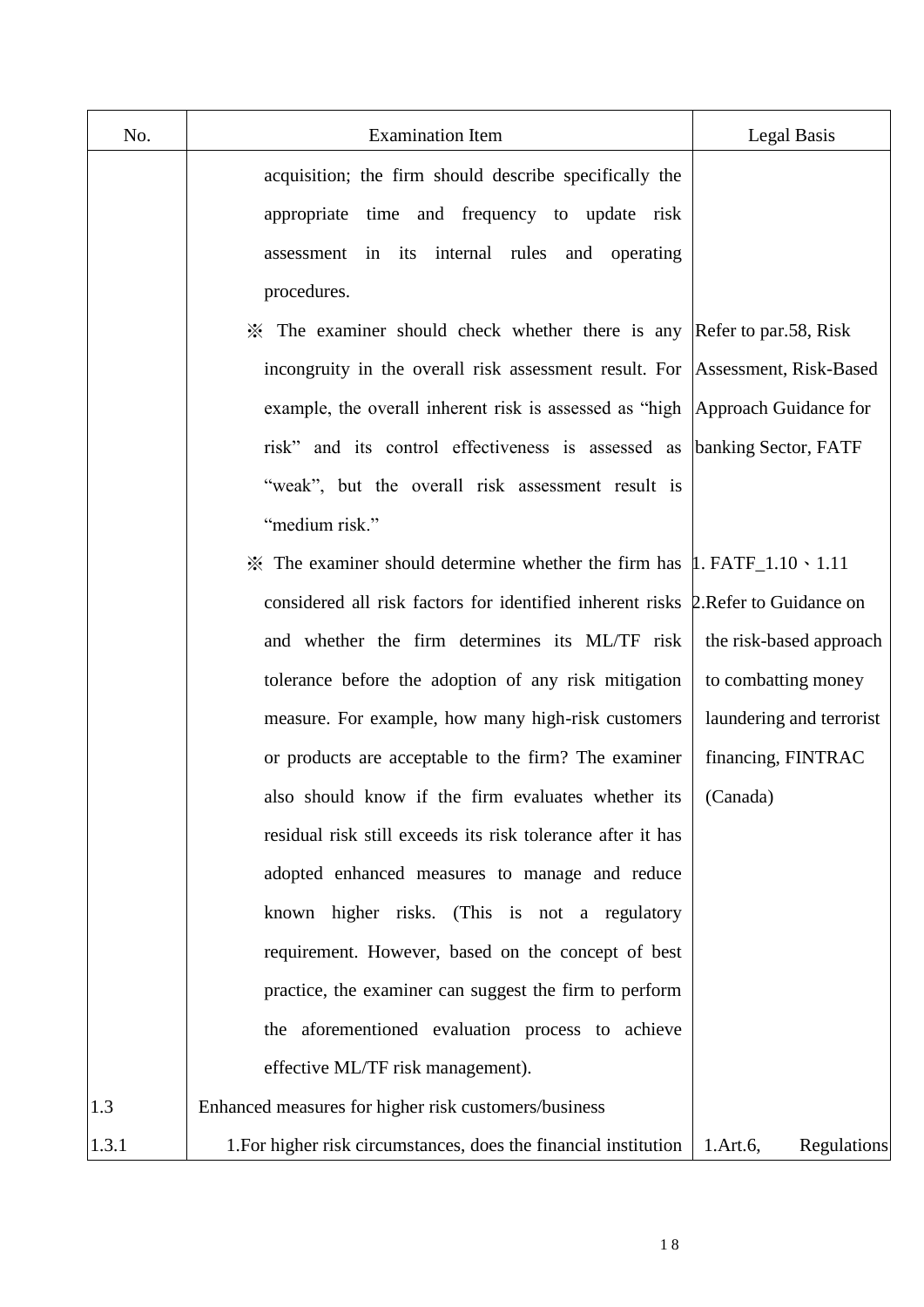| No. | Examination Item | Legal Basis |
|---|---|---|
| | acquisition; the firm should describe specifically the appropriate time and frequency to update risk assessment in its internal rules and operating procedures. | |
| | ※ The examiner should check whether there is any incongruity in the overall risk assessment result. For example, the overall inherent risk is assessed as "high risk" and its control effectiveness is assessed as "weak", but the overall risk assessment result is "medium risk." | Refer to par.58, Risk Assessment, Risk-Based Approach Guidance for banking Sector, FATF |
| | ※ The examiner should determine whether the firm has considered all risk factors for identified inherent risks and whether the firm determines its ML/TF risk tolerance before the adoption of any risk mitigation measure. For example, how many high-risk customers or products are acceptable to the firm? The examiner also should know if the firm evaluates whether its residual risk still exceeds its risk tolerance after it has adopted enhanced measures to manage and reduce known higher risks. (This is not a regulatory requirement. However, based on the concept of best practice, the examiner can suggest the firm to perform the aforementioned evaluation process to achieve effective ML/TF risk management). | 1. FATF_1.10、1.11<br>2.Refer to Guidance on the risk-based approach to combatting money laundering and terrorist financing, FINTRAC (Canada) |
| 1.3 | Enhanced measures for higher risk customers/business | |
| 1.3.1 | 1.For higher risk circumstances, does the financial institution | 1.Art.6, Regulations |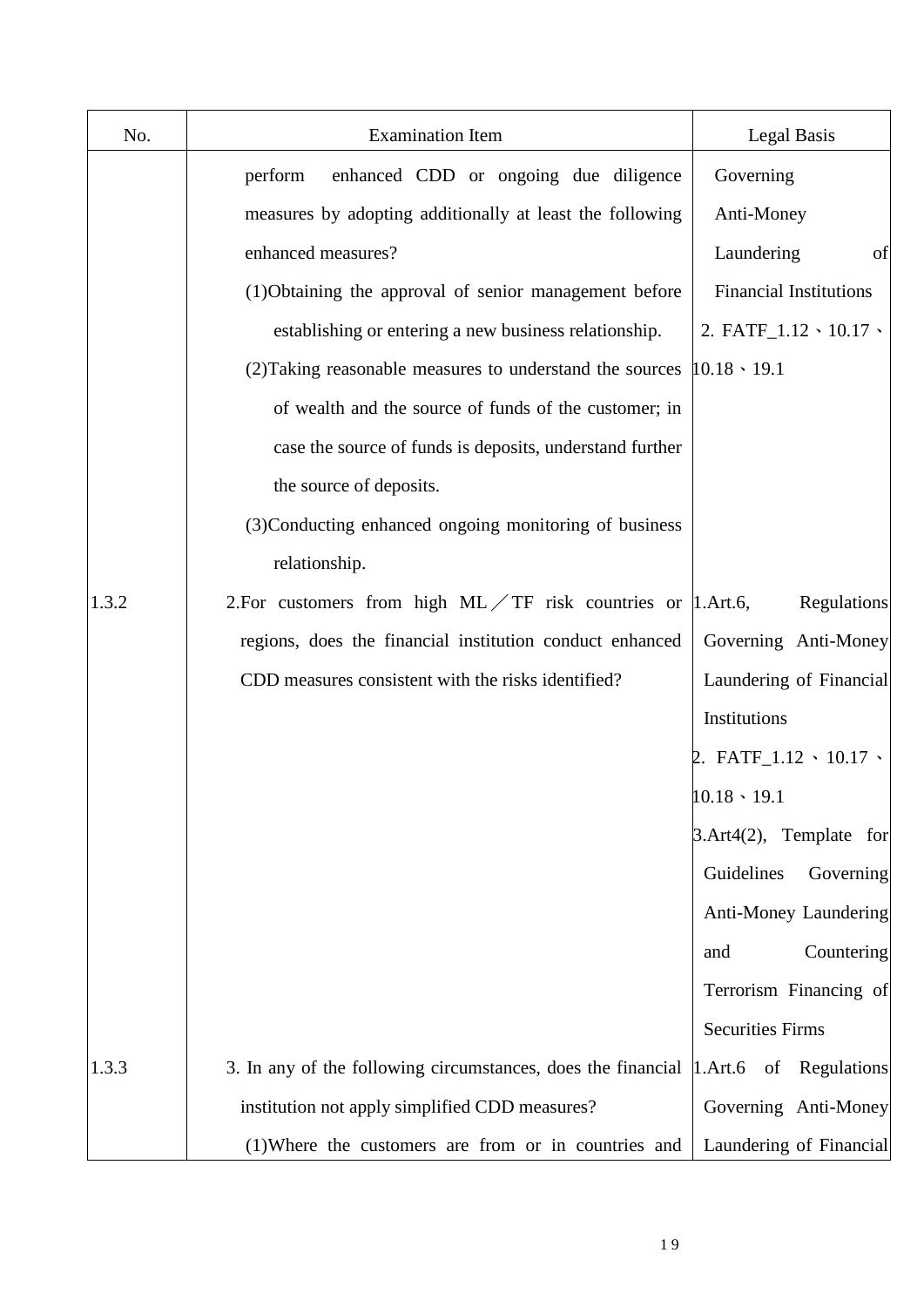| No. | Examination Item | Legal Basis |
| --- | --- | --- |
| | perform enhanced CDD or ongoing due diligence measures by adopting additionally at least the following enhanced measures?<br>(1)Obtaining the approval of senior management before establishing or entering a new business relationship.<br>(2)Taking reasonable measures to understand the sources of wealth and the source of funds of the customer; in case the source of funds is deposits, understand further the source of deposits.<br>(3)Conducting enhanced ongoing monitoring of business relationship. | Governing Anti-Money Laundering of Financial Institutions<br>2. FATF_1.12、10.17、10.18、19.1 |
| 1.3.2 | 2.For customers from high ML／TF risk countries or regions, does the financial institution conduct enhanced CDD measures consistent with the risks identified? | 1.Art.6, Regulations Governing Anti-Money Laundering of Financial Institutions<br>2. FATF_1.12、10.17、10.18、19.1<br>3.Art4(2), Template for Guidelines Governing Anti-Money Laundering and Countering Terrorism Financing of Securities Firms |
| 1.3.3 | 3. In any of the following circumstances, does the financial institution not apply simplified CDD measures?<br>(1)Where the customers are from or in countries and | 1.Art.6 of Regulations Governing Anti-Money Laundering of Financial |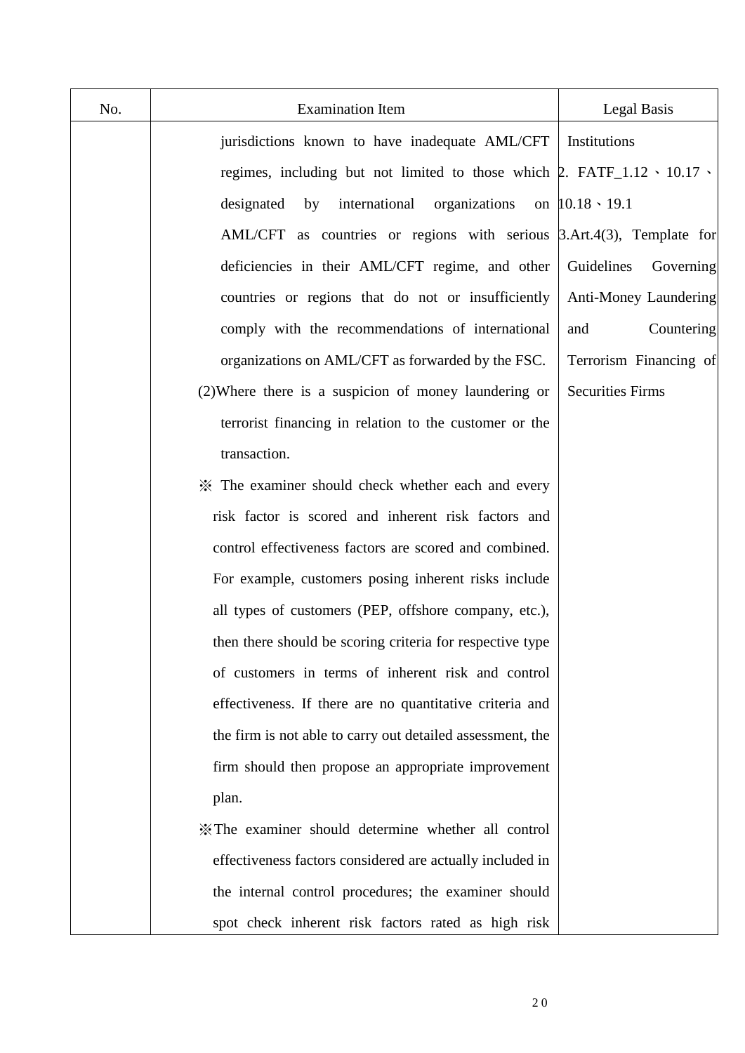| No. | Examination Item | Legal Basis |
| --- | --- | --- |
| | jurisdictions known to have inadequate AML/CFT regimes, including but not limited to those which designated by international organizations on AML/CFT as countries or regions with serious deficiencies in their AML/CFT regime, and other countries or regions that do not or insufficiently comply with the recommendations of international organizations on AML/CFT as forwarded by the FSC.<br>(2)Where there is a suspicion of money laundering or terrorist financing in relation to the customer or the transaction.<br>※ The examiner should check whether each and every risk factor is scored and inherent risk factors and control effectiveness factors are scored and combined. For example, customers posing inherent risks include all types of customers (PEP, offshore company, etc.), then there should be scoring criteria for respective type of customers in terms of inherent risk and control effectiveness. If there are no quantitative criteria and the firm is not able to carry out detailed assessment, the firm should then propose an appropriate improvement plan.<br>※The examiner should determine whether all control effectiveness factors considered are actually included in the internal control procedures; the examiner should spot check inherent risk factors rated as high risk | Institutions<br>2. FATF_1.12、10.17、10.18、19.1<br>3.Art.4(3), Template for Guidelines Governing Anti-Money Laundering and Countering Terrorism Financing of Securities Firms |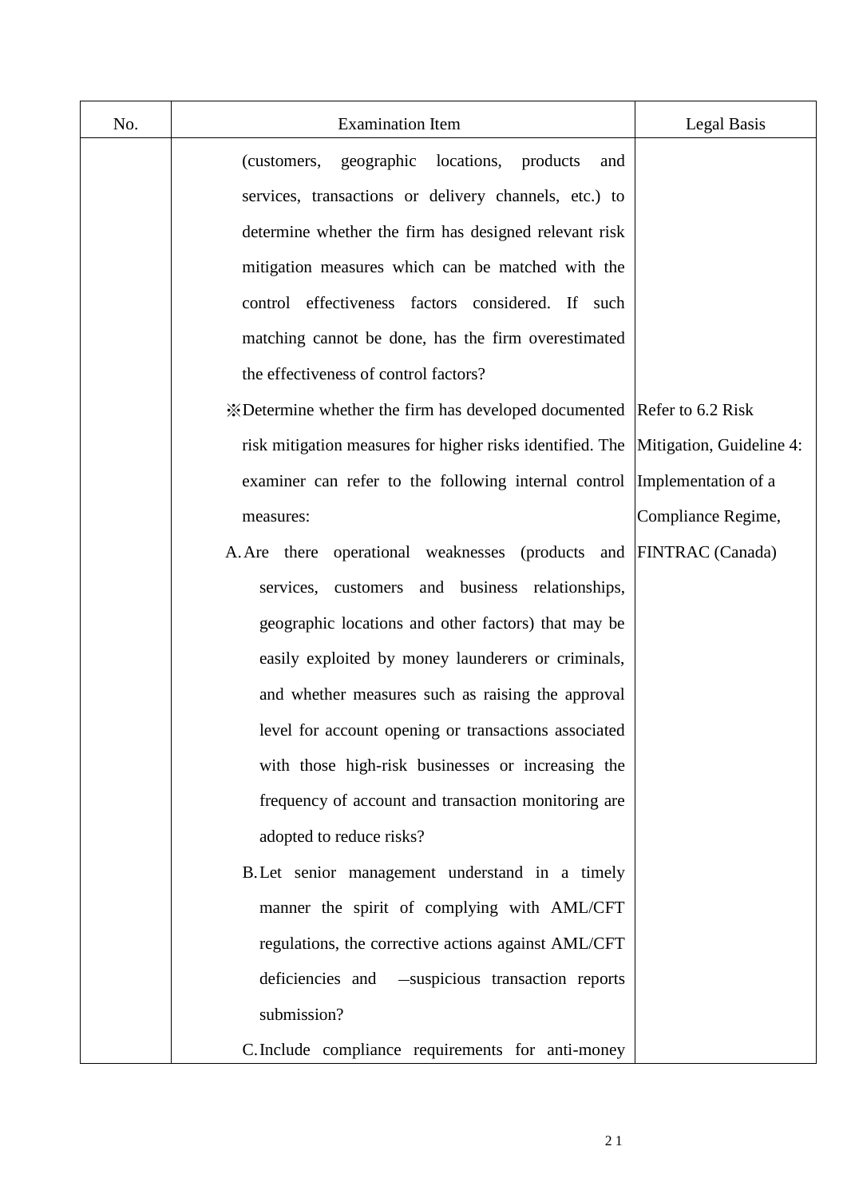| No. | Examination Item | Legal Basis |
|---|---|---|
| | (customers, geographic locations, products and services, transactions or delivery channels, etc.) to determine whether the firm has designed relevant risk mitigation measures which can be matched with the control effectiveness factors considered. If such matching cannot be done, has the firm overestimated the effectiveness of control factors? | |
| | ※Determine whether the firm has developed documented risk mitigation measures for higher risks identified. The examiner can refer to the following internal control measures:<br>A. Are there operational weaknesses (products and services, customers and business relationships, geographic locations and other factors) that may be easily exploited by money launderers or criminals, and whether measures such as raising the approval level for account opening or transactions associated with those high-risk businesses or increasing the frequency of account and transaction monitoring are adopted to reduce risks?<br>B. Let senior management understand in a timely manner the spirit of complying with AML/CFT regulations, the corrective actions against AML/CFT deficiencies and –suspicious transaction reports submission?<br>C. Include compliance requirements for anti-money | Refer to 6.2 Risk Mitigation, Guideline 4: Implementation of a Compliance Regime, FINTRAC (Canada) |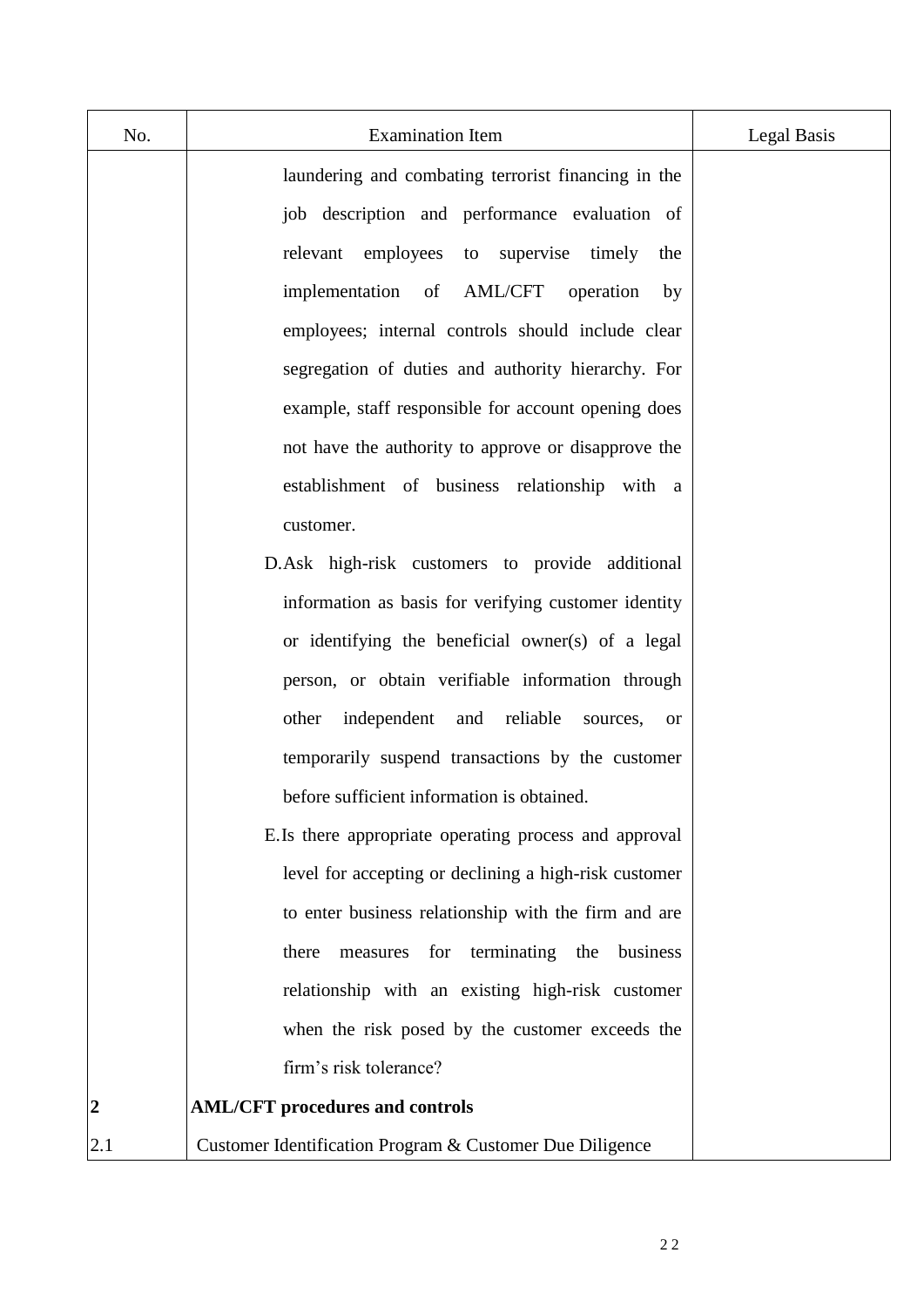| No. | Examination Item | Legal Basis |
|---|---|---|
| | laundering and combating terrorist financing in the job description and performance evaluation of relevant employees to supervise timely the implementation of AML/CFT operation by employees; internal controls should include clear segregation of duties and authority hierarchy. For example, staff responsible for account opening does not have the authority to approve or disapprove the establishment of business relationship with a customer. | |
| | D. Ask high-risk customers to provide additional information as basis for verifying customer identity or identifying the beneficial owner(s) of a legal person, or obtain verifiable information through other independent and reliable sources, or temporarily suspend transactions by the customer before sufficient information is obtained. | |
| | E. Is there appropriate operating process and approval level for accepting or declining a high-risk customer to enter business relationship with the firm and are there measures for terminating the business relationship with an existing high-risk customer when the risk posed by the customer exceeds the firm's risk tolerance? | |
| **2** | **AML/CFT procedures and controls** | |
| 2.1 | Customer Identification Program & Customer Due Diligence | |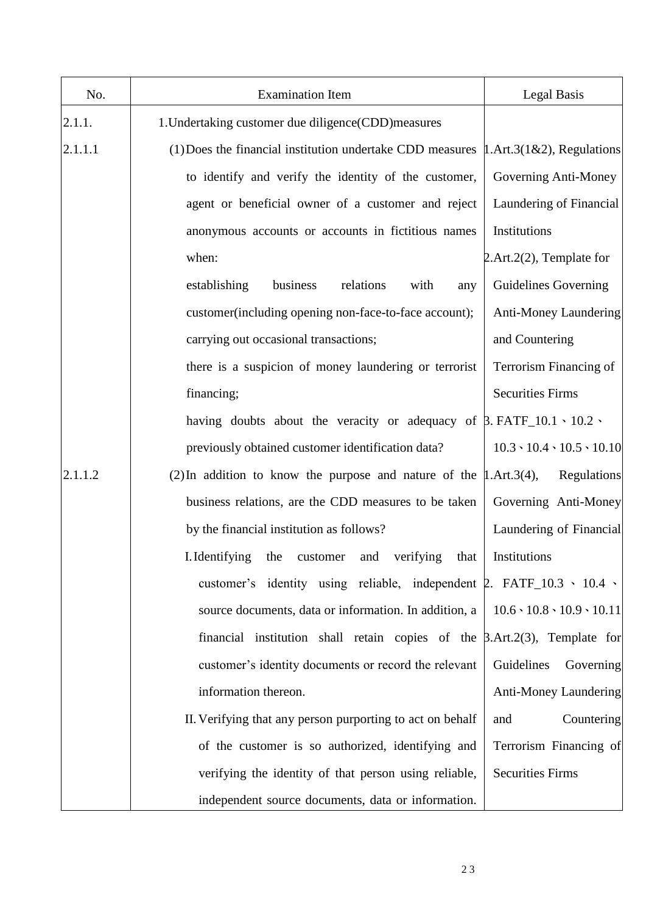| No. | Examination Item | Legal Basis |
|---|---|---|
| 2.1.1. | 1.Undertaking customer due diligence(CDD)measures | |
| 2.1.1.1 | (1) Does the financial institution undertake CDD measures to identify and verify the identity of the customer, agent or beneficial owner of a customer and reject anonymous accounts or accounts in fictitious names when:<br>establishing business relations with any customer(including opening non-face-to-face account);<br>carrying out occasional transactions;<br>there is a suspicion of money laundering or terrorist financing;<br>having doubts about the veracity or adequacy of previously obtained customer identification data? | 1.Art.3(1&2), Regulations Governing Anti-Money Laundering of Financial Institutions<br>2.Art.2(2), Template for Guidelines Governing Anti-Money Laundering and Countering Terrorism Financing of Securities Firms<br>3. FATF_10.1、10.2、10.3、10.4、10.5、10.10 |
| 2.1.1.2 | (2) In addition to know the purpose and nature of the business relations, are the CDD measures to be taken by the financial institution as follows?<br>I. Identifying the customer and verifying that customer's identity using reliable, independent source documents, data or information. In addition, a financial institution shall retain copies of the customer's identity documents or record the relevant information thereon.<br>II. Verifying that any person purporting to act on behalf of the customer is so authorized, identifying and verifying the identity of that person using reliable, independent source documents, data or information. | 1.Art.3(4), Regulations Governing Anti-Money Laundering of Financial Institutions<br>2. FATF_10.3、10.4、10.6、10.8、10.9、10.11<br>3.Art.2(3), Template for Guidelines Governing Anti-Money Laundering and Countering Terrorism Financing of Securities Firms |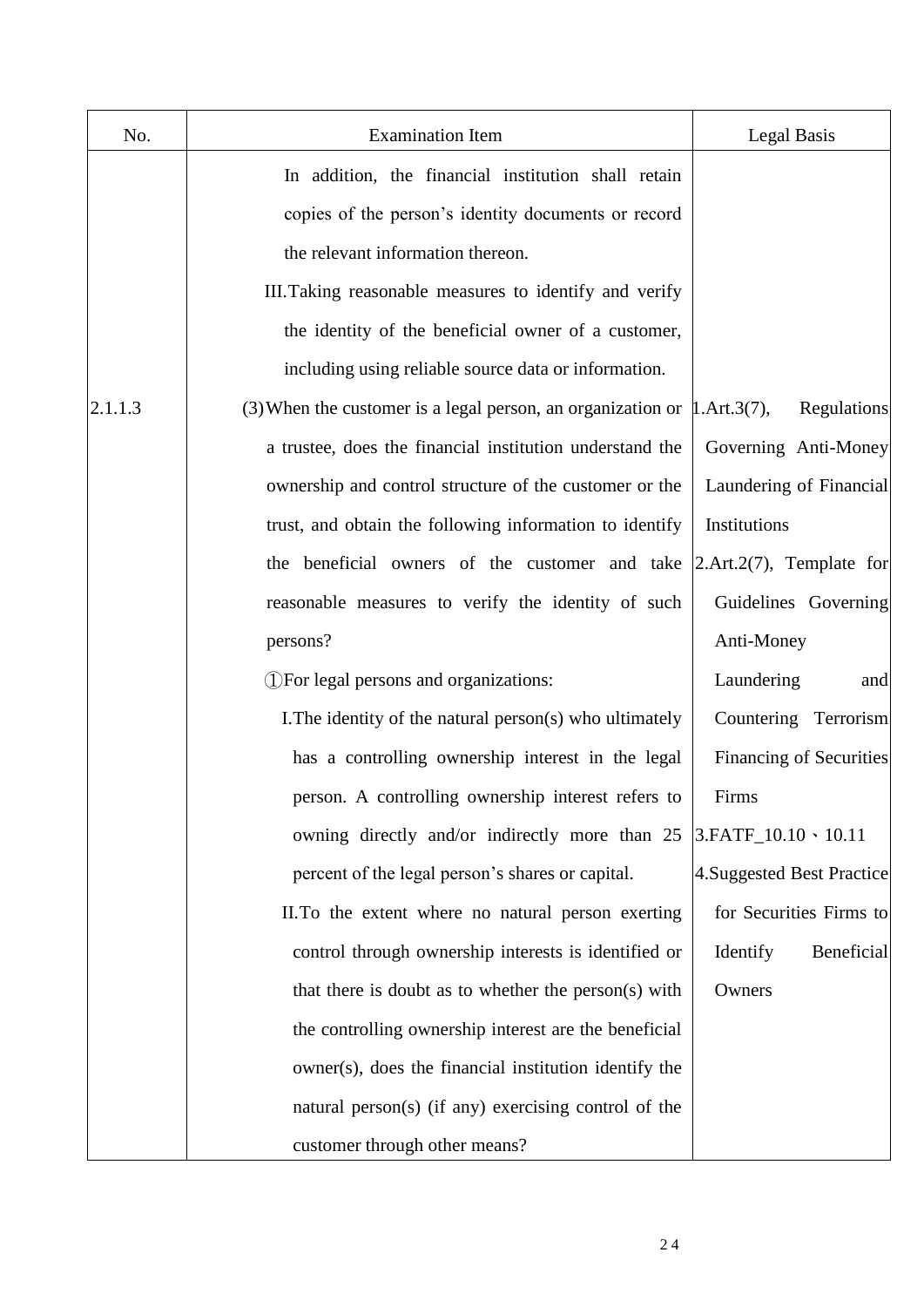| No. | Examination Item | Legal Basis |
| --- | --- | --- |
| | In addition, the financial institution shall retain copies of the person's identity documents or record the relevant information thereon.<br>III.Taking reasonable measures to identify and verify the identity of the beneficial owner of a customer, including using reliable source data or information. | |
| 2.1.1.3 | (3)When the customer is a legal person, an organization or a trustee, does the financial institution understand the ownership and control structure of the customer or the trust, and obtain the following information to identify the beneficial owners of the customer and take reasonable measures to verify the identity of such persons?<br>①For legal persons and organizations:<br>I.The identity of the natural person(s) who ultimately has a controlling ownership interest in the legal person. A controlling ownership interest refers to owning directly and/or indirectly more than 25 percent of the legal person's shares or capital.<br>II.To the extent where no natural person exerting control through ownership interests is identified or that there is doubt as to whether the person(s) with the controlling ownership interest are the beneficial owner(s), does the financial institution identify the natural person(s) (if any) exercising control of the customer through other means? | 1.Art.3(7), Regulations Governing Anti-Money Laundering of Financial Institutions<br>2.Art.2(7), Template for Guidelines Governing Anti-Money Laundering and Countering Terrorism Financing of Securities Firms<br>3.FATF_10.10、10.11<br>4.Suggested Best Practice for Securities Firms to Identify Beneficial Owners |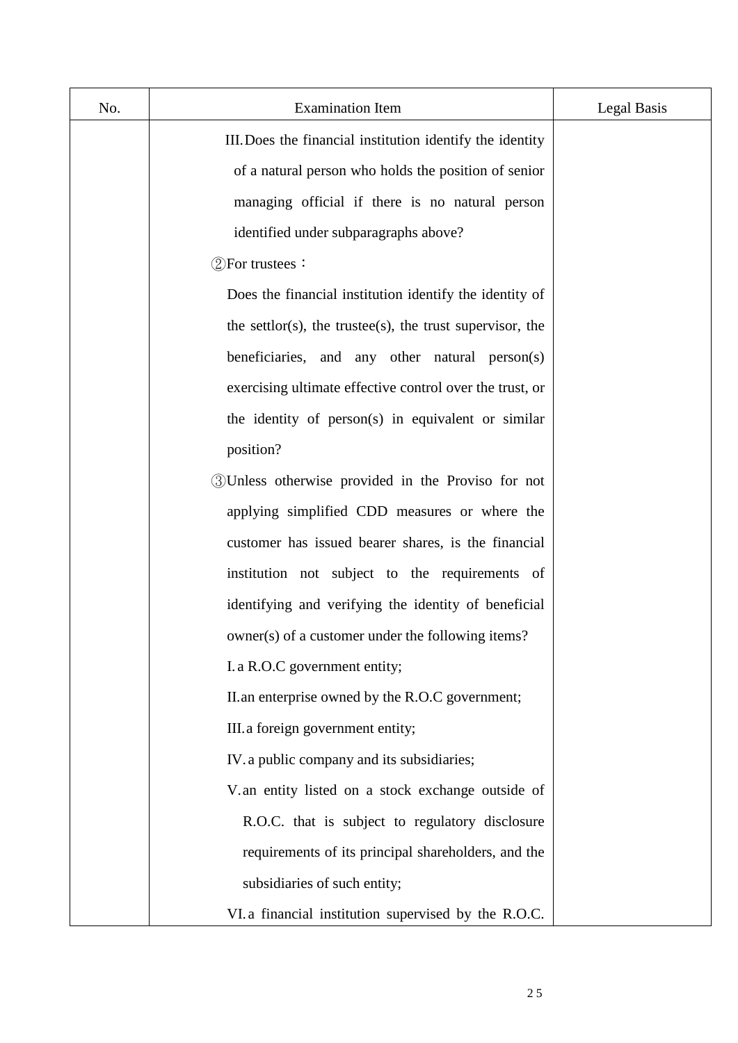| No. | Examination Item | Legal Basis |
| --- | --- | --- |
| | III. Does the financial institution identify the identity of a natural person who holds the position of senior managing official if there is no natural person identified under subparagraphs above?<br>②For trustees：<br>Does the financial institution identify the identity of the settlor(s), the trustee(s), the trust supervisor, the beneficiaries, and any other natural person(s) exercising ultimate effective control over the trust, or the identity of person(s) in equivalent or similar position?<br>③Unless otherwise provided in the Proviso for not applying simplified CDD measures or where the customer has issued bearer shares, is the financial institution not subject to the requirements of identifying and verifying the identity of beneficial owner(s) of a customer under the following items?<br>I. a R.O.C government entity;<br>II. an enterprise owned by the R.O.C government;<br>III. a foreign government entity;<br>IV. a public company and its subsidiaries;<br>V. an entity listed on a stock exchange outside of R.O.C. that is subject to regulatory disclosure requirements of its principal shareholders, and the subsidiaries of such entity;<br>VI. a financial institution supervised by the R.O.C. | |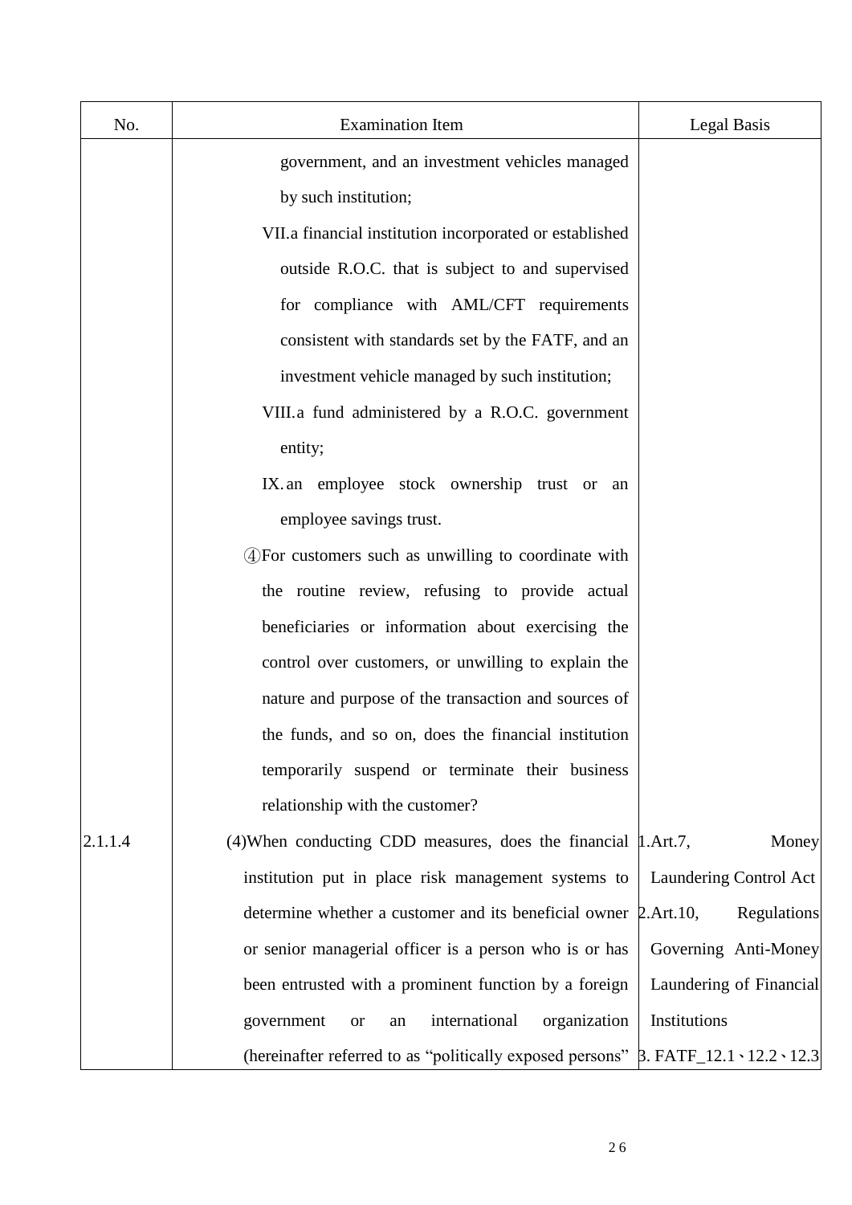| No. | Examination Item | Legal Basis |
|---|---|---|
| | government, and an investment vehicles managed by such institution;<br>VII.a financial institution incorporated or established outside R.O.C. that is subject to and supervised for compliance with AML/CFT requirements consistent with standards set by the FATF, and an investment vehicle managed by such institution;<br>VIII.a fund administered by a R.O.C. government entity;<br>IX.an employee stock ownership trust or an employee savings trust.<br>④For customers such as unwilling to coordinate with the routine review, refusing to provide actual beneficiaries or information about exercising the control over customers, or unwilling to explain the nature and purpose of the transaction and sources of the funds, and so on, does the financial institution temporarily suspend or terminate their business relationship with the customer? | |
| 2.1.1.4 | (4)When conducting CDD measures, does the financial institution put in place risk management systems to determine whether a customer and its beneficial owner or senior managerial officer is a person who is or has been entrusted with a prominent function by a foreign government or an international organization (hereinafter referred to as "politically exposed persons" | 1.Art.7, Money Laundering Control Act<br>2.Art.10, Regulations Governing Anti-Money Laundering of Financial Institutions<br>3. FATF_12.1、12.2、12.3 |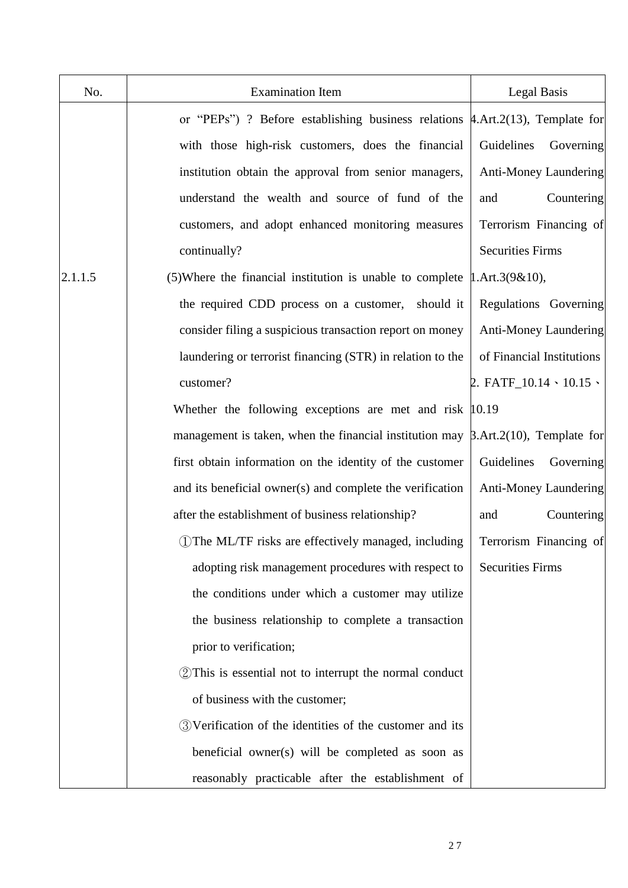| No. | Examination Item | Legal Basis |
| --- | --- | --- |
| | or "PEPs") ? Before establishing business relations with those high-risk customers, does the financial institution obtain the approval from senior managers, understand the wealth and source of fund of the customers, and adopt enhanced monitoring measures continually? | 4.Art.2(13), Template for Guidelines Governing Anti-Money Laundering and Countering Terrorism Financing of Securities Firms |
| 2.1.1.5 | (5)Where the financial institution is unable to complete the required CDD process on a customer, should it consider filing a suspicious transaction report on money laundering or terrorist financing (STR) in relation to the customer?<br>Whether the following exceptions are met and risk management is taken, when the financial institution may first obtain information on the identity of the customer and its beneficial owner(s) and complete the verification after the establishment of business relationship?<br>①The ML/TF risks are effectively managed, including adopting risk management procedures with respect to the conditions under which a customer may utilize the business relationship to complete a transaction prior to verification;<br>②This is essential not to interrupt the normal conduct of business with the customer;<br>③Verification of the identities of the customer and its beneficial owner(s) will be completed as soon as reasonably practicable after the establishment of | 1.Art.3(9&10), Regulations Governing Anti-Money Laundering of Financial Institutions<br>2. FATF_10.14、10.15、10.19<br>3.Art.2(10), Template for Guidelines Governing Anti-Money Laundering and Countering Terrorism Financing of Securities Firms |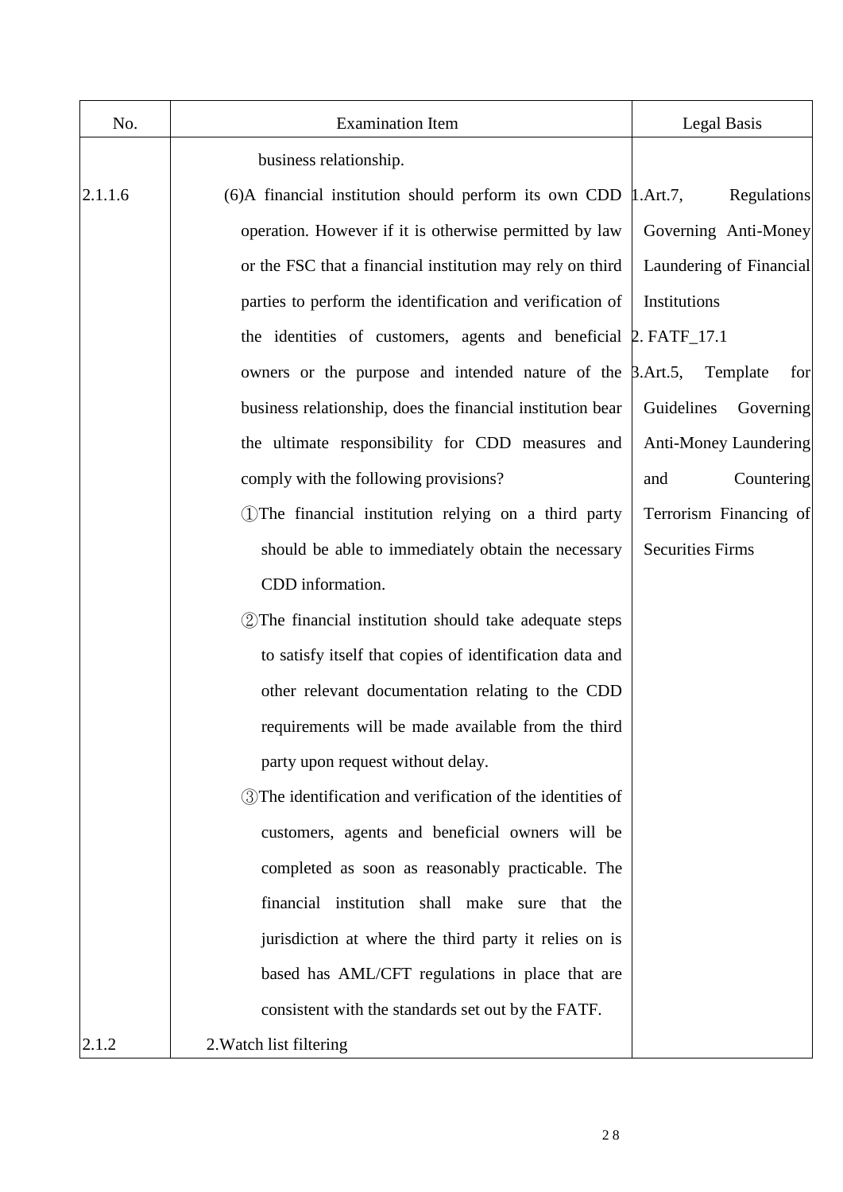| No. | Examination Item | Legal Basis |
|---|---|---|
| | business relationship. | |
| 2.1.1.6 | (6)A financial institution should perform its own CDD operation. However if it is otherwise permitted by law or the FSC that a financial institution may rely on third parties to perform the identification and verification of the identities of customers, agents and beneficial owners or the purpose and intended nature of the business relationship, does the financial institution bear the ultimate responsibility for CDD measures and comply with the following provisions?<br>①The financial institution relying on a third party should be able to immediately obtain the necessary CDD information.<br>②The financial institution should take adequate steps to satisfy itself that copies of identification data and other relevant documentation relating to the CDD requirements will be made available from the third party upon request without delay.<br>③The identification and verification of the identities of customers, agents and beneficial owners will be completed as soon as reasonably practicable. The financial institution shall make sure that the jurisdiction at where the third party it relies on is based has AML/CFT regulations in place that are consistent with the standards set out by the FATF. | 1.Art.7, Regulations Governing Anti-Money Laundering of Financial Institutions<br>2. FATF_17.1<br>3.Art.5, Template for Guidelines Governing Anti-Money Laundering and Countering Terrorism Financing of Securities Firms |
| 2.1.2 | 2.Watch list filtering | |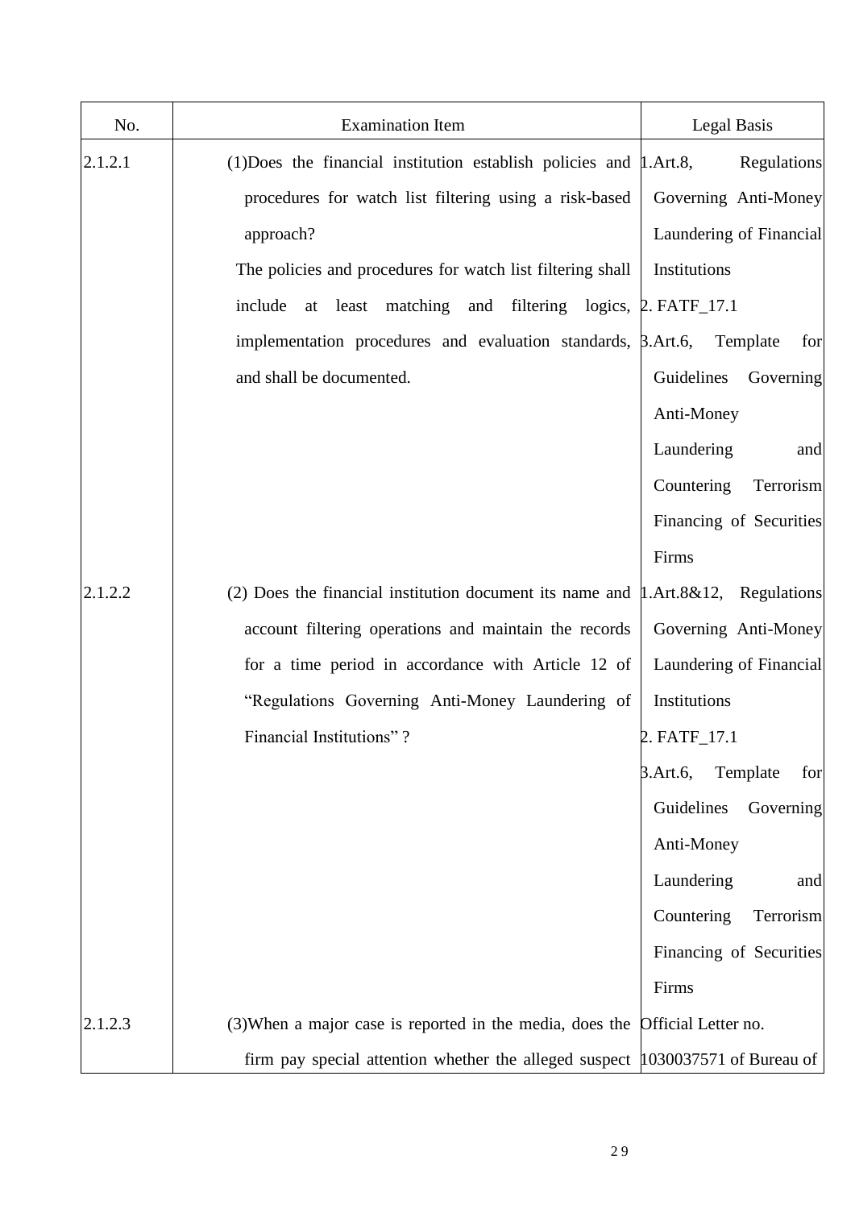| No. | Examination Item | Legal Basis |
| --- | --- | --- |
| 2.1.2.1 | (1)Does the financial institution establish policies and procedures for watch list filtering using a risk-based approach?<br>The policies and procedures for watch list filtering shall include at least matching and filtering logics, implementation procedures and evaluation standards, and shall be documented. | 1.Art.8, Regulations Governing Anti-Money Laundering of Financial Institutions<br>2. FATF_17.1<br>3.Art.6, Template for Guidelines Governing Anti-Money Laundering and Countering Terrorism Financing of Securities Firms |
| 2.1.2.2 | (2) Does the financial institution document its name and account filtering operations and maintain the records for a time period in accordance with Article 12 of "Regulations Governing Anti-Money Laundering of Financial Institutions" ? | 1.Art.8&12, Regulations Governing Anti-Money Laundering of Financial Institutions<br>2. FATF_17.1<br>3.Art.6, Template for Guidelines Governing Anti-Money Laundering and Countering Terrorism Financing of Securities Firms |
| 2.1.2.3 | (3)When a major case is reported in the media, does the firm pay special attention whether the alleged suspect | Official Letter no. 1030037571 of Bureau of |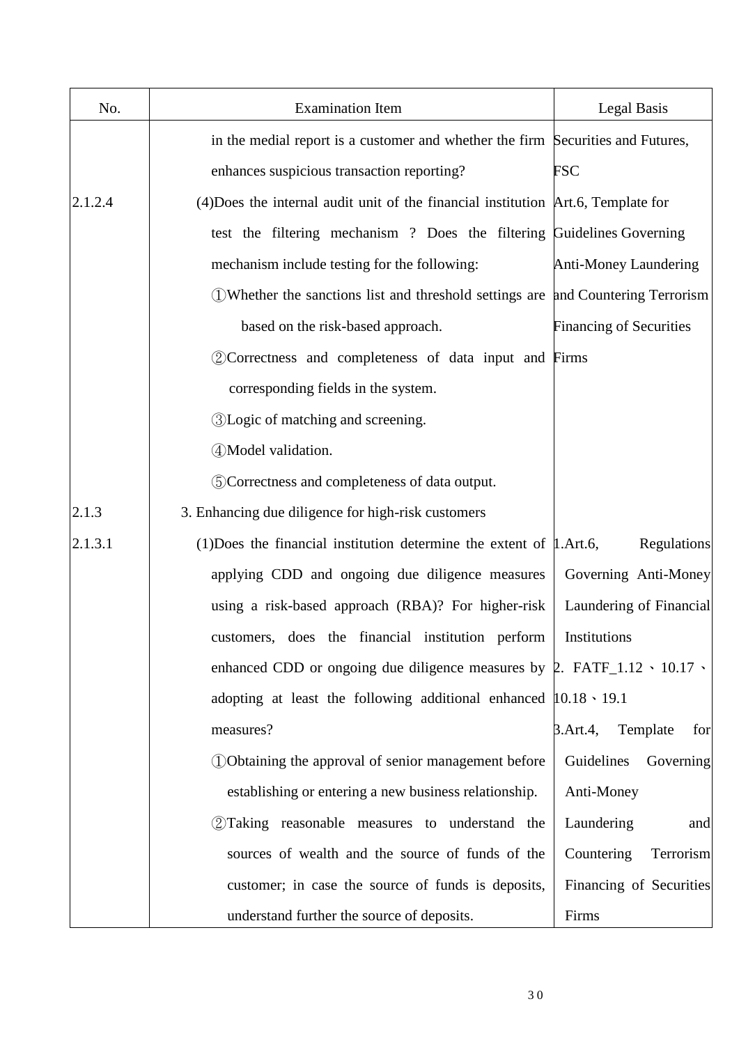| No. | Examination Item | Legal Basis |
| --- | --- | --- |
| | in the medial report is a customer and whether the firm enhances suspicious transaction reporting? | Securities and Futures, FSC |
| 2.1.2.4 | (4)Does the internal audit unit of the financial institution test the filtering mechanism ? Does the filtering mechanism include testing for the following:<br>①Whether the sanctions list and threshold settings are based on the risk-based approach.<br>②Correctness and completeness of data input and corresponding fields in the system.<br>③Logic of matching and screening.<br>④Model validation.<br>⑤Correctness and completeness of data output. | Art.6, Template for Guidelines Governing Anti-Money Laundering and Countering Terrorism Financing of Securities Firms |
| 2.1.3 | 3. Enhancing due diligence for high-risk customers | |
| 2.1.3.1 | (1)Does the financial institution determine the extent of applying CDD and ongoing due diligence measures using a risk-based approach (RBA)? For higher-risk customers, does the financial institution perform enhanced CDD or ongoing due diligence measures by adopting at least the following additional enhanced measures?<br>①Obtaining the approval of senior management before establishing or entering a new business relationship.<br>②Taking reasonable measures to understand the sources of wealth and the source of funds of the customer; in case the source of funds is deposits, understand further the source of deposits. | 1.Art.6, Regulations Governing Anti-Money Laundering of Financial Institutions<br>2. FATF_1.12、10.17、10.18、19.1<br>3.Art.4, Template for Guidelines Governing Anti-Money Laundering and Countering Terrorism Financing of Securities Firms |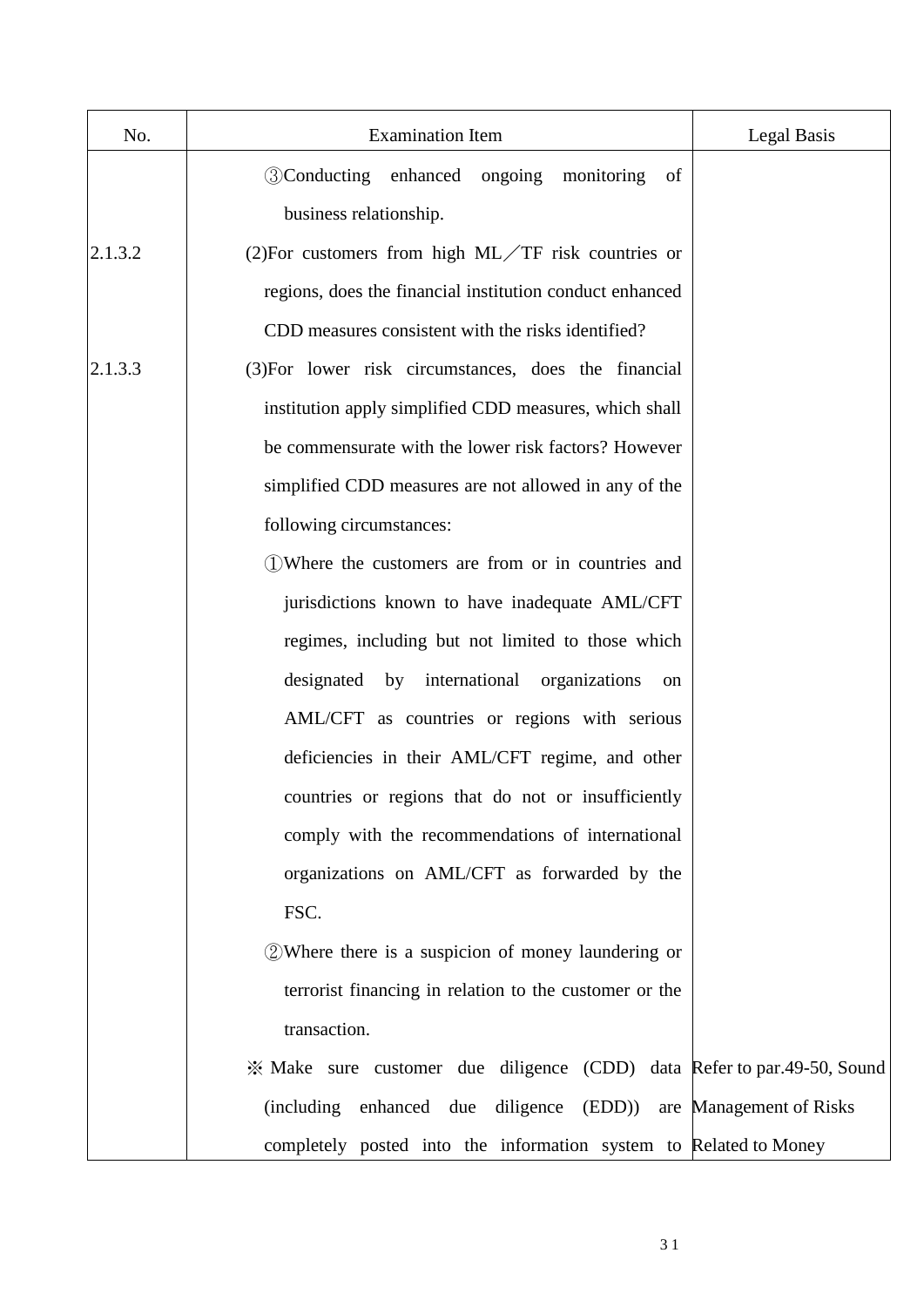| No. | Examination Item | Legal Basis |
|---|---|---|
| | ③Conducting enhanced ongoing monitoring of business relationship. | |
| 2.1.3.2 | (2)For customers from high ML／TF risk countries or regions, does the financial institution conduct enhanced CDD measures consistent with the risks identified? | |
| 2.1.3.3 | (3)For lower risk circumstances, does the financial institution apply simplified CDD measures, which shall be commensurate with the lower risk factors? However simplified CDD measures are not allowed in any of the following circumstances:<br>①Where the customers are from or in countries and jurisdictions known to have inadequate AML/CFT regimes, including but not limited to those which designated by international organizations on AML/CFT as countries or regions with serious deficiencies in their AML/CFT regime, and other countries or regions that do not or insufficiently comply with the recommendations of international organizations on AML/CFT as forwarded by the FSC.<br>②Where there is a suspicion of money laundering or terrorist financing in relation to the customer or the transaction. | |
| | ※ Make sure customer due diligence (CDD) data (including enhanced due diligence (EDD)) are completely posted into the information system to | Refer to par.49-50, Sound Management of Risks Related to Money |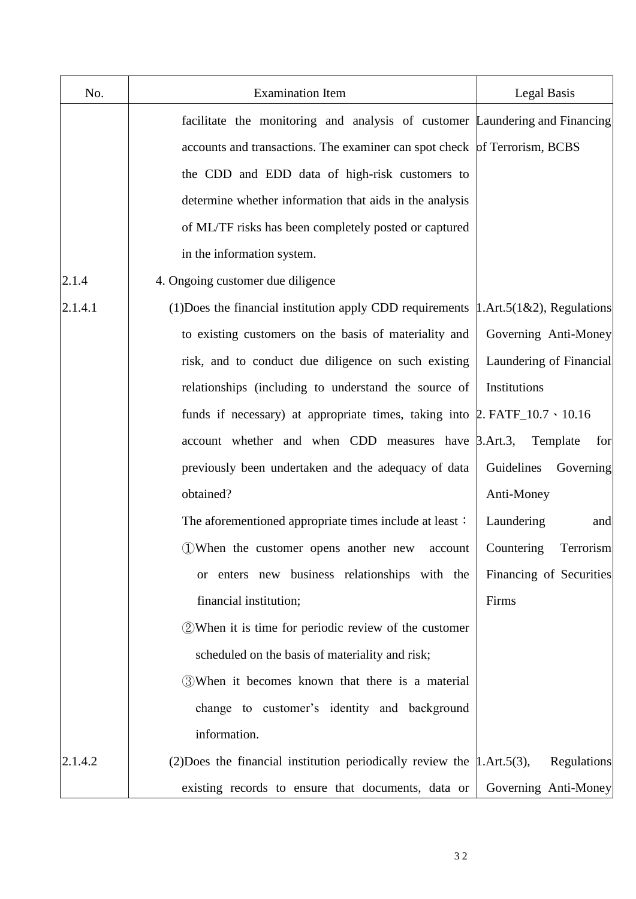| No. | Examination Item | Legal Basis |
|---|---|---|
| | facilitate the monitoring and analysis of customer accounts and transactions. The examiner can spot check the CDD and EDD data of high-risk customers to determine whether information that aids in the analysis of ML/TF risks has been completely posted or captured in the information system. | Laundering and Financing of Terrorism, BCBS |
| 2.1.4 | 4. Ongoing customer due diligence | |
| 2.1.4.1 | (1)Does the financial institution apply CDD requirements to existing customers on the basis of materiality and risk, and to conduct due diligence on such existing relationships (including to understand the source of funds if necessary) at appropriate times, taking into account whether and when CDD measures have previously been undertaken and the adequacy of data obtained?<br>The aforementioned appropriate times include at least：<br>①When the customer opens another new account or enters new business relationships with the financial institution;<br>②When it is time for periodic review of the customer scheduled on the basis of materiality and risk;<br>③When it becomes known that there is a material change to customer's identity and background information. | 1.Art.5(1&2), Regulations Governing Anti-Money Laundering of Financial Institutions<br>2. FATF_10.7、10.16<br>3.Art.3, Template for Guidelines Governing Anti-Money Laundering and Countering Terrorism Financing of Securities Firms |
| 2.1.4.2 | (2)Does the financial institution periodically review the existing records to ensure that documents, data or | 1.Art.5(3), Regulations Governing Anti-Money |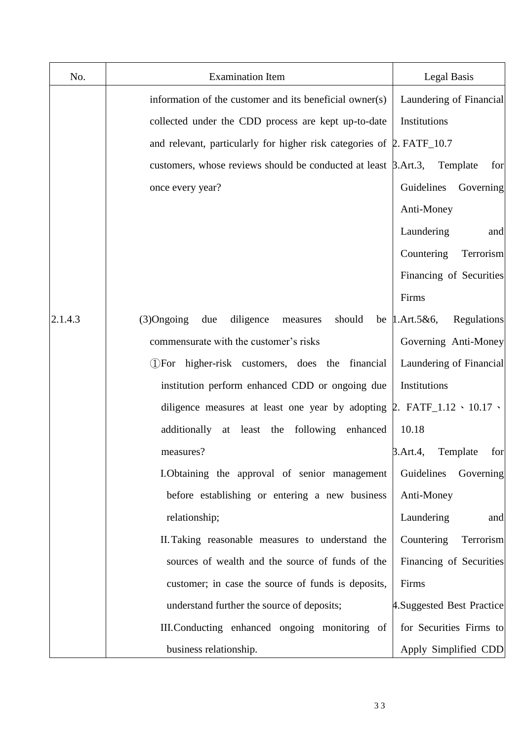| No. | Examination Item | Legal Basis |
| --- | --- | --- |
| | information of the customer and its beneficial owner(s) collected under the CDD process are kept up-to-date and relevant, particularly for higher risk categories of customers, whose reviews should be conducted at least once every year? | Laundering of Financial Institutions<br>2. FATF_10.7<br>3.Art.3, Template for Guidelines Governing Anti-Money Laundering and Countering Terrorism Financing of Securities Firms |
| 2.1.4.3 | (3)Ongoing due diligence measures should be commensurate with the customer's risks<br>①For higher-risk customers, does the financial institution perform enhanced CDD or ongoing due diligence measures at least one year by adopting additionally at least the following enhanced measures?<br>I.Obtaining the approval of senior management before establishing or entering a new business relationship;<br>II. Taking reasonable measures to understand the sources of wealth and the source of funds of the customer; in case the source of funds is deposits, understand further the source of deposits;<br>III.Conducting enhanced ongoing monitoring of business relationship. | 1.Art.5&6, Regulations Governing Anti-Money Laundering of Financial Institutions<br>2. FATF_1.12、10.17、10.18<br>3.Art.4, Template for Guidelines Governing Anti-Money Laundering and Countering Terrorism Financing of Securities Firms<br>4.Suggested Best Practice for Securities Firms to Apply Simplified CDD |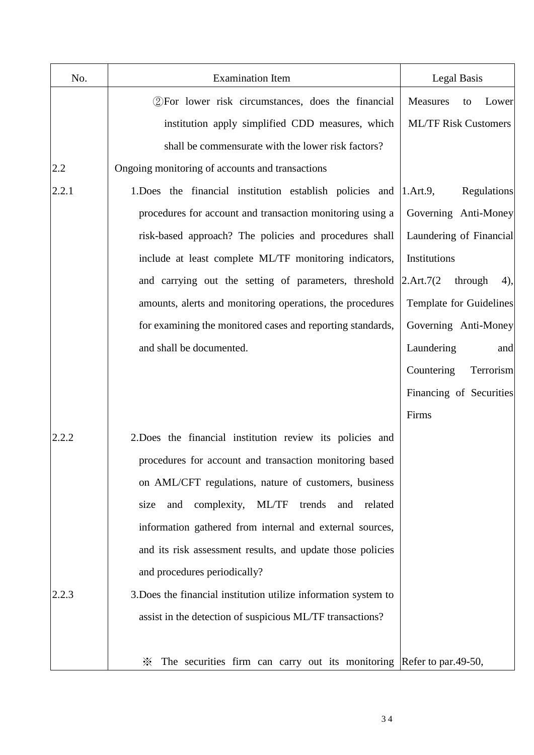| No. | Examination Item | Legal Basis |
|---|---|---|
| | ②For lower risk circumstances, does the financial institution apply simplified CDD measures, which shall be commensurate with the lower risk factors? | Measures to Lower ML/TF Risk Customers |
| 2.2 | Ongoing monitoring of accounts and transactions | |
| 2.2.1 | 1.Does the financial institution establish policies and procedures for account and transaction monitoring using a risk-based approach? The policies and procedures shall include at least complete ML/TF monitoring indicators, and carrying out the setting of parameters, threshold amounts, alerts and monitoring operations, the procedures for examining the monitored cases and reporting standards, and shall be documented. | 1.Art.9, Regulations Governing Anti-Money Laundering of Financial Institutions<br>2.Art.7(2 through 4), Template for Guidelines Governing Anti-Money Laundering and Countering Terrorism Financing of Securities Firms |
| 2.2.2 | 2.Does the financial institution review its policies and procedures for account and transaction monitoring based on AML/CFT regulations, nature of customers, business size and complexity, ML/TF trends and related information gathered from internal and external sources, and its risk assessment results, and update those policies and procedures periodically? | |
| 2.2.3 | 3.Does the financial institution utilize information system to assist in the detection of suspicious ML/TF transactions?<br><br>※ The securities firm can carry out its monitoring | Refer to par.49-50, |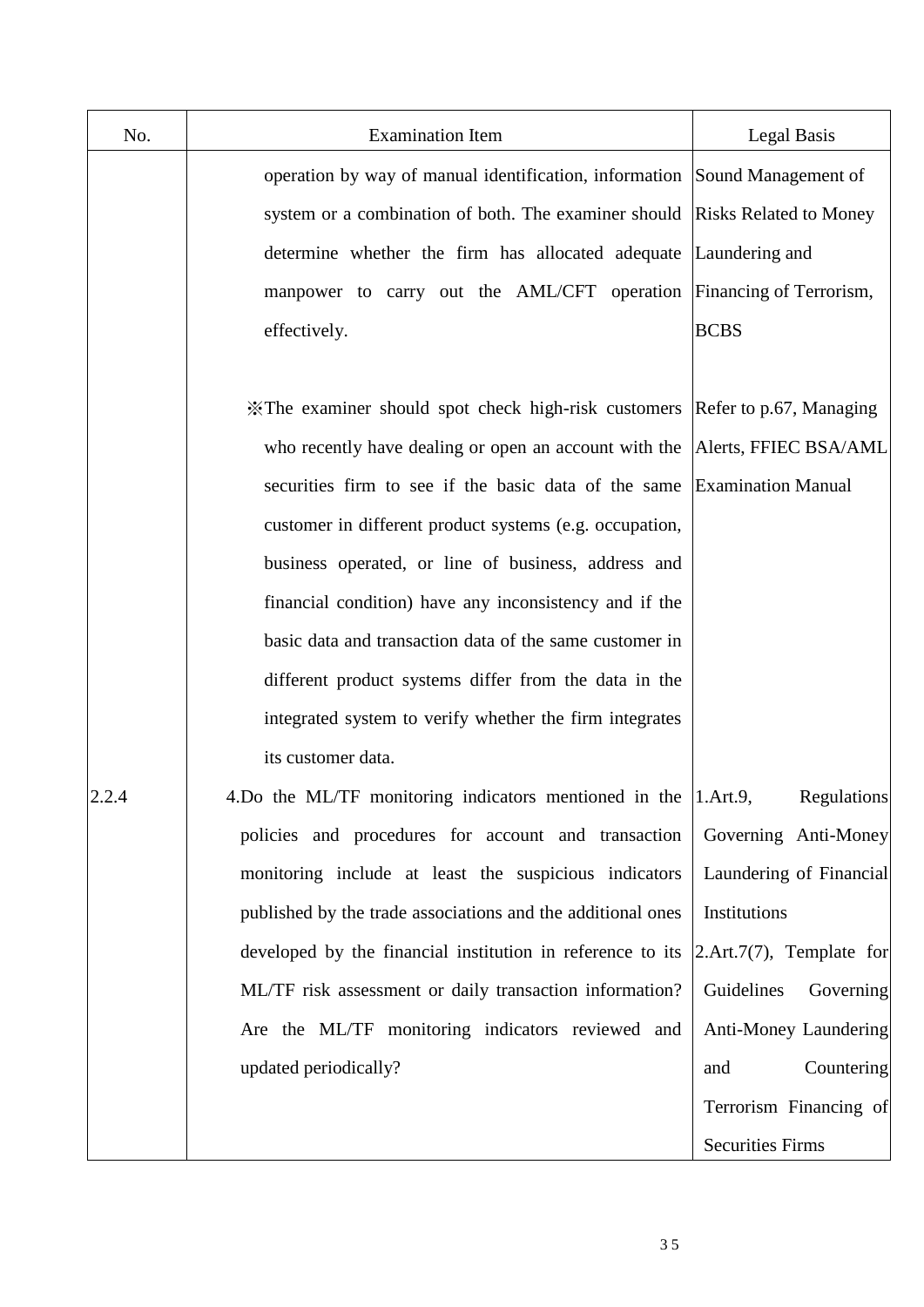| No. | Examination Item | Legal Basis |
|---|---|---|
| | operation by way of manual identification, information system or a combination of both. The examiner should determine whether the firm has allocated adequate manpower to carry out the AML/CFT operation effectively. | Sound Management of Risks Related to Money Laundering and Financing of Terrorism, BCBS |
| | ※The examiner should spot check high-risk customers who recently have dealing or open an account with the securities firm to see if the basic data of the same customer in different product systems (e.g. occupation, business operated, or line of business, address and financial condition) have any inconsistency and if the basic data and transaction data of the same customer in different product systems differ from the data in the integrated system to verify whether the firm integrates its customer data. | Refer to p.67, Managing Alerts, FFIEC BSA/AML Examination Manual |
| 2.2.4 | 4.Do the ML/TF monitoring indicators mentioned in the policies and procedures for account and transaction monitoring include at least the suspicious indicators published by the trade associations and the additional ones developed by the financial institution in reference to its ML/TF risk assessment or daily transaction information? Are the ML/TF monitoring indicators reviewed and updated periodically? | 1.Art.9, Regulations Governing Anti-Money Laundering of Financial Institutions<br>2.Art.7(7), Template for Guidelines Governing Anti-Money Laundering and Countering Terrorism Financing of Securities Firms |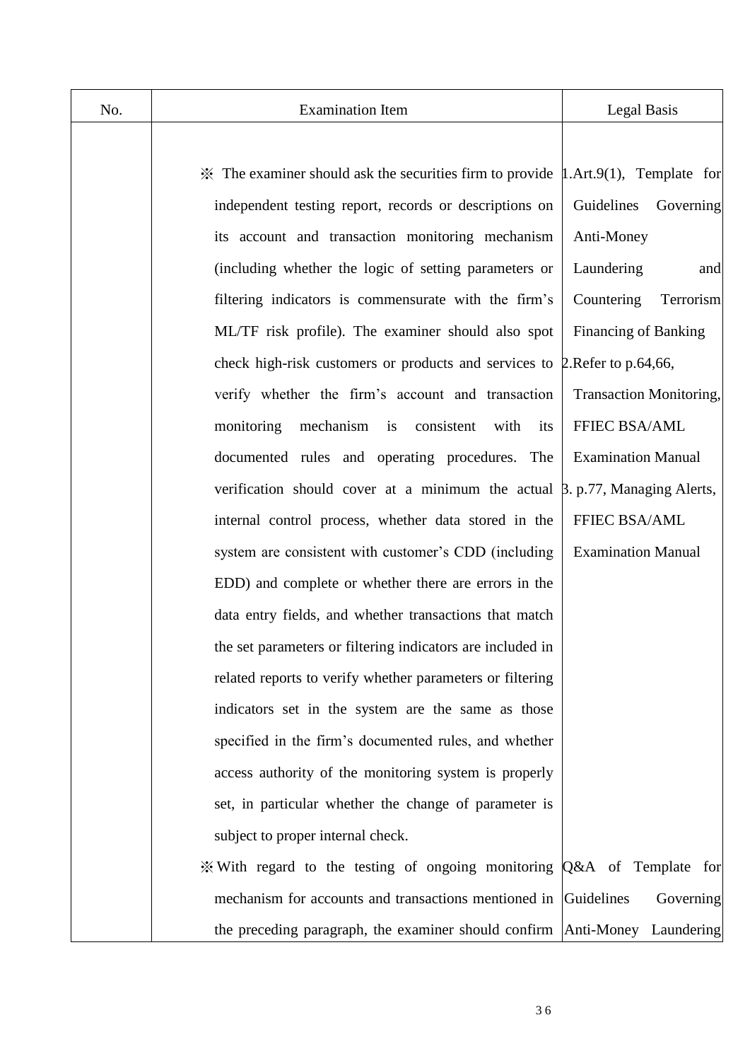| No. | Examination Item | Legal Basis |
|---|---|---|
| | ※ The examiner should ask the securities firm to provide independent testing report, records or descriptions on its account and transaction monitoring mechanism (including whether the logic of setting parameters or filtering indicators is commensurate with the firm's ML/TF risk profile). The examiner should also spot check high-risk customers or products and services to verify whether the firm's account and transaction monitoring mechanism is consistent with its documented rules and operating procedures. The verification should cover at a minimum the actual internal control process, whether data stored in the system are consistent with customer's CDD (including EDD) and complete or whether there are errors in the data entry fields, and whether transactions that match the set parameters or filtering indicators are included in related reports to verify whether parameters or filtering indicators set in the system are the same as those specified in the firm's documented rules, and whether access authority of the monitoring system is properly set, in particular whether the change of parameter is subject to proper internal check. | 1.Art.9(1), Template for Guidelines Governing Anti-Money Laundering and Countering Terrorism Financing of Banking<br>2.Refer to p.64,66, Transaction Monitoring, FFIEC BSA/AML Examination Manual<br>3. p.77, Managing Alerts, FFIEC BSA/AML Examination Manual |
| | ※ With regard to the testing of ongoing monitoring mechanism for accounts and transactions mentioned in the preceding paragraph, the examiner should confirm | Q&A of Template for Guidelines Governing Anti-Money Laundering |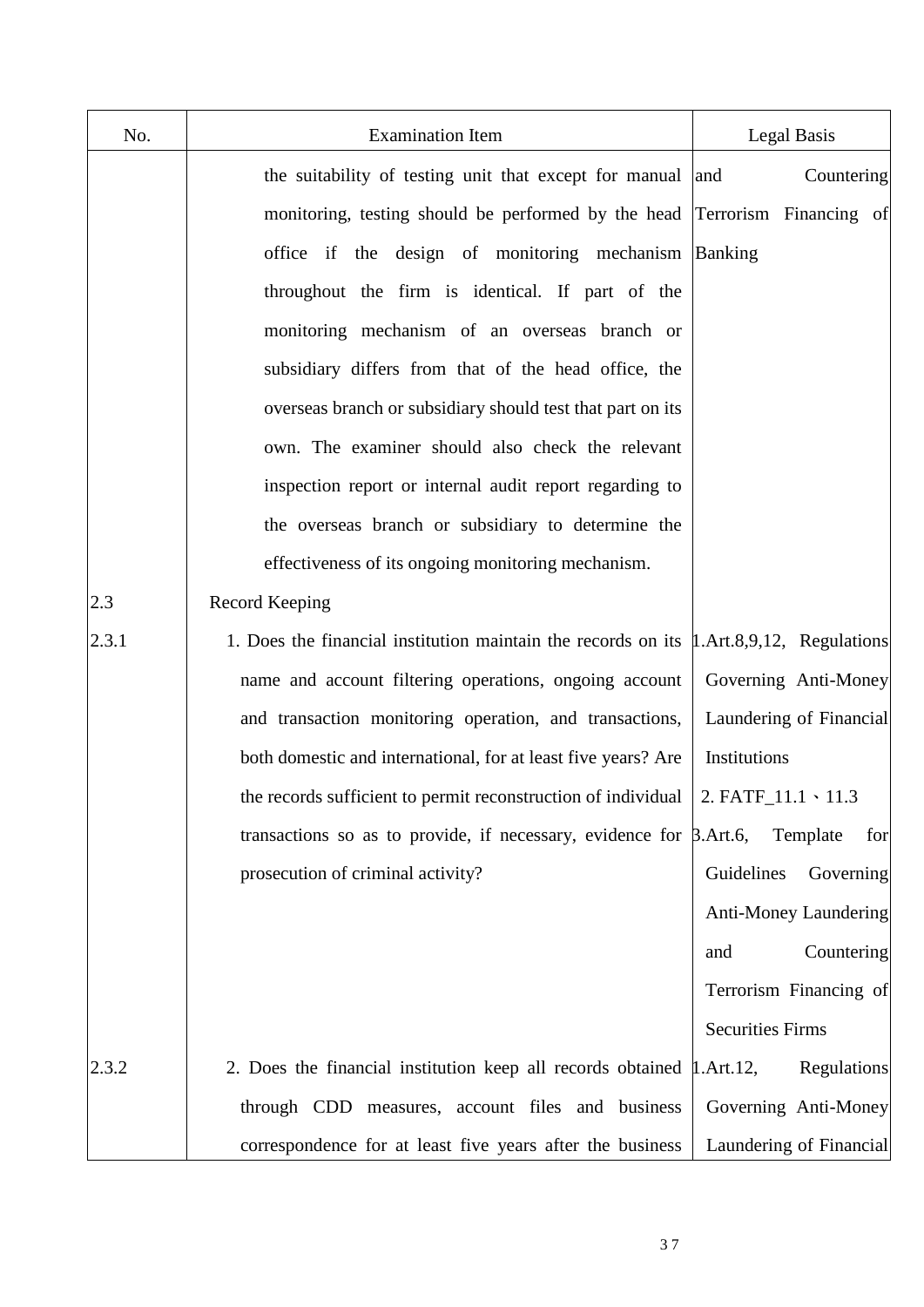| No. | Examination Item | Legal Basis |
| --- | --- | --- |
| | the suitability of testing unit that except for manual monitoring, testing should be performed by the head office if the design of monitoring mechanism throughout the firm is identical. If part of the monitoring mechanism of an overseas branch or subsidiary differs from that of the head office, the overseas branch or subsidiary should test that part on its own. The examiner should also check the relevant inspection report or internal audit report regarding to the overseas branch or subsidiary to determine the effectiveness of its ongoing monitoring mechanism. | and Countering Terrorism Financing of Banking |
| 2.3 | Record Keeping | |
| 2.3.1 | 1. Does the financial institution maintain the records on its name and account filtering operations, ongoing account and transaction monitoring operation, and transactions, both domestic and international, for at least five years? Are the records sufficient to permit reconstruction of individual transactions so as to provide, if necessary, evidence for prosecution of criminal activity? | 1.Art.8,9,12, Regulations Governing Anti-Money Laundering of Financial Institutions<br>2. FATF_11.1、11.3<br>3.Art.6, Template for Guidelines Governing Anti-Money Laundering and Countering Terrorism Financing of Securities Firms |
| 2.3.2 | 2. Does the financial institution keep all records obtained through CDD measures, account files and business correspondence for at least five years after the business | 1.Art.12, Regulations Governing Anti-Money Laundering of Financial |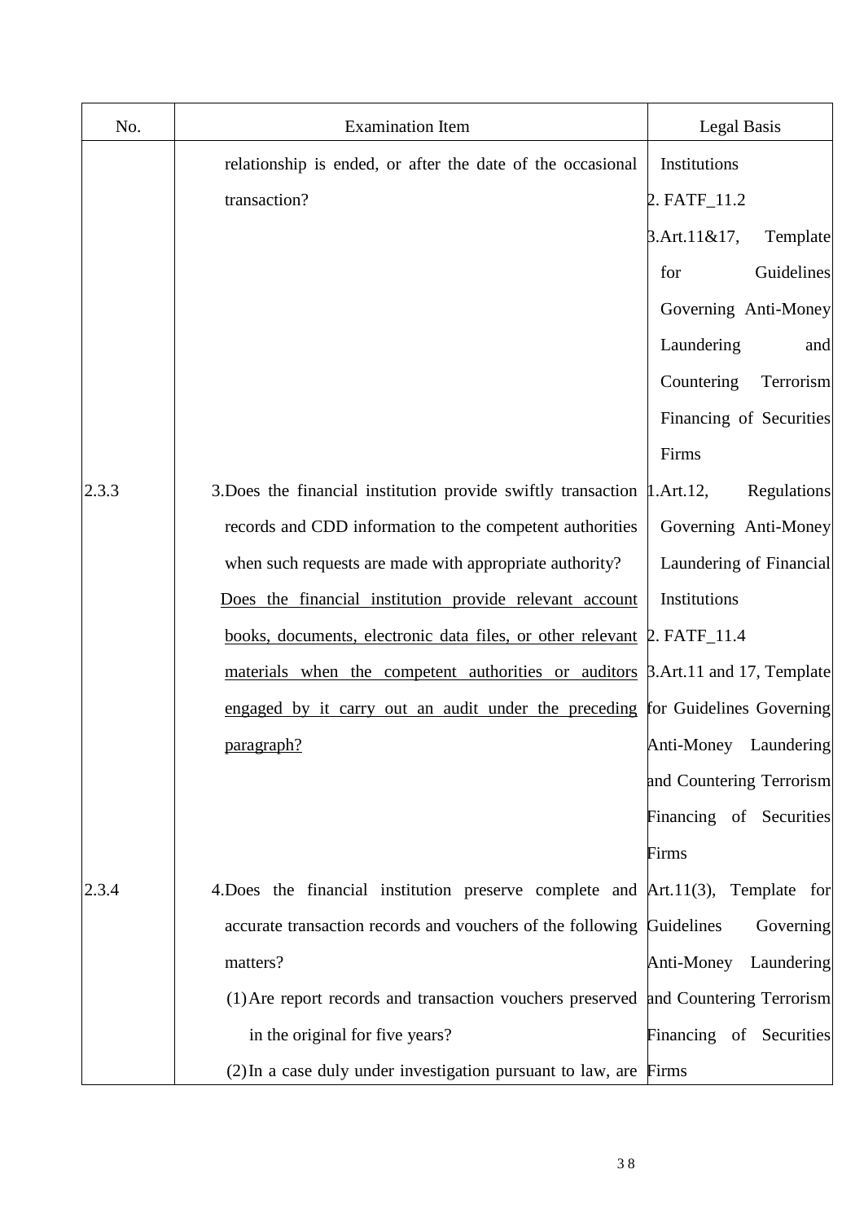| No. | Examination Item | Legal Basis |
| --- | --- | --- |
| | relationship is ended, or after the date of the occasional transaction? | Institutions<br>2. FATF_11.2<br>3.Art.11&17, Template for Guidelines Governing Anti-Money Laundering and Countering Terrorism Financing of Securities Firms |
| 2.3.3 | 3.Does the financial institution provide swiftly transaction records and CDD information to the competent authorities when such requests are made with appropriate authority?<br><u>Does the financial institution provide relevant account books, documents, electronic data files, or other relevant materials when the competent authorities or auditors engaged by it carry out an audit under the preceding paragraph?</u> | 1.Art.12, Regulations Governing Anti-Money Laundering of Financial Institutions<br>2. FATF_11.4<br>3.Art.11 and 17, Template for Guidelines Governing Anti-Money Laundering and Countering Terrorism Financing of Securities Firms |
| 2.3.4 | 4.Does the financial institution preserve complete and accurate transaction records and vouchers of the following matters?<br>(1) Are report records and transaction vouchers preserved in the original for five years?<br>(2) In a case duly under investigation pursuant to law, are | Art.11(3), Template for Guidelines Governing Anti-Money Laundering and Countering Terrorism Financing of Securities Firms |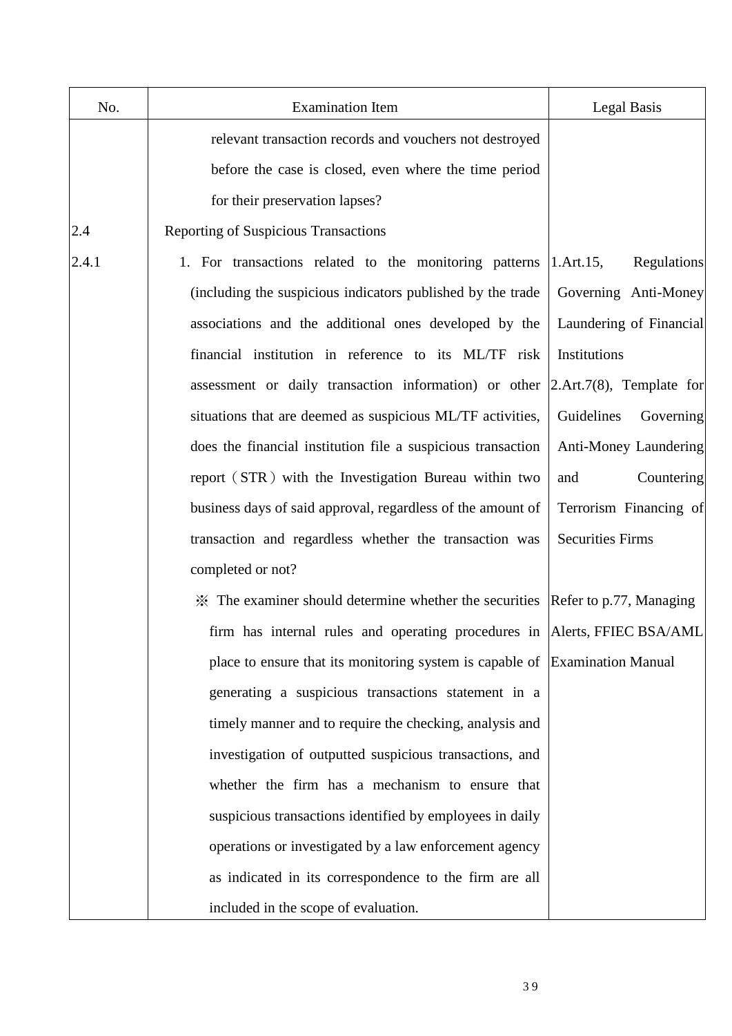| No. | Examination Item | Legal Basis |
|---|---|---|
| | relevant transaction records and vouchers not destroyed before the case is closed, even where the time period for their preservation lapses? | |
| 2.4 | Reporting of Suspicious Transactions | |
| 2.4.1 | 1. For transactions related to the monitoring patterns (including the suspicious indicators published by the trade associations and the additional ones developed by the financial institution in reference to its ML/TF risk assessment or daily transaction information) or other situations that are deemed as suspicious ML/TF activities, does the financial institution file a suspicious transaction report（STR）with the Investigation Bureau within two business days of said approval, regardless of the amount of transaction and regardless whether the transaction was completed or not? | 1.Art.15, Regulations Governing Anti-Money Laundering of Financial Institutions<br>2.Art.7(8), Template for Guidelines Governing Anti-Money Laundering and Countering Terrorism Financing of Securities Firms |
| | ※ The examiner should determine whether the securities firm has internal rules and operating procedures in place to ensure that its monitoring system is capable of generating a suspicious transactions statement in a timely manner and to require the checking, analysis and investigation of outputted suspicious transactions, and whether the firm has a mechanism to ensure that suspicious transactions identified by employees in daily operations or investigated by a law enforcement agency as indicated in its correspondence to the firm are all included in the scope of evaluation. | Refer to p.77, Managing Alerts, FFIEC BSA/AML Examination Manual |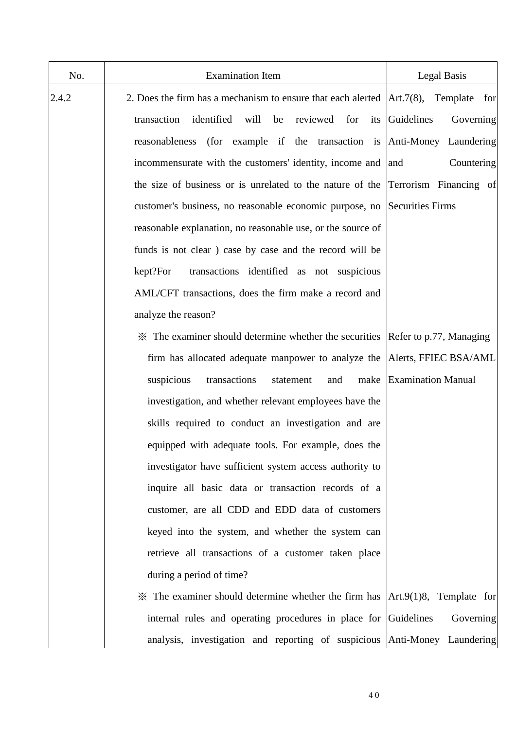| No. | Examination Item | Legal Basis |
|---|---|---|
| 2.4.2 | 2. Does the firm has a mechanism to ensure that each alerted transaction identified will be reviewed for its reasonableness (for example if the transaction is incommensurate with the customers' identity, income and the size of business or is unrelated to the nature of the customer's business, no reasonable economic purpose, no reasonable explanation, no reasonable use, or the source of funds is not clear ) case by case and the record will be kept?For transactions identified as not suspicious AML/CFT transactions, does the firm make a record and analyze the reason? | Art.7(8), Template for Guidelines Governing Anti-Money Laundering and Countering Terrorism Financing of Securities Firms |
| | ※ The examiner should determine whether the securities firm has allocated adequate manpower to analyze the suspicious transactions statement and make investigation, and whether relevant employees have the skills required to conduct an investigation and are equipped with adequate tools. For example, does the investigator have sufficient system access authority to inquire all basic data or transaction records of a customer, are all CDD and EDD data of customers keyed into the system, and whether the system can retrieve all transactions of a customer taken place during a period of time? | Refer to p.77, Managing Alerts, FFIEC BSA/AML Examination Manual |
| | ※ The examiner should determine whether the firm has internal rules and operating procedures in place for analysis, investigation and reporting of suspicious | Art.9(1)8, Template for Guidelines Governing Anti-Money Laundering |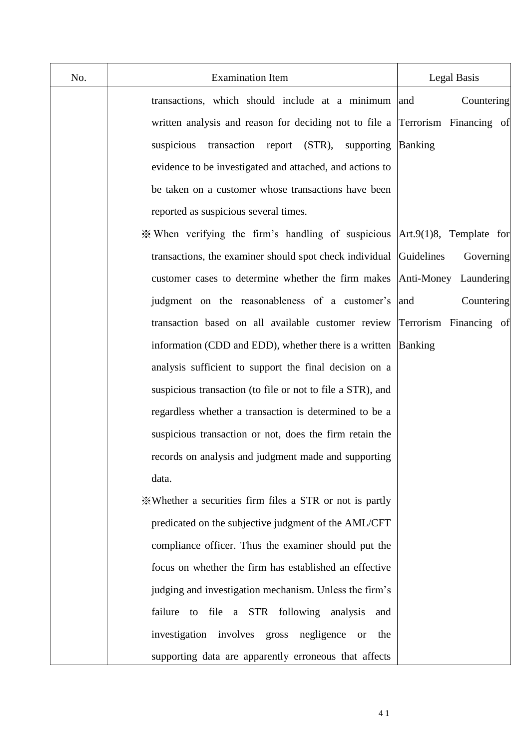| No. | Examination Item | Legal Basis |
|---|---|---|
| | transactions, which should include at a minimum written analysis and reason for deciding not to file a suspicious transaction report (STR), supporting evidence to be investigated and attached, and actions to be taken on a customer whose transactions have been reported as suspicious several times. | and Countering Terrorism Financing of Banking |
| | ※ When verifying the firm's handling of suspicious transactions, the examiner should spot check individual customer cases to determine whether the firm makes judgment on the reasonableness of a customer's transaction based on all available customer review information (CDD and EDD), whether there is a written analysis sufficient to support the final decision on a suspicious transaction (to file or not to file a STR), and regardless whether a transaction is determined to be a suspicious transaction or not, does the firm retain the records on analysis and judgment made and supporting data. | Art.9(1)8, Template for Guidelines Governing Anti-Money Laundering and Countering Terrorism Financing of Banking |
| | ※Whether a securities firm files a STR or not is partly predicated on the subjective judgment of the AML/CFT compliance officer. Thus the examiner should put the focus on whether the firm has established an effective judging and investigation mechanism. Unless the firm's failure to file a STR following analysis and investigation involves gross negligence or the supporting data are apparently erroneous that affects | |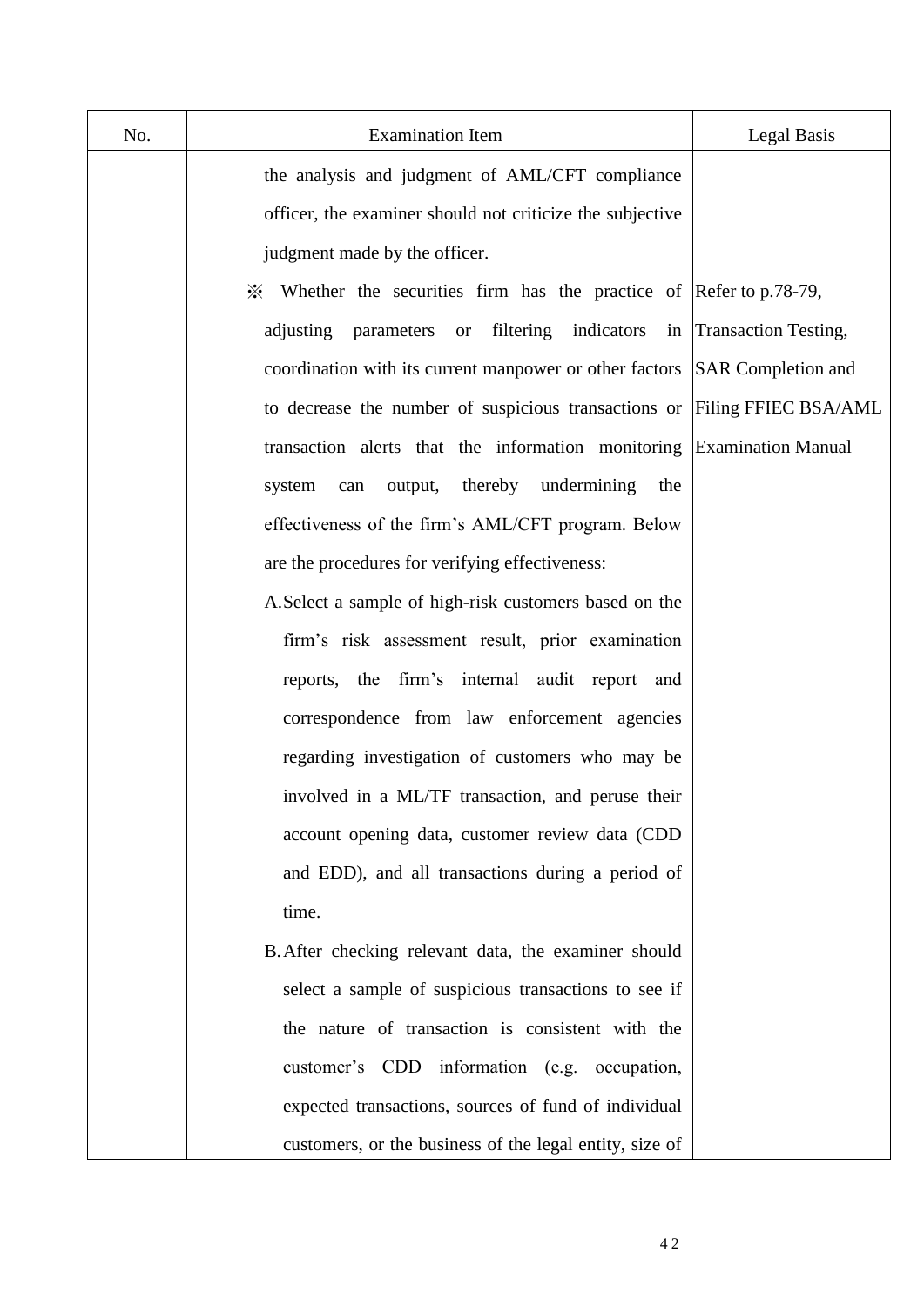| No. | Examination Item | Legal Basis |
| --- | --- | --- |
| | the analysis and judgment of AML/CFT compliance officer, the examiner should not criticize the subjective judgment made by the officer. | |
| | ※ Whether the securities firm has the practice of adjusting parameters or filtering indicators in coordination with its current manpower or other factors to decrease the number of suspicious transactions or transaction alerts that the information monitoring system can output, thereby undermining the effectiveness of the firm's AML/CFT program. Below are the procedures for verifying effectiveness:<br>A. Select a sample of high-risk customers based on the firm's risk assessment result, prior examination reports, the firm's internal audit report and correspondence from law enforcement agencies regarding investigation of customers who may be involved in a ML/TF transaction, and peruse their account opening data, customer review data (CDD and EDD), and all transactions during a period of time.<br>B. After checking relevant data, the examiner should select a sample of suspicious transactions to see if the nature of transaction is consistent with the customer's CDD information (e.g. occupation, expected transactions, sources of fund of individual customers, or the business of the legal entity, size of | Refer to p.78-79, Transaction Testing, SAR Completion and Filing FFIEC BSA/AML Examination Manual |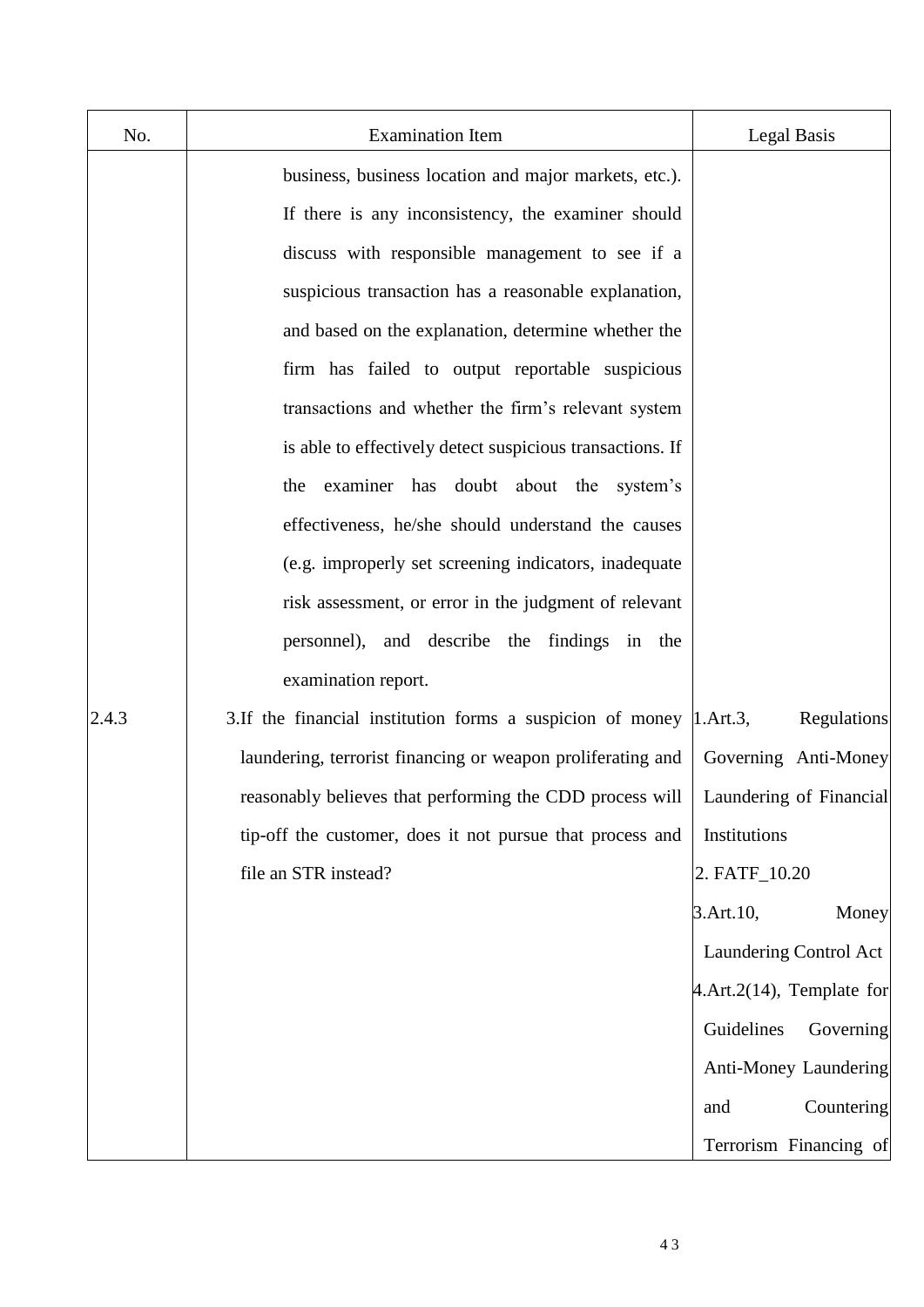| No. | Examination Item | Legal Basis |
| --- | --- | --- |
| | business, business location and major markets, etc.). If there is any inconsistency, the examiner should discuss with responsible management to see if a suspicious transaction has a reasonable explanation, and based on the explanation, determine whether the firm has failed to output reportable suspicious transactions and whether the firm's relevant system is able to effectively detect suspicious transactions. If the examiner has doubt about the system's effectiveness, he/she should understand the causes (e.g. improperly set screening indicators, inadequate risk assessment, or error in the judgment of relevant personnel), and describe the findings in the examination report. | |
| 2.4.3 | 3.If the financial institution forms a suspicion of money laundering, terrorist financing or weapon proliferating and reasonably believes that performing the CDD process will tip-off the customer, does it not pursue that process and file an STR instead? | 1.Art.3, Regulations Governing Anti-Money Laundering of Financial Institutions<br>2. FATF_10.20<br>3.Art.10, Money Laundering Control Act<br>4.Art.2(14), Template for Guidelines Governing Anti-Money Laundering and Countering Terrorism Financing of |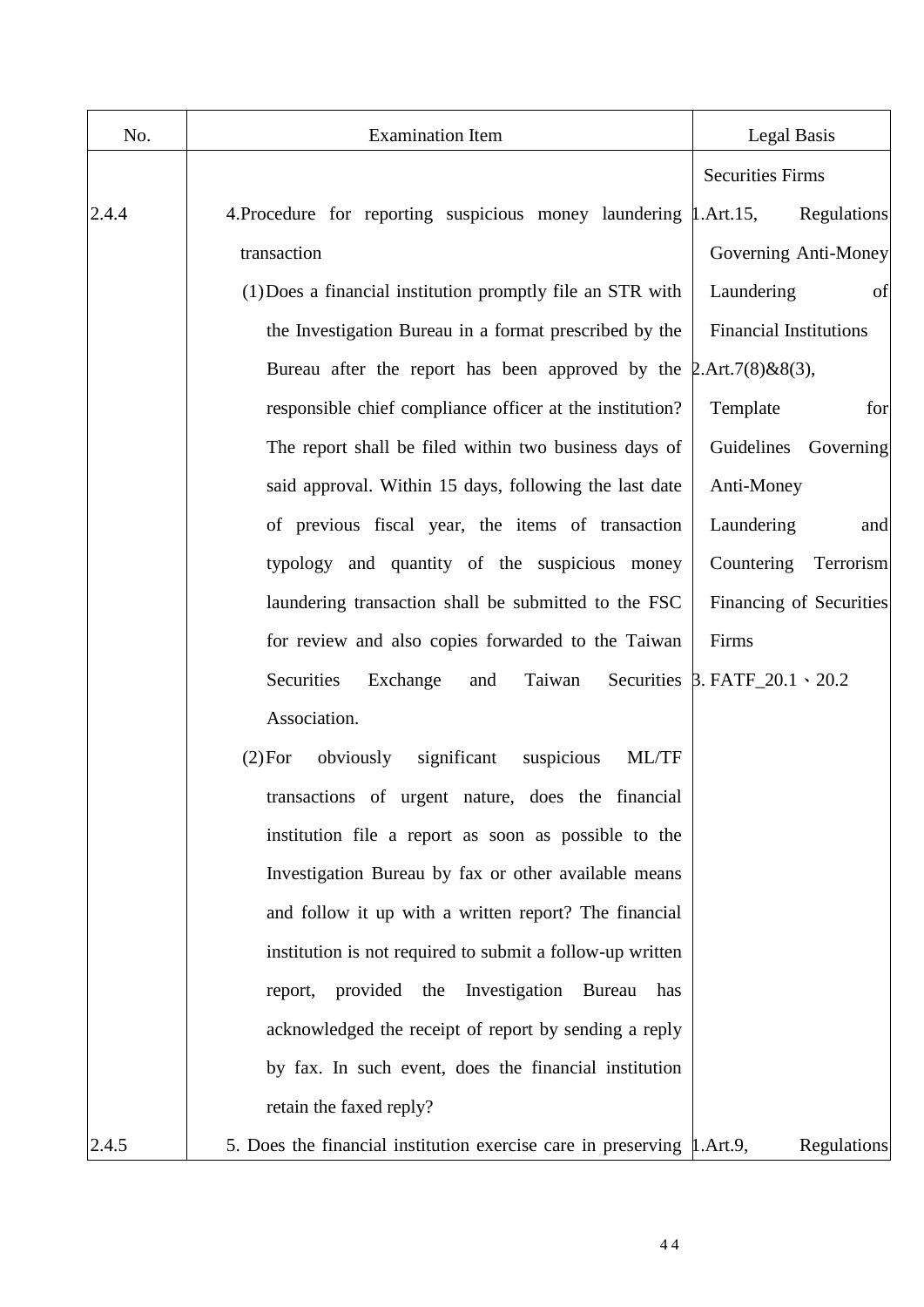| No. | Examination Item | Legal Basis |
|---|---|---|
| | | Securities Firms |
| 2.4.4 | 4.Procedure for reporting suspicious money laundering transaction<br>(1) Does a financial institution promptly file an STR with the Investigation Bureau in a format prescribed by the Bureau after the report has been approved by the responsible chief compliance officer at the institution? The report shall be filed within two business days of said approval. Within 15 days, following the last date of previous fiscal year, the items of transaction typology and quantity of the suspicious money laundering transaction shall be submitted to the FSC for review and also copies forwarded to the Taiwan Securities Exchange and Taiwan Securities Association.<br>(2) For obviously significant suspicious ML/TF transactions of urgent nature, does the financial institution file a report as soon as possible to the Investigation Bureau by fax or other available means and follow it up with a written report? The financial institution is not required to submit a follow-up written report, provided the Investigation Bureau has acknowledged the receipt of report by sending a reply by fax. In such event, does the financial institution retain the faxed reply? | 1.Art.15, Regulations Governing Anti-Money Laundering of Financial Institutions<br>2.Art.7(8)&8(3), Template for Guidelines Governing Anti-Money Laundering and Countering Terrorism Financing of Securities Firms<br>3. FATF_20.1、20.2 |
| 2.4.5 | 5. Does the financial institution exercise care in preserving | 1.Art.9, Regulations |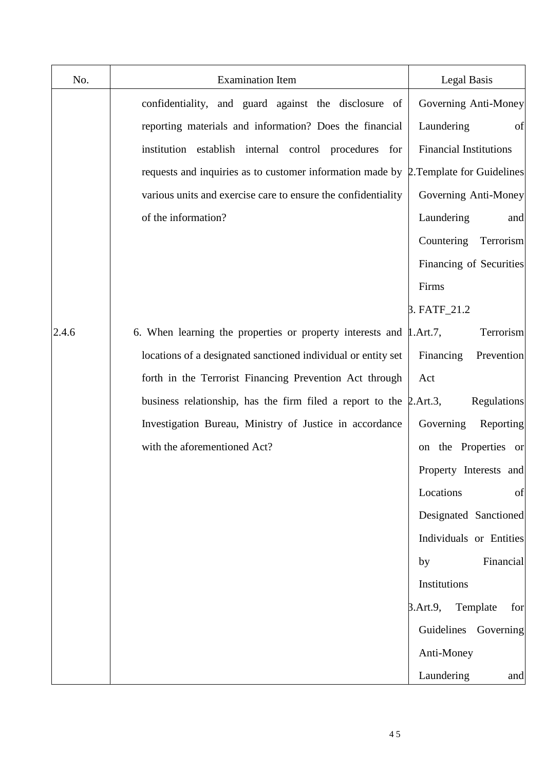| No. | Examination Item | Legal Basis |
|---|---|---|
| | confidentiality, and guard against the disclosure of reporting materials and information? Does the financial institution establish internal control procedures for requests and inquiries as to customer information made by various units and exercise care to ensure the confidentiality of the information? | Governing Anti-Money Laundering of Financial Institutions<br>2.Template for Guidelines Governing Anti-Money Laundering and Countering Terrorism Financing of Securities Firms<br>3. FATF_21.2 |
| 2.4.6 | 6. When learning the properties or property interests and locations of a designated sanctioned individual or entity set forth in the Terrorist Financing Prevention Act through business relationship, has the firm filed a report to the Investigation Bureau, Ministry of Justice in accordance with the aforementioned Act? | 1.Art.7, Terrorism Financing Prevention Act<br>2.Art.3, Regulations Governing Reporting on the Properties or Property Interests and Locations of Designated Sanctioned Individuals or Entities by Financial Institutions<br>3.Art.9, Template for Guidelines Governing Anti-Money Laundering and |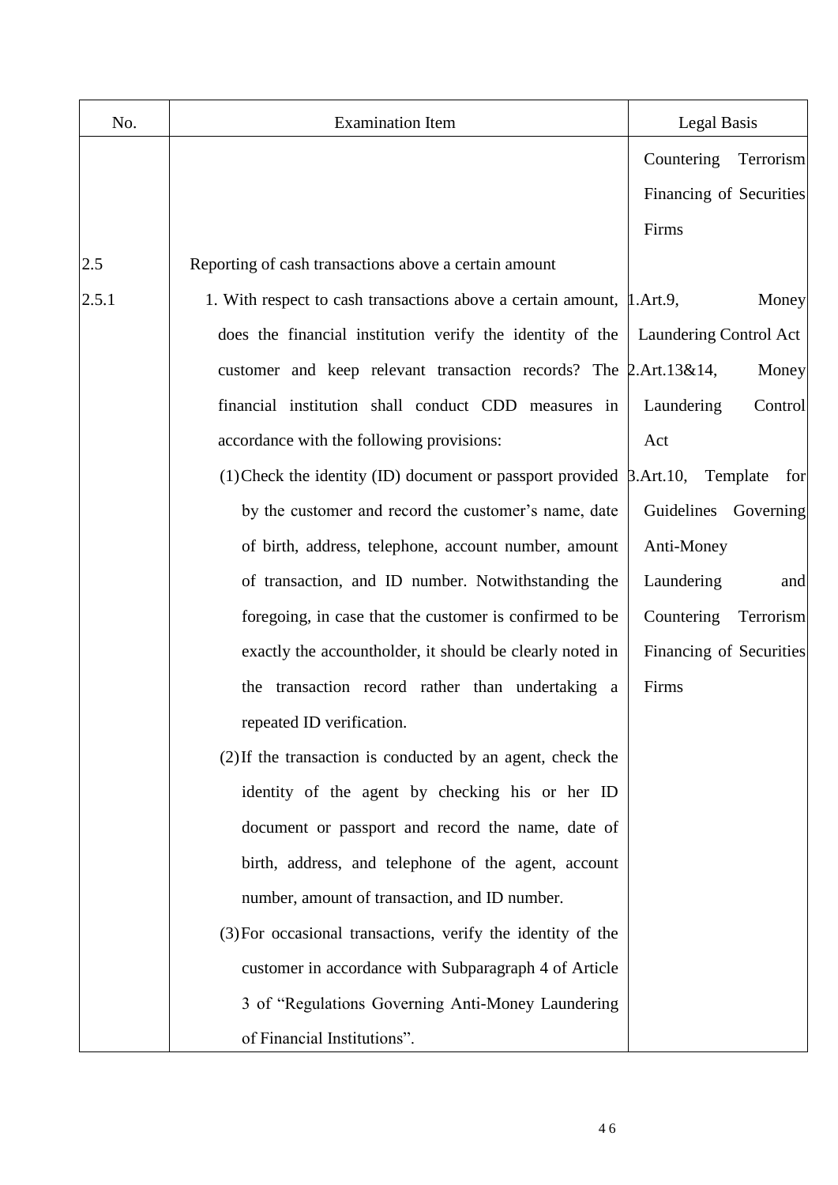| No. | Examination Item | Legal Basis |
|---|---|---|
| | | Countering Terrorism Financing of Securities Firms |
| 2.5 | Reporting of cash transactions above a certain amount | |
| 2.5.1 | 1. With respect to cash transactions above a certain amount, does the financial institution verify the identity of the customer and keep relevant transaction records? The financial institution shall conduct CDD measures in accordance with the following provisions:<br>(1) Check the identity (ID) document or passport provided by the customer and record the customer's name, date of birth, address, telephone, account number, amount of transaction, and ID number. Notwithstanding the foregoing, in case that the customer is confirmed to be exactly the accountholder, it should be clearly noted in the transaction record rather than undertaking a repeated ID verification.<br>(2) If the transaction is conducted by an agent, check the identity of the agent by checking his or her ID document or passport and record the name, date of birth, address, and telephone of the agent, account number, amount of transaction, and ID number.<br>(3) For occasional transactions, verify the identity of the customer in accordance with Subparagraph 4 of Article 3 of "Regulations Governing Anti-Money Laundering of Financial Institutions". | 1.Art.9, Money Laundering Control Act<br>2.Art.13&14, Money Laundering Control Act<br>3.Art.10, Template for Guidelines Governing Anti-Money Laundering and Countering Terrorism Financing of Securities Firms |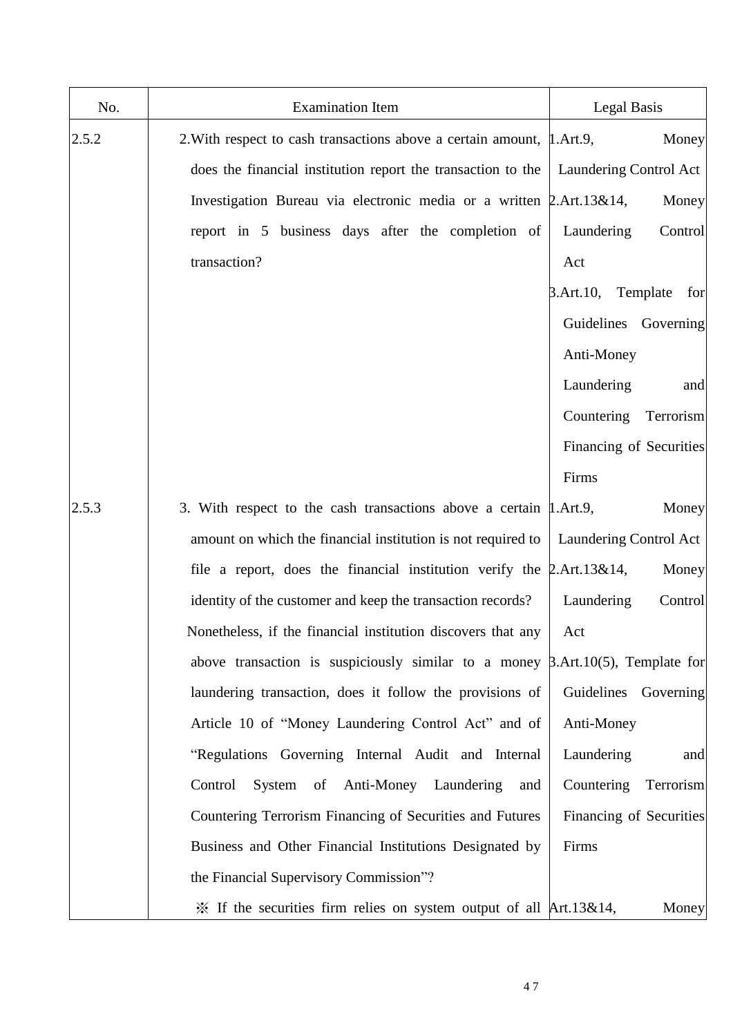| No. | Examination Item | Legal Basis |
| --- | --- | --- |
| 2.5.2 | 2. With respect to cash transactions above a certain amount, does the financial institution report the transaction to the Investigation Bureau via electronic media or a written report in 5 business days after the completion of transaction? | 1. Art.9, Money Laundering Control Act<br>2. Art.13&14, Money Laundering Control Act<br>3. Art.10, Template for Guidelines Governing Anti-Money Laundering and Countering Terrorism Financing of Securities Firms |
| 2.5.3 | 3. With respect to the cash transactions above a certain amount on which the financial institution is not required to file a report, does the financial institution verify the identity of the customer and keep the transaction records?<br>Nonetheless, if the financial institution discovers that any above transaction is suspiciously similar to a money laundering transaction, does it follow the provisions of Article 10 of "Money Laundering Control Act" and of "Regulations Governing Internal Audit and Internal Control System of Anti-Money Laundering and Countering Terrorism Financing of Securities and Futures Business and Other Financial Institutions Designated by the Financial Supervisory Commission"? | 1. Art.9, Money Laundering Control Act<br>2. Art.13&14, Money Laundering Control Act<br>3. Art.10(5), Template for Guidelines Governing Anti-Money Laundering and Countering Terrorism Financing of Securities Firms |
| | ※ If the securities firm relies on system output of all | Art.13&14, Money |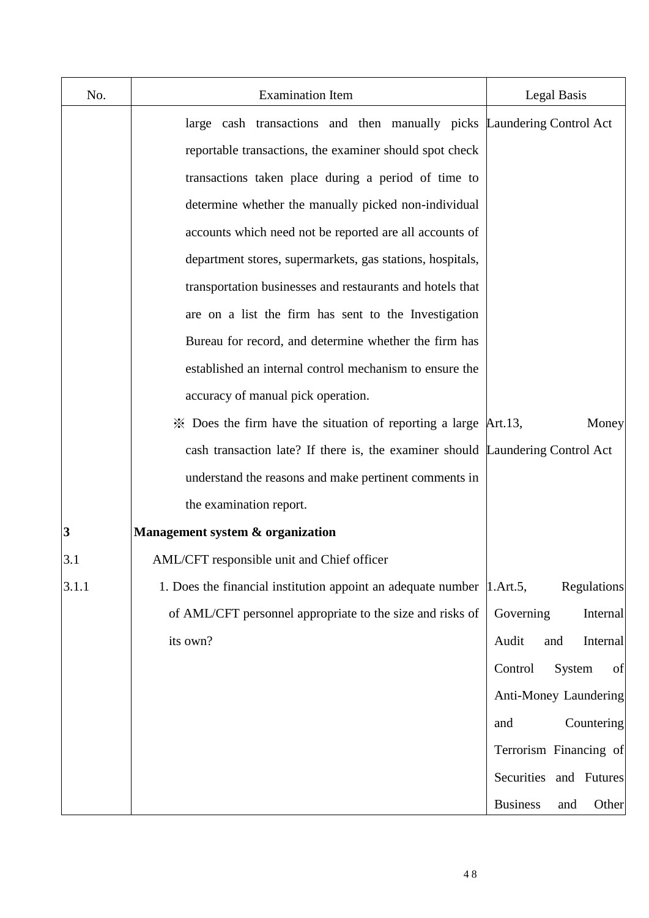| No. | Examination Item | Legal Basis |
|---|---|---|
| | large cash transactions and then manually picks reportable transactions, the examiner should spot check transactions taken place during a period of time to determine whether the manually picked non-individual accounts which need not be reported are all accounts of department stores, supermarkets, gas stations, hospitals, transportation businesses and restaurants and hotels that are on a list the firm has sent to the Investigation Bureau for record, and determine whether the firm has established an internal control mechanism to ensure the accuracy of manual pick operation. | Laundering Control Act |
| | ※ Does the firm have the situation of reporting a large cash transaction late? If there is, the examiner should understand the reasons and make pertinent comments in the examination report. | Art.13, Money Laundering Control Act |
| **3** | **Management system & organization** | |
| 3.1 | AML/CFT responsible unit and Chief officer | |
| 3.1.1 | 1. Does the financial institution appoint an adequate number of AML/CFT personnel appropriate to the size and risks of its own? | 1.Art.5, Regulations Governing Internal Audit and Internal Control System of Anti-Money Laundering and Countering Terrorism Financing of Securities and Futures Business and Other |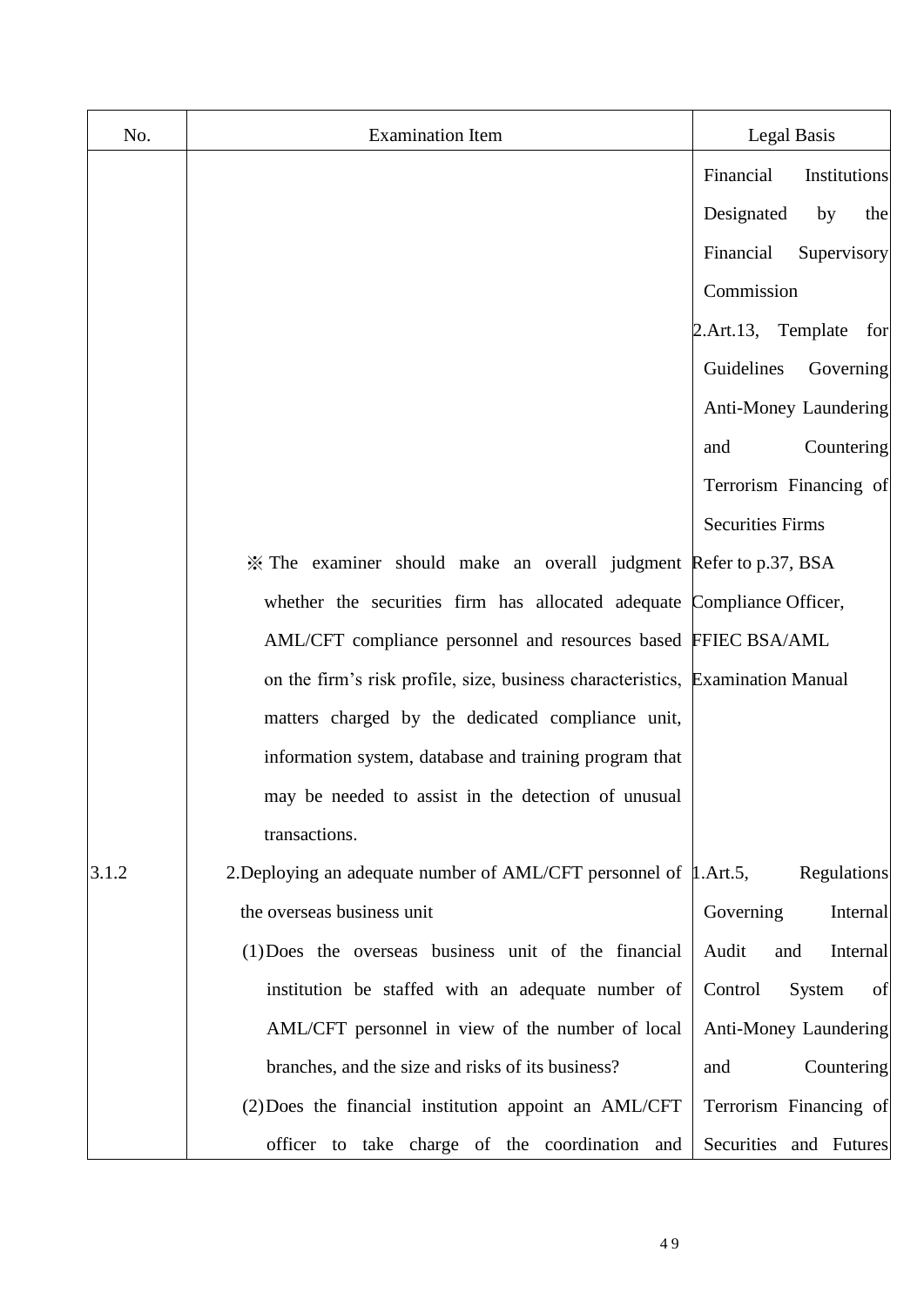| No. | Examination Item | Legal Basis |
| --- | --- | --- |
| | | Financial Institutions Designated by the Financial Supervisory Commission<br>2.Art.13, Template for Guidelines Governing Anti-Money Laundering and Countering Terrorism Financing of Securities Firms |
| | ※ The examiner should make an overall judgment whether the securities firm has allocated adequate AML/CFT compliance personnel and resources based on the firm's risk profile, size, business characteristics, matters charged by the dedicated compliance unit, information system, database and training program that may be needed to assist in the detection of unusual transactions. | Refer to p.37, BSA Compliance Officer, FFIEC BSA/AML Examination Manual |
| 3.1.2 | 2.Deploying an adequate number of AML/CFT personnel of the overseas business unit<br>(1) Does the overseas business unit of the financial institution be staffed with an adequate number of AML/CFT personnel in view of the number of local branches, and the size and risks of its business?<br>(2) Does the financial institution appoint an AML/CFT officer to take charge of the coordination and | 1.Art.5, Regulations Governing Internal Audit and Internal Control System of Anti-Money Laundering and Countering Terrorism Financing of Securities and Futures |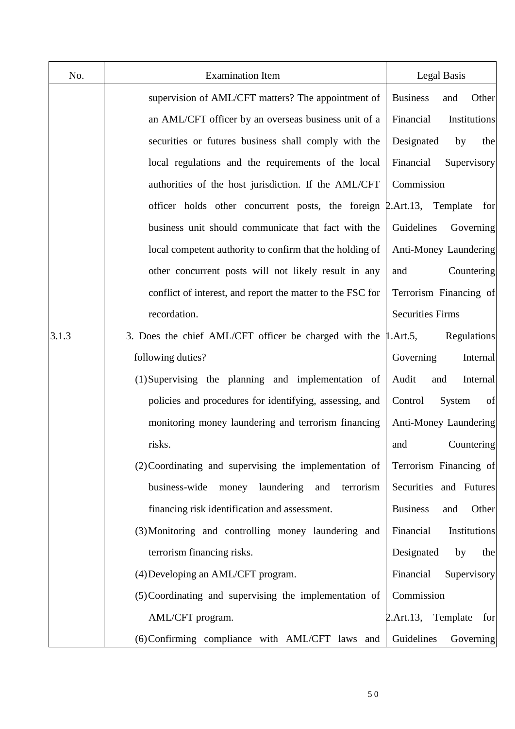| No. | Examination Item | Legal Basis |
|---|---|---|
| | supervision of AML/CFT matters? The appointment of an AML/CFT officer by an overseas business unit of a securities or futures business shall comply with the local regulations and the requirements of the local authorities of the host jurisdiction. If the AML/CFT officer holds other concurrent posts, the foreign business unit should communicate that fact with the local competent authority to confirm that the holding of other concurrent posts will not likely result in any conflict of interest, and report the matter to the FSC for recordation. | Business and Other Financial Institutions Designated by the Financial Supervisory Commission<br>2.Art.13, Template for Guidelines Governing Anti-Money Laundering and Countering Terrorism Financing of Securities Firms |
| 3.1.3 | 3. Does the chief AML/CFT officer be charged with the following duties?<br>(1) Supervising the planning and implementation of policies and procedures for identifying, assessing, and monitoring money laundering and terrorism financing risks.<br>(2) Coordinating and supervising the implementation of business-wide money laundering and terrorism financing risk identification and assessment.<br>(3) Monitoring and controlling money laundering and terrorism financing risks.<br>(4) Developing an AML/CFT program.<br>(5) Coordinating and supervising the implementation of AML/CFT program.<br>(6) Confirming compliance with AML/CFT laws and | 1.Art.5, Regulations Governing Internal Audit and Internal Control System of Anti-Money Laundering and Countering Terrorism Financing of Securities and Futures Business and Other Financial Institutions Designated by the Financial Supervisory Commission<br>2.Art.13, Template for Guidelines Governing |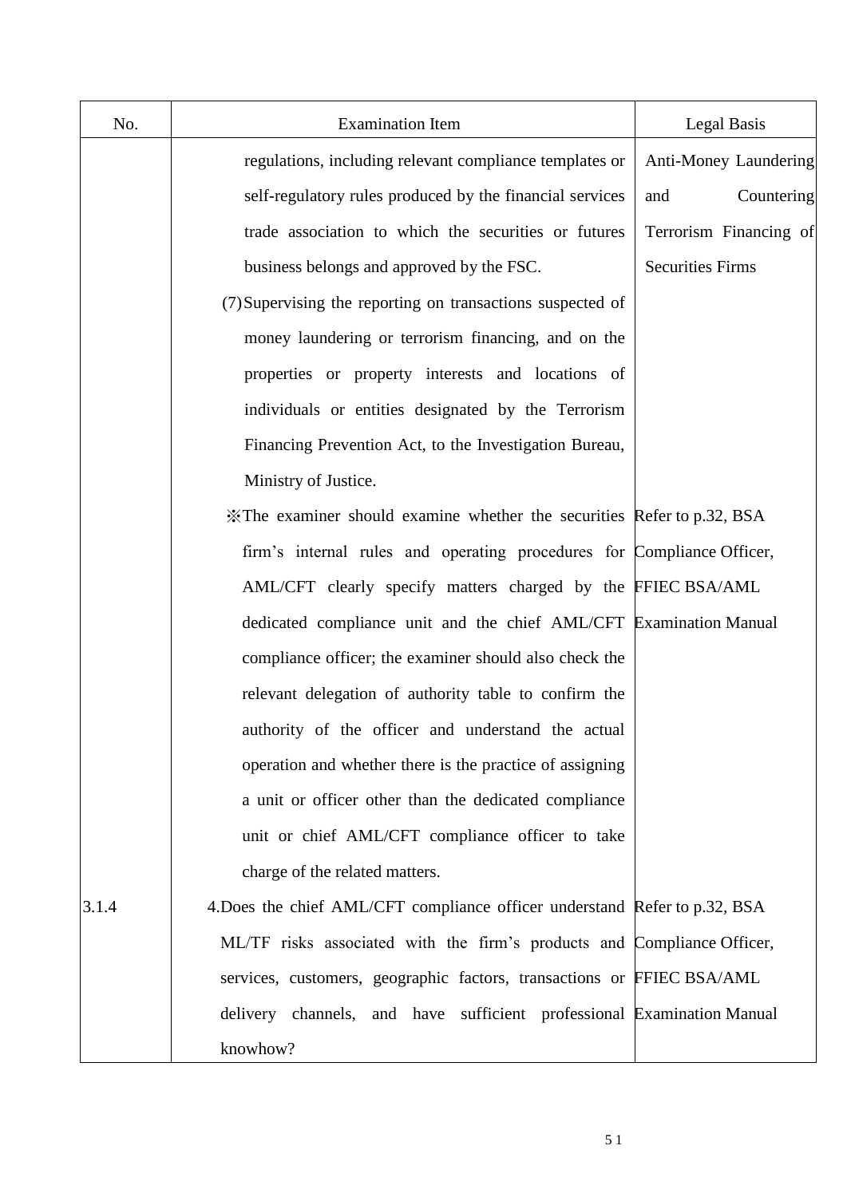| No. | Examination Item | Legal Basis |
|---|---|---|
| | regulations, including relevant compliance templates or self-regulatory rules produced by the financial services trade association to which the securities or futures business belongs and approved by the FSC.<br>(7) Supervising the reporting on transactions suspected of money laundering or terrorism financing, and on the properties or property interests and locations of individuals or entities designated by the Terrorism Financing Prevention Act, to the Investigation Bureau, Ministry of Justice. | Anti-Money Laundering and Countering Terrorism Financing of Securities Firms |
| | ※The examiner should examine whether the securities firm's internal rules and operating procedures for AML/CFT clearly specify matters charged by the dedicated compliance unit and the chief AML/CFT compliance officer; the examiner should also check the relevant delegation of authority table to confirm the authority of the officer and understand the actual operation and whether there is the practice of assigning a unit or officer other than the dedicated compliance unit or chief AML/CFT compliance officer to take charge of the related matters. | Refer to p.32, BSA Compliance Officer, FFIEC BSA/AML Examination Manual |
| 3.1.4 | 4.Does the chief AML/CFT compliance officer understand ML/TF risks associated with the firm's products and services, customers, geographic factors, transactions or delivery channels, and have sufficient professional knowhow? | Refer to p.32, BSA Compliance Officer, FFIEC BSA/AML Examination Manual |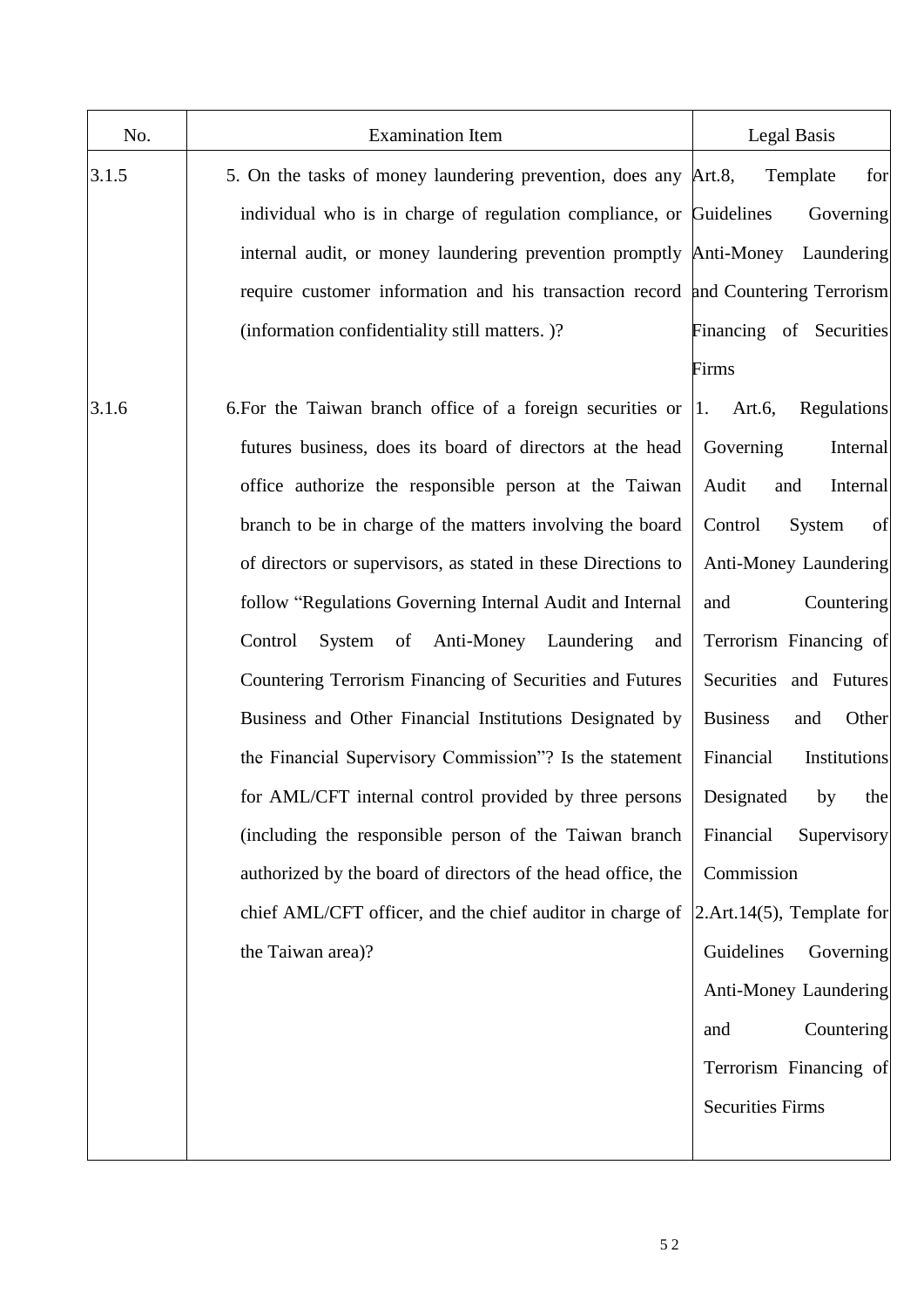| No. | Examination Item | Legal Basis |
| --- | --- | --- |
| 3.1.5 | 5. On the tasks of money laundering prevention, does any individual who is in charge of regulation compliance, or internal audit, or money laundering prevention promptly require customer information and his transaction record (information confidentiality still matters. )? | Art.8, Template for Guidelines Governing Anti-Money Laundering and Countering Terrorism Financing of Securities Firms |
| 3.1.6 | 6.For the Taiwan branch office of a foreign securities or futures business, does its board of directors at the head office authorize the responsible person at the Taiwan branch to be in charge of the matters involving the board of directors or supervisors, as stated in these Directions to follow "Regulations Governing Internal Audit and Internal Control System of Anti-Money Laundering and Countering Terrorism Financing of Securities and Futures Business and Other Financial Institutions Designated by the Financial Supervisory Commission"? Is the statement for AML/CFT internal control provided by three persons (including the responsible person of the Taiwan branch authorized by the board of directors of the head office, the chief AML/CFT officer, and the chief auditor in charge of the Taiwan area)? | 1. Art.6, Regulations Governing Internal Audit and Internal Control System of Anti-Money Laundering and Countering Terrorism Financing of Securities and Futures Business and Other Financial Institutions Designated by the Financial Supervisory Commission<br>2.Art.14(5), Template for Guidelines Governing Anti-Money Laundering and Countering Terrorism Financing of Securities Firms |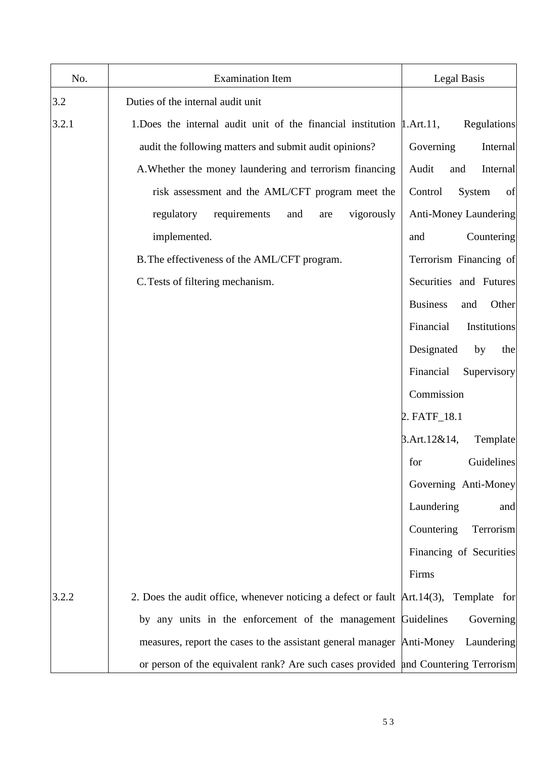| No. | Examination Item | Legal Basis |
|---|---|---|
| 3.2 | Duties of the internal audit unit | |
| 3.2.1 | 1.Does the internal audit unit of the financial institution audit the following matters and submit audit opinions?<br>A.Whether the money laundering and terrorism financing risk assessment and the AML/CFT program meet the regulatory requirements and are vigorously implemented.<br>B.The effectiveness of the AML/CFT program.<br>C.Tests of filtering mechanism. | 1.Art.11, Regulations Governing Internal Audit and Internal Control System of Anti-Money Laundering and Countering Terrorism Financing of Securities and Futures Business and Other Financial Institutions Designated by the Financial Supervisory Commission<br>2. FATF_18.1<br>3.Art.12&14, Template for Guidelines Governing Anti-Money Laundering and Countering Terrorism Financing of Securities Firms |
| 3.2.2 | 2. Does the audit office, whenever noticing a defect or fault by any units in the enforcement of the management measures, report the cases to the assistant general manager or person of the equivalent rank? Are such cases provided | Art.14(3), Template for Guidelines Governing Anti-Money Laundering and Countering Terrorism |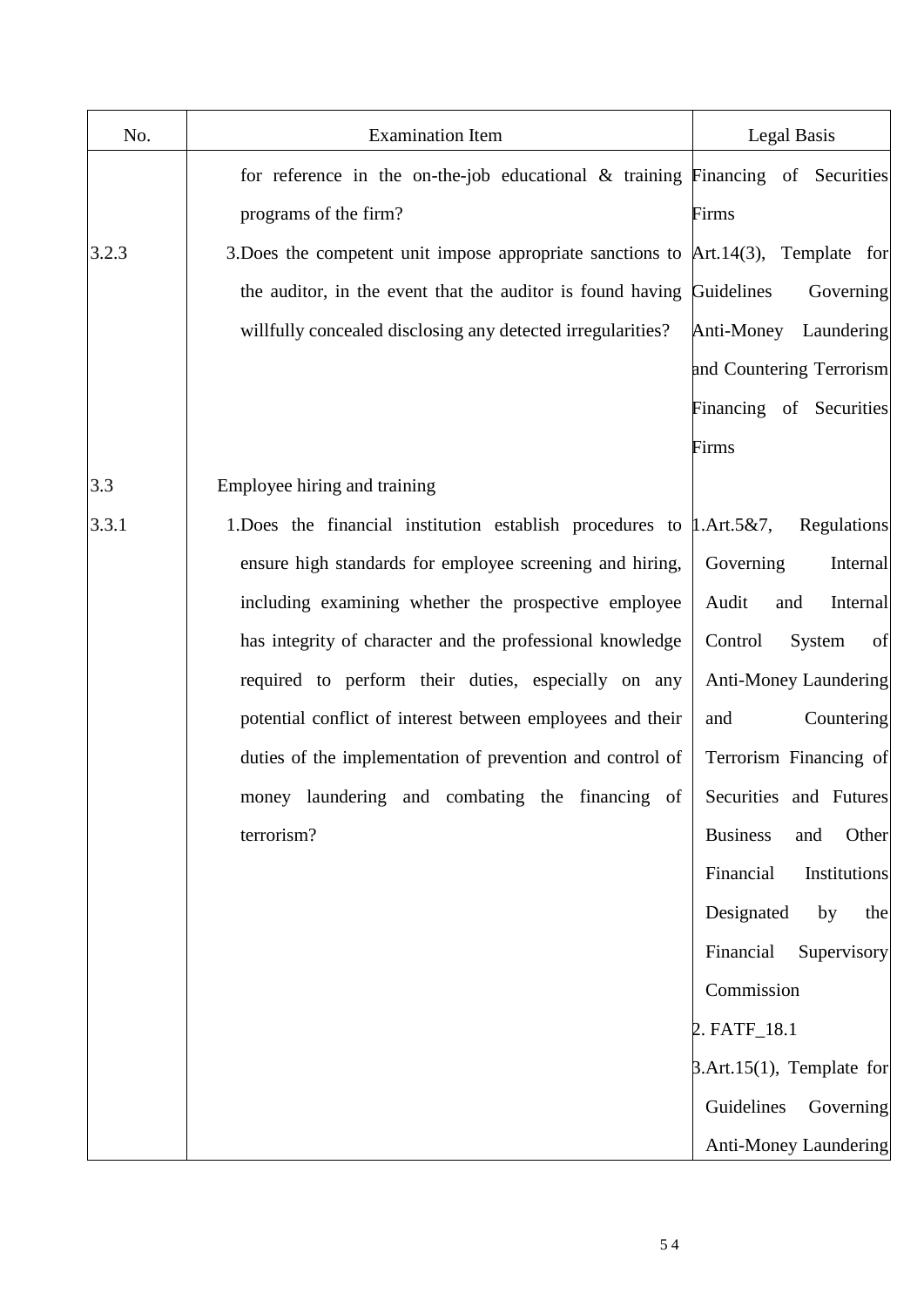| No. | Examination Item | Legal Basis |
| --- | --- | --- |
| | for reference in the on-the-job educational & training programs of the firm? | Financing of Securities Firms |
| 3.2.3 | 3.Does the competent unit impose appropriate sanctions to the auditor, in the event that the auditor is found having willfully concealed disclosing any detected irregularities? | Art.14(3), Template for Guidelines Governing Anti-Money Laundering and Countering Terrorism Financing of Securities Firms |
| 3.3 | Employee hiring and training | |
| 3.3.1 | 1.Does the financial institution establish procedures to ensure high standards for employee screening and hiring, including examining whether the prospective employee has integrity of character and the professional knowledge required to perform their duties, especially on any potential conflict of interest between employees and their duties of the implementation of prevention and control of money laundering and combating the financing of terrorism? | 1.Art.5&7, Regulations Governing Internal Audit and Internal Control System of Anti-Money Laundering and Countering Terrorism Financing of Securities and Futures Business and Other Financial Institutions Designated by the Financial Supervisory Commission<br>2. FATF_18.1<br>3.Art.15(1), Template for Guidelines Governing Anti-Money Laundering |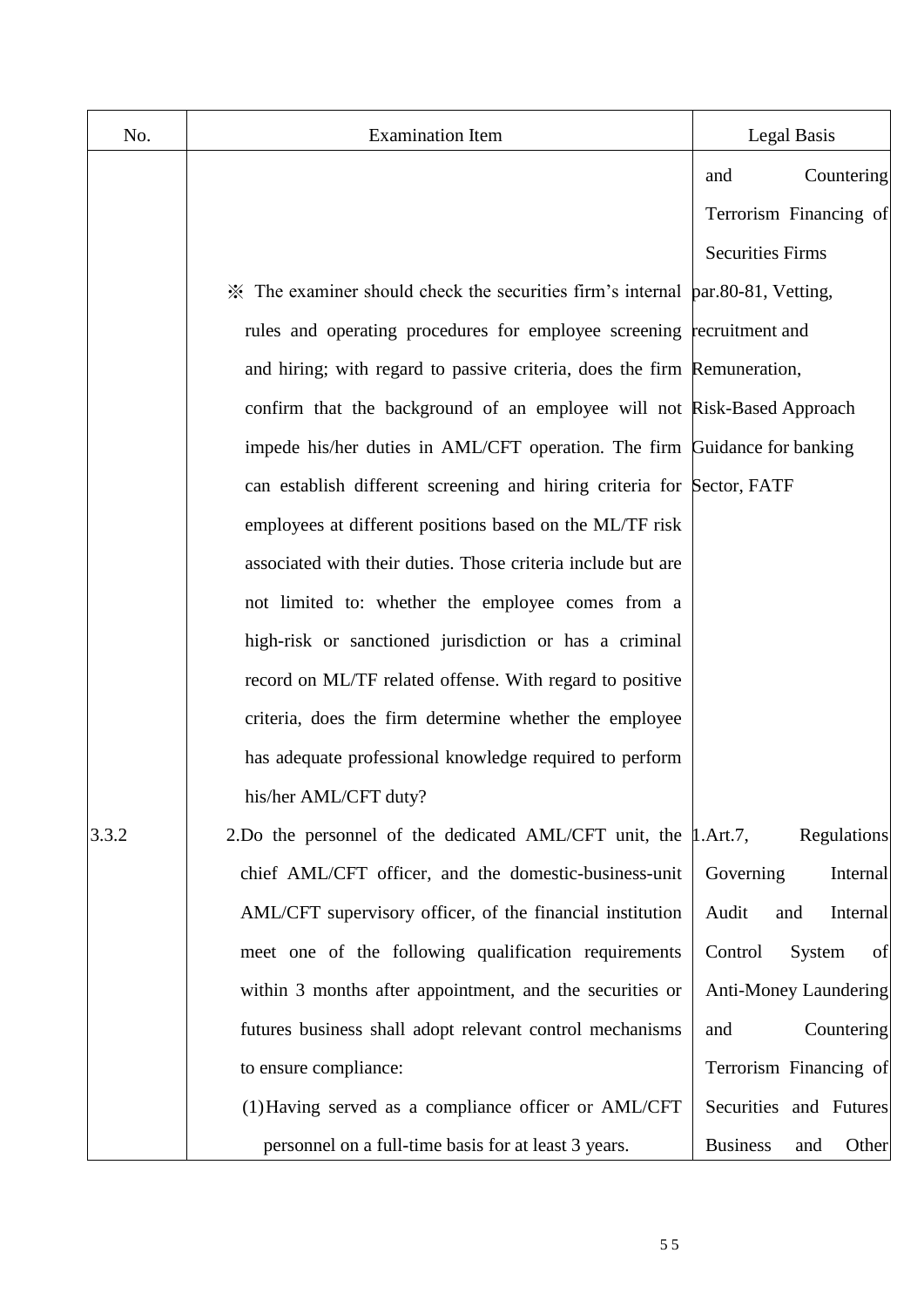| No. | Examination Item | Legal Basis |
|---|---|---|
| | | and Countering Terrorism Financing of Securities Firms |
| | ※ The examiner should check the securities firm's internal rules and operating procedures for employee screening and hiring; with regard to passive criteria, does the firm confirm that the background of an employee will not impede his/her duties in AML/CFT operation. The firm can establish different screening and hiring criteria for employees at different positions based on the ML/TF risk associated with their duties. Those criteria include but are not limited to: whether the employee comes from a high-risk or sanctioned jurisdiction or has a criminal record on ML/TF related offense. With regard to positive criteria, does the firm determine whether the employee has adequate professional knowledge required to perform his/her AML/CFT duty? | par.80-81, Vetting, recruitment and Remuneration, Risk-Based Approach Guidance for banking Sector, FATF |
| 3.3.2 | 2.Do the personnel of the dedicated AML/CFT unit, the chief AML/CFT officer, and the domestic-business-unit AML/CFT supervisory officer, of the financial institution meet one of the following qualification requirements within 3 months after appointment, and the securities or futures business shall adopt relevant control mechanisms to ensure compliance:<br>(1) Having served as a compliance officer or AML/CFT personnel on a full-time basis for at least 3 years. | 1.Art.7, Regulations Governing Internal Audit and Internal Control System of Anti-Money Laundering and Countering Terrorism Financing of Securities and Futures Business and Other |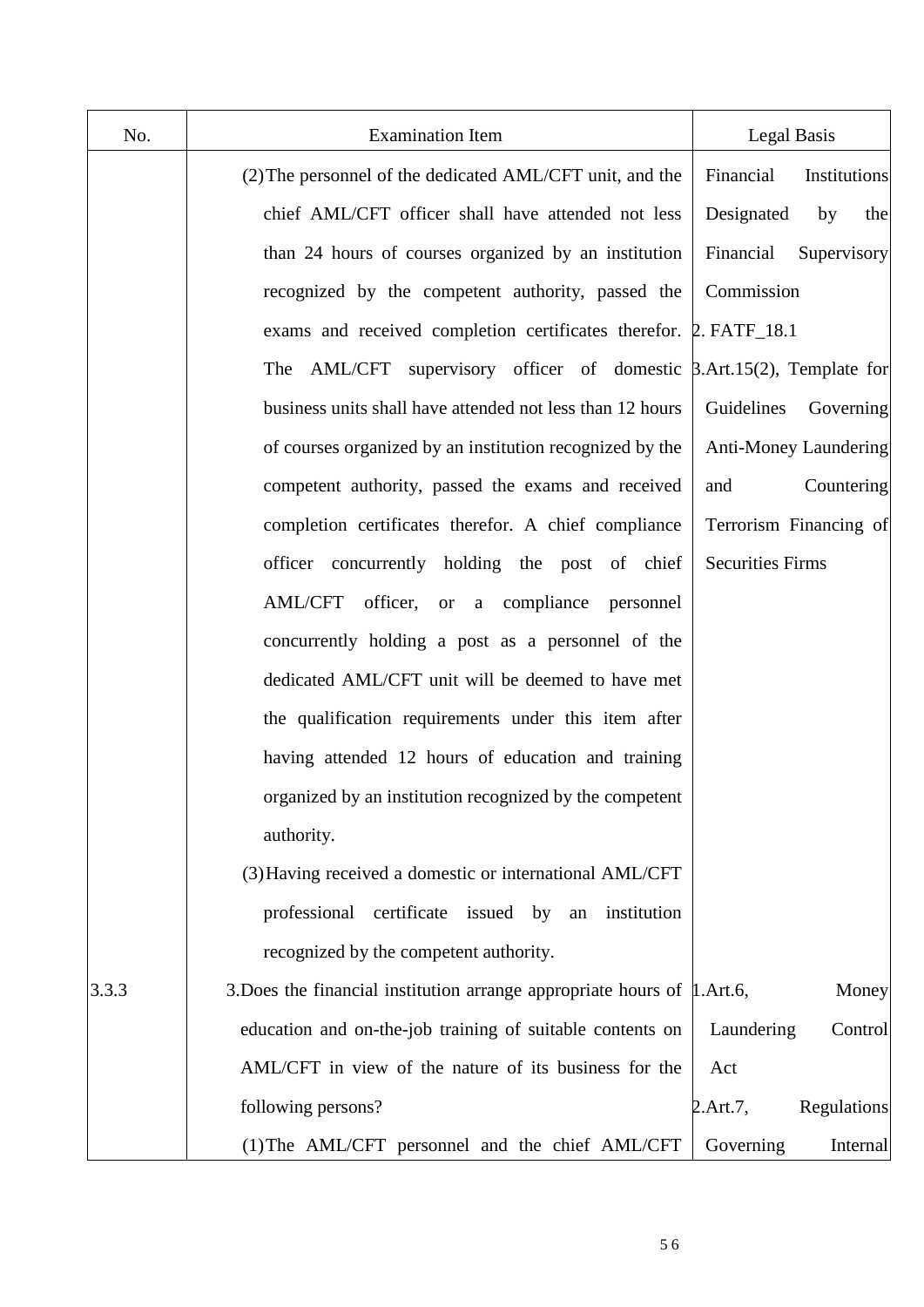| No. | Examination Item | Legal Basis |
|---|---|---|
| | (2) The personnel of the dedicated AML/CFT unit, and the chief AML/CFT officer shall have attended not less than 24 hours of courses organized by an institution recognized by the competent authority, passed the exams and received completion certificates therefor. The AML/CFT supervisory officer of domestic business units shall have attended not less than 12 hours of courses organized by an institution recognized by the competent authority, passed the exams and received completion certificates therefor. A chief compliance officer concurrently holding the post of chief AML/CFT officer, or a compliance personnel concurrently holding a post as a personnel of the dedicated AML/CFT unit will be deemed to have met the qualification requirements under this item after having attended 12 hours of education and training organized by an institution recognized by the competent authority.<br>(3) Having received a domestic or international AML/CFT professional certificate issued by an institution recognized by the competent authority. | Financial Institutions Designated by the Financial Supervisory Commission<br>2. FATF_18.1<br>3. Art.15(2), Template for Guidelines Governing Anti-Money Laundering and Countering Terrorism Financing of Securities Firms |
| 3.3.3 | 3. Does the financial institution arrange appropriate hours of education and on-the-job training of suitable contents on AML/CFT in view of the nature of its business for the following persons?<br>(1) The AML/CFT personnel and the chief AML/CFT | 1. Art.6, Money Laundering Control Act<br>2. Art.7, Regulations Governing Internal |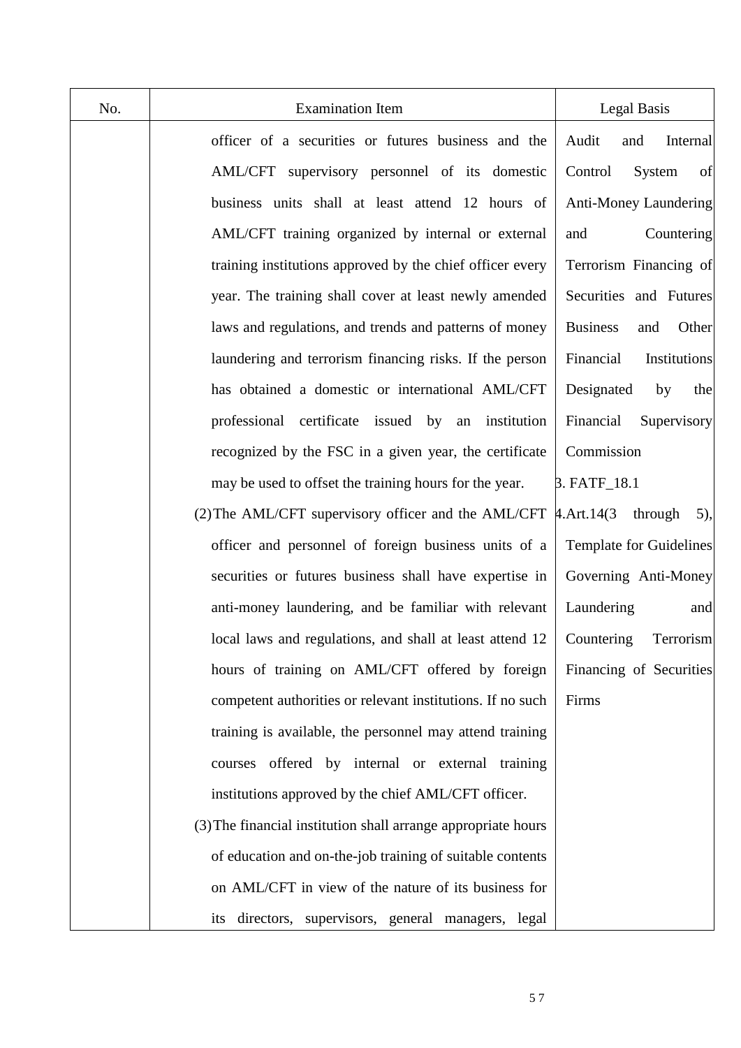| No. | Examination Item | Legal Basis |
| --- | --- | --- |
| | officer of a securities or futures business and the AML/CFT supervisory personnel of its domestic business units shall at least attend 12 hours of AML/CFT training organized by internal or external training institutions approved by the chief officer every year. The training shall cover at least newly amended laws and regulations, and trends and patterns of money laundering and terrorism financing risks. If the person has obtained a domestic or international AML/CFT professional certificate issued by an institution recognized by the FSC in a given year, the certificate may be used to offset the training hours for the year.<br>(2) The AML/CFT supervisory officer and the AML/CFT officer and personnel of foreign business units of a securities or futures business shall have expertise in anti-money laundering, and be familiar with relevant local laws and regulations, and shall at least attend 12 hours of training on AML/CFT offered by foreign competent authorities or relevant institutions. If no such training is available, the personnel may attend training courses offered by internal or external training institutions approved by the chief AML/CFT officer.<br>(3) The financial institution shall arrange appropriate hours of education and on-the-job training of suitable contents on AML/CFT in view of the nature of its business for its directors, supervisors, general managers, legal | Audit and Internal Control System of Anti-Money Laundering and Countering Terrorism Financing of Securities and Futures Business and Other Financial Institutions Designated by the Financial Supervisory Commission<br>3. FATF_18.1<br>4. Art.14(3 through 5), Template for Guidelines Governing Anti-Money Laundering and Countering Terrorism Financing of Securities Firms |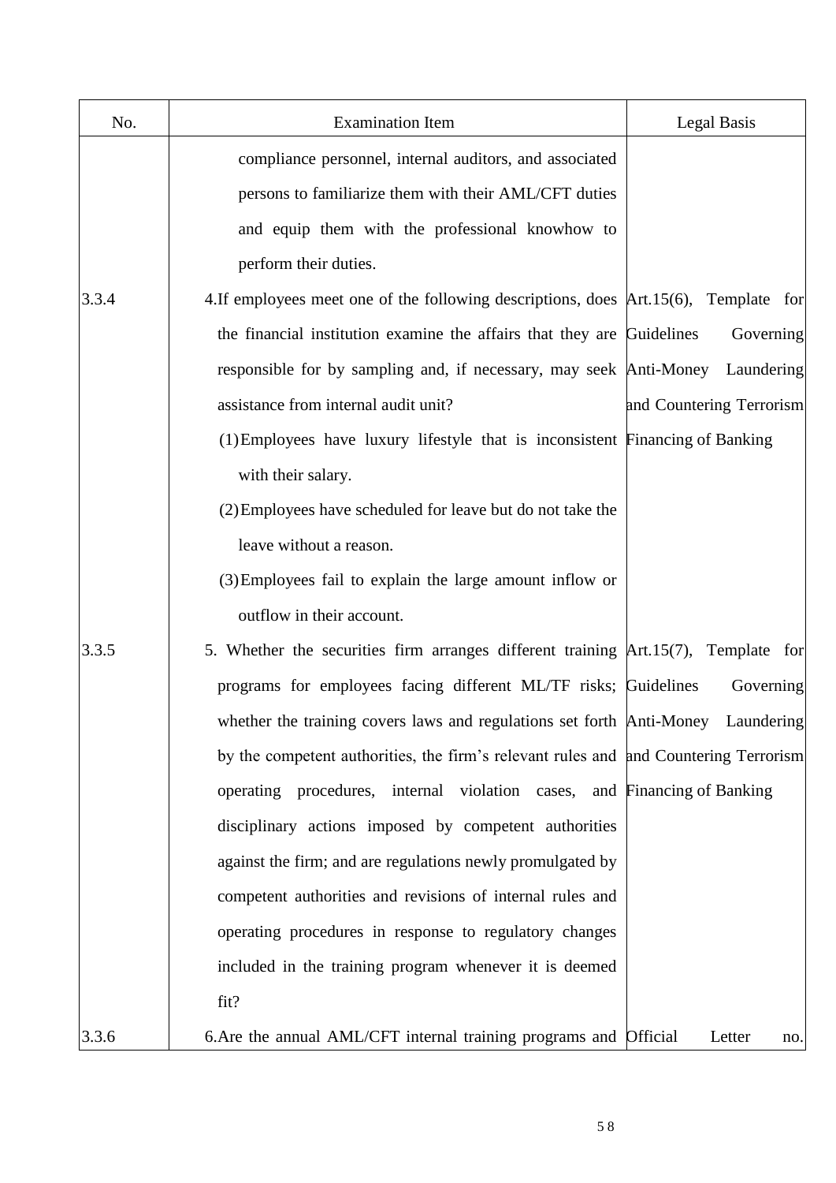| No. | Examination Item | Legal Basis |
|---|---|---|
| | compliance personnel, internal auditors, and associated persons to familiarize them with their AML/CFT duties and equip them with the professional knowhow to perform their duties. | |
| 3.3.4 | 4.If employees meet one of the following descriptions, does the financial institution examine the affairs that they are responsible for by sampling and, if necessary, may seek assistance from internal audit unit?<br>(1) Employees have luxury lifestyle that is inconsistent with their salary.<br>(2) Employees have scheduled for leave but do not take the leave without a reason.<br>(3) Employees fail to explain the large amount inflow or outflow in their account. | Art.15(6), Template for Guidelines Governing Anti-Money Laundering and Countering Terrorism Financing of Banking |
| 3.3.5 | 5. Whether the securities firm arranges different training programs for employees facing different ML/TF risks; whether the training covers laws and regulations set forth by the competent authorities, the firm's relevant rules and operating procedures, internal violation cases, and disciplinary actions imposed by competent authorities against the firm; and are regulations newly promulgated by competent authorities and revisions of internal rules and operating procedures in response to regulatory changes included in the training program whenever it is deemed fit? | Art.15(7), Template for Guidelines Governing Anti-Money Laundering and Countering Terrorism Financing of Banking |
| 3.3.6 | 6.Are the annual AML/CFT internal training programs and | Official Letter no. |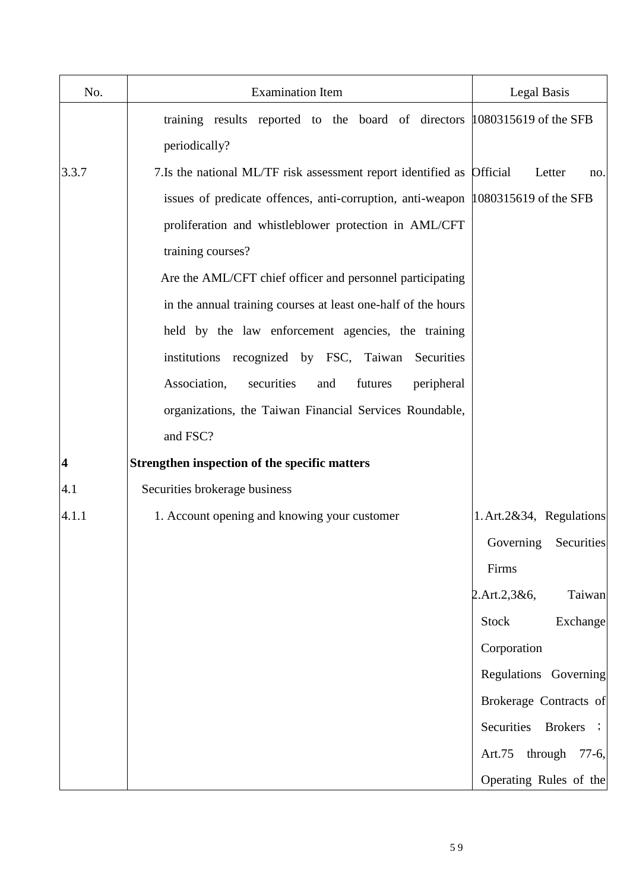| No. | Examination Item | Legal Basis |
| --- | --- | --- |
| | training results reported to the board of directors periodically? | 1080315619 of the SFB |
| 3.3.7 | 7.Is the national ML/TF risk assessment report identified as issues of predicate offences, anti-corruption, anti-weapon proliferation and whistleblower protection in AML/CFT training courses?<br>Are the AML/CFT chief officer and personnel participating in the annual training courses at least one-half of the hours held by the law enforcement agencies, the training institutions recognized by FSC, Taiwan Securities Association, securities and futures peripheral organizations, the Taiwan Financial Services Roundable, and FSC? | Official Letter no. 1080315619 of the SFB |
| **4** | **Strengthen inspection of the specific matters** | |
| 4.1 | Securities brokerage business | |
| 4.1.1 | 1. Account opening and knowing your customer | 1. Art.2&34, Regulations Governing Securities Firms<br>2. Art.2,3&6, Taiwan Stock Exchange Corporation Regulations Governing Brokerage Contracts of Securities Brokers ; Art.75 through 77-6, Operating Rules of the |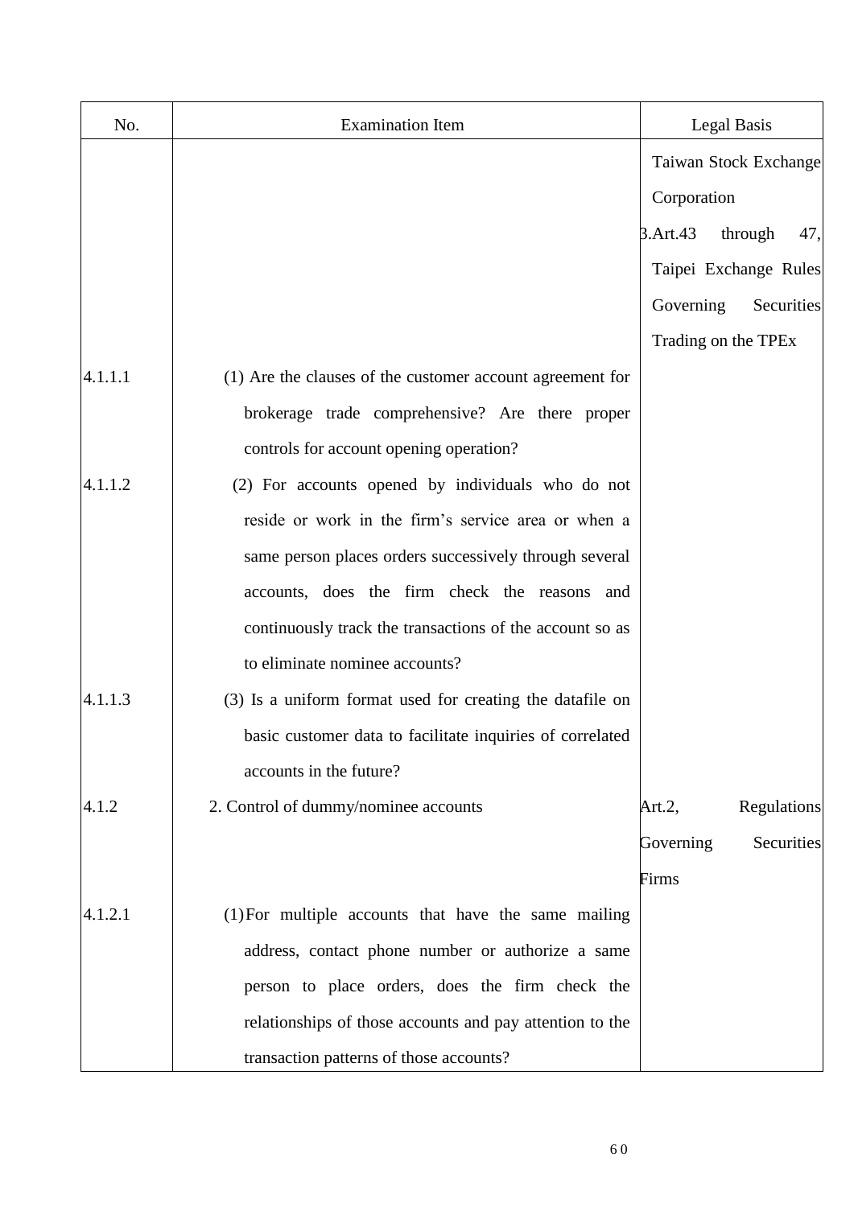| No. | Examination Item | Legal Basis |
|---|---|---|
| | | Taiwan Stock Exchange Corporation<br>3.Art.43 through 47, Taipei Exchange Rules Governing Securities Trading on the TPEx |
| 4.1.1.1 | (1) Are the clauses of the customer account agreement for brokerage trade comprehensive? Are there proper controls for account opening operation? | |
| 4.1.1.2 | (2) For accounts opened by individuals who do not reside or work in the firm's service area or when a same person places orders successively through several accounts, does the firm check the reasons and continuously track the transactions of the account so as to eliminate nominee accounts? | |
| 4.1.1.3 | (3) Is a uniform format used for creating the datafile on basic customer data to facilitate inquiries of correlated accounts in the future? | |
| 4.1.2 | 2. Control of dummy/nominee accounts | Art.2, Regulations Governing Securities Firms |
| 4.1.2.1 | (1) For multiple accounts that have the same mailing address, contact phone number or authorize a same person to place orders, does the firm check the relationships of those accounts and pay attention to the transaction patterns of those accounts? | |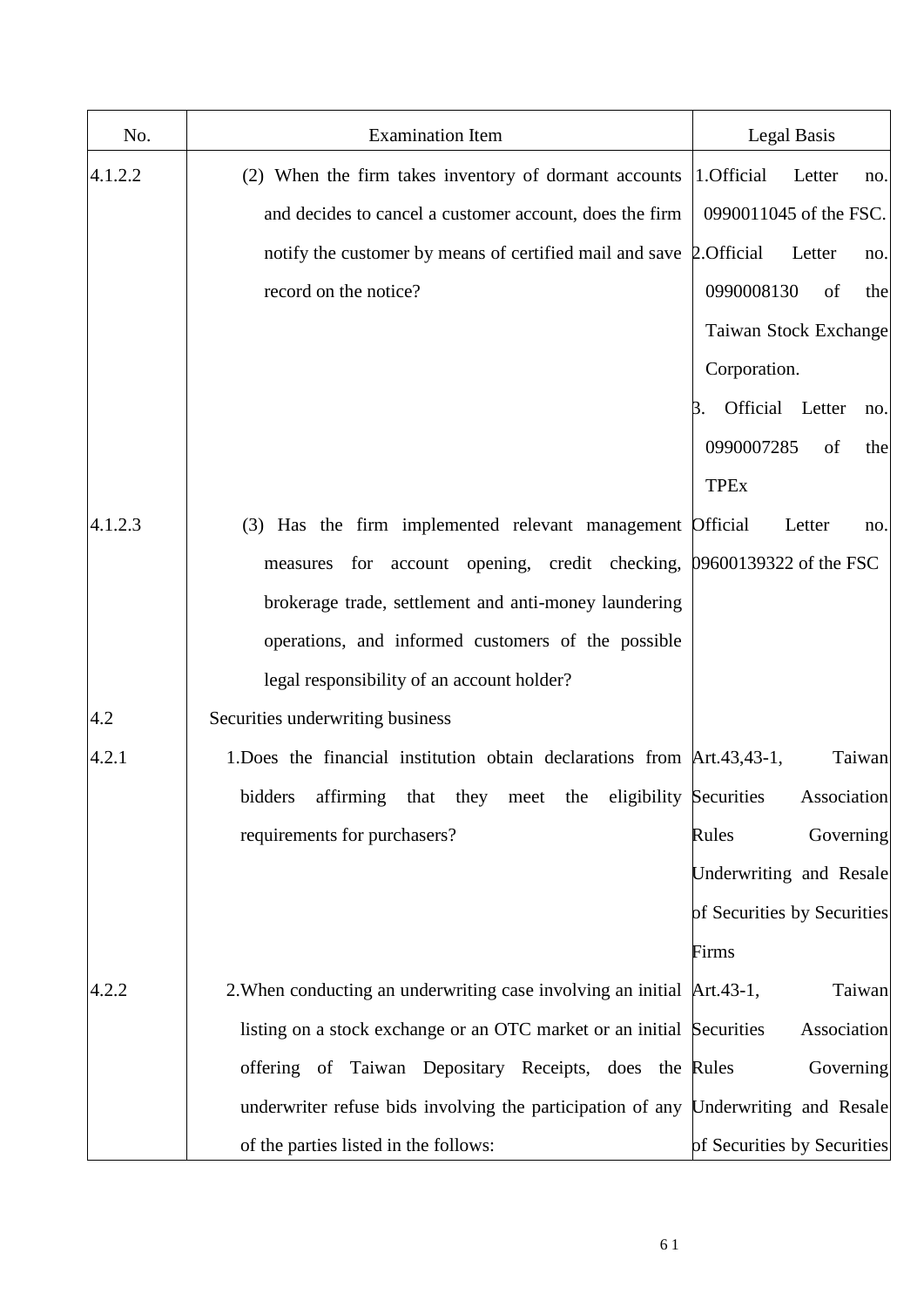| No. | Examination Item | Legal Basis |
|---|---|---|
| 4.1.2.2 | (2) When the firm takes inventory of dormant accounts and decides to cancel a customer account, does the firm notify the customer by means of certified mail and save record on the notice? | 1.Official Letter no. 0990011045 of the FSC.<br>2.Official Letter no. 0990008130 of the Taiwan Stock Exchange Corporation.<br>3. Official Letter no. 0990007285 of the TPEx |
| 4.1.2.3 | (3) Has the firm implemented relevant management measures for account opening, credit checking, brokerage trade, settlement and anti-money laundering operations, and informed customers of the possible legal responsibility of an account holder? | Official Letter no. 09600139322 of the FSC |
| 4.2 | Securities underwriting business | |
| 4.2.1 | 1.Does the financial institution obtain declarations from bidders affirming that they meet the eligibility requirements for purchasers? | Art.43,43-1, Taiwan Securities Association Rules Governing Underwriting and Resale of Securities by Securities Firms |
| 4.2.2 | 2.When conducting an underwriting case involving an initial listing on a stock exchange or an OTC market or an initial offering of Taiwan Depositary Receipts, does the underwriter refuse bids involving the participation of any of the parties listed in the follows: | Art.43-1, Taiwan Securities Association Rules Governing Underwriting and Resale of Securities by Securities |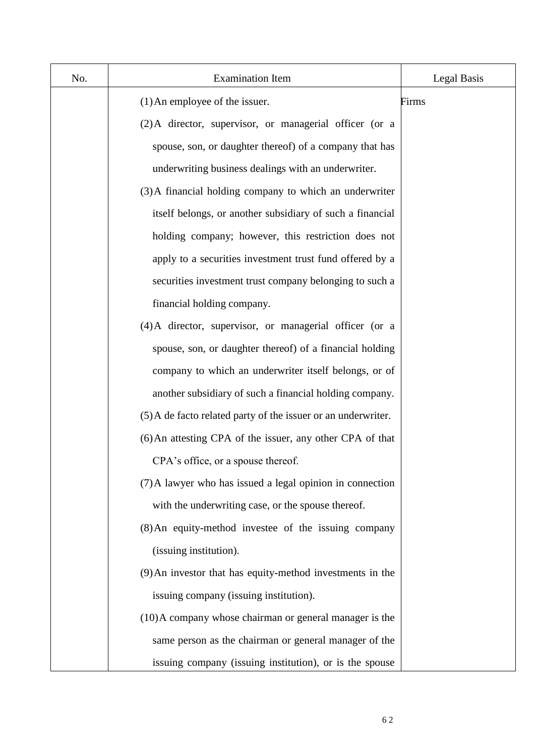| No. | Examination Item | Legal Basis |
|---|---|---|
| | (1) An employee of the issuer.<br>(2) A director, supervisor, or managerial officer (or a spouse, son, or daughter thereof) of a company that has underwriting business dealings with an underwriter.<br>(3) A financial holding company to which an underwriter itself belongs, or another subsidiary of such a financial holding company; however, this restriction does not apply to a securities investment trust fund offered by a securities investment trust company belonging to such a financial holding company.<br>(4) A director, supervisor, or managerial officer (or a spouse, son, or daughter thereof) of a financial holding company to which an underwriter itself belongs, or of another subsidiary of such a financial holding company.<br>(5) A de facto related party of the issuer or an underwriter.<br>(6) An attesting CPA of the issuer, any other CPA of that CPA's office, or a spouse thereof.<br>(7) A lawyer who has issued a legal opinion in connection with the underwriting case, or the spouse thereof.<br>(8) An equity-method investee of the issuing company (issuing institution).<br>(9) An investor that has equity-method investments in the issuing company (issuing institution).<br>(10) A company whose chairman or general manager is the same person as the chairman or general manager of the issuing company (issuing institution), or is the spouse | Firms |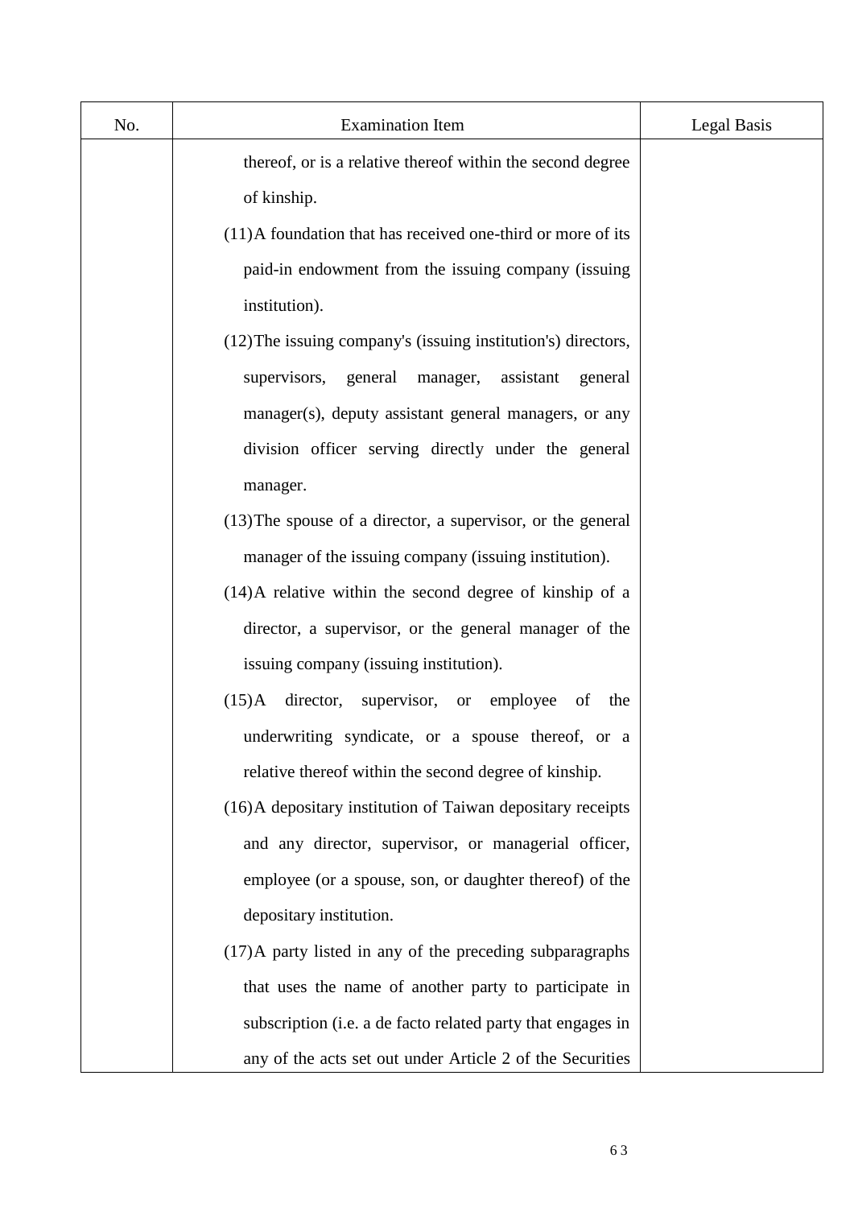| No. | Examination Item | Legal Basis |
| --- | --- | --- |
| | thereof, or is a relative thereof within the second degree of kinship.<br>(11)A foundation that has received one-third or more of its paid-in endowment from the issuing company (issuing institution).<br>(12)The issuing company's (issuing institution's) directors, supervisors, general manager, assistant general manager(s), deputy assistant general managers, or any division officer serving directly under the general manager.<br>(13)The spouse of a director, a supervisor, or the general manager of the issuing company (issuing institution).<br>(14)A relative within the second degree of kinship of a director, a supervisor, or the general manager of the issuing company (issuing institution).<br>(15)A director, supervisor, or employee of the underwriting syndicate, or a spouse thereof, or a relative thereof within the second degree of kinship.<br>(16)A depositary institution of Taiwan depositary receipts and any director, supervisor, or managerial officer, employee (or a spouse, son, or daughter thereof) of the depositary institution.<br>(17)A party listed in any of the preceding subparagraphs that uses the name of another party to participate in subscription (i.e. a de facto related party that engages in any of the acts set out under Article 2 of the Securities | |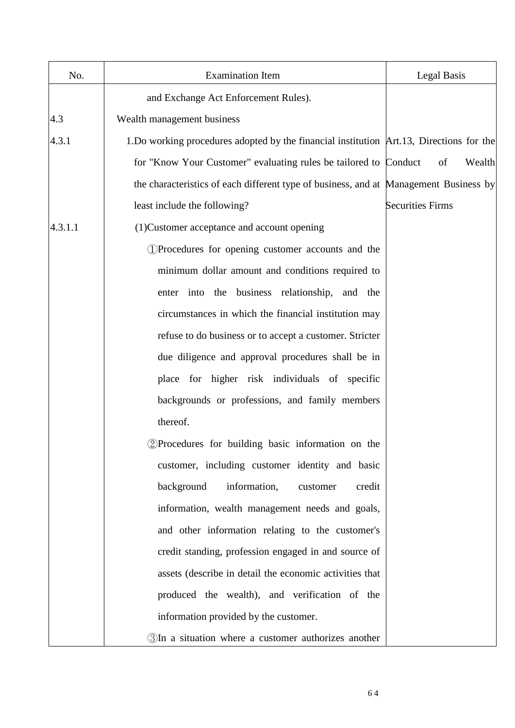| No. | Examination Item | Legal Basis |
|---|---|---|
| | and Exchange Act Enforcement Rules). | |
| 4.3 | Wealth management business | |
| 4.3.1 | 1.Do working procedures adopted by the financial institution for "Know Your Customer" evaluating rules be tailored to the characteristics of each different type of business, and at least include the following? | Art.13, Directions for the Conduct of Wealth Management Business by Securities Firms |
| 4.3.1.1 | (1)Customer acceptance and account opening<br>①Procedures for opening customer accounts and the minimum dollar amount and conditions required to enter into the business relationship, and the circumstances in which the financial institution may refuse to do business or to accept a customer. Stricter due diligence and approval procedures shall be in place for higher risk individuals of specific backgrounds or professions, and family members thereof.<br>②Procedures for building basic information on the customer, including customer identity and basic background information, customer credit information, wealth management needs and goals, and other information relating to the customer's credit standing, profession engaged in and source of assets (describe in detail the economic activities that produced the wealth), and verification of the information provided by the customer.<br>③In a situation where a customer authorizes another | |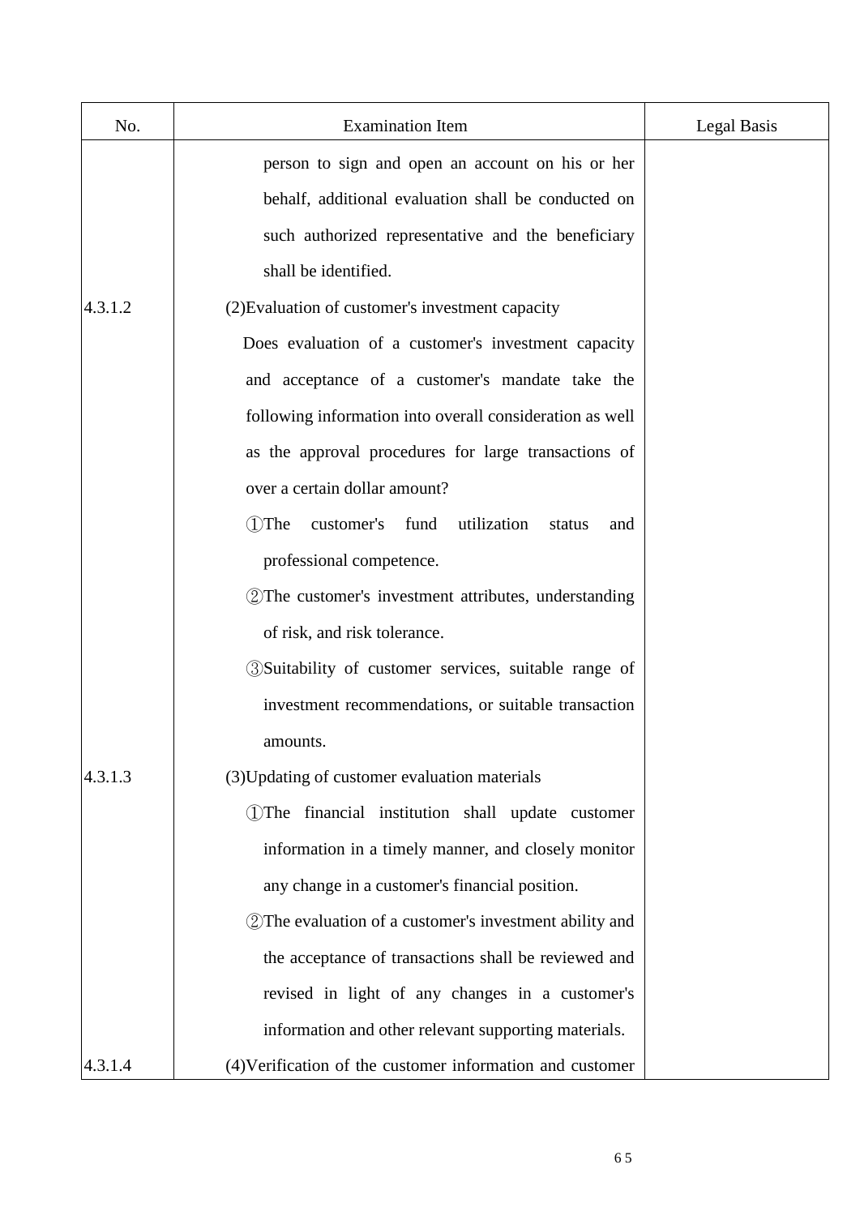| No. | Examination Item | Legal Basis |
| --- | --- | --- |
| | person to sign and open an account on his or her behalf, additional evaluation shall be conducted on such authorized representative and the beneficiary shall be identified. | |
| 4.3.1.2 | (2)Evaluation of customer's investment capacity<br>Does evaluation of a customer's investment capacity and acceptance of a customer's mandate take the following information into overall consideration as well as the approval procedures for large transactions of over a certain dollar amount?<br>①The customer's fund utilization status and professional competence.<br>②The customer's investment attributes, understanding of risk, and risk tolerance.<br>③Suitability of customer services, suitable range of investment recommendations, or suitable transaction amounts. | |
| 4.3.1.3 | (3)Updating of customer evaluation materials<br>①The financial institution shall update customer information in a timely manner, and closely monitor any change in a customer's financial position.<br>②The evaluation of a customer's investment ability and the acceptance of transactions shall be reviewed and revised in light of any changes in a customer's information and other relevant supporting materials. | |
| 4.3.1.4 | (4)Verification of the customer information and customer | |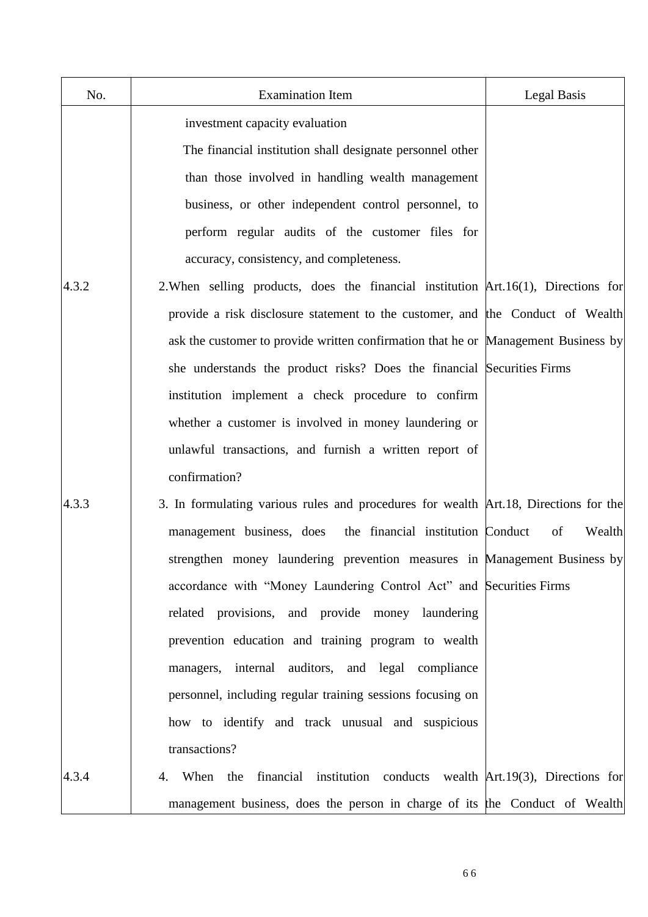| No. | Examination Item | Legal Basis |
|---|---|---|
| | investment capacity evaluation<br>The financial institution shall designate personnel other than those involved in handling wealth management business, or other independent control personnel, to perform regular audits of the customer files for accuracy, consistency, and completeness. | |
| 4.3.2 | 2.When selling products, does the financial institution provide a risk disclosure statement to the customer, and ask the customer to provide written confirmation that he or she understands the product risks? Does the financial institution implement a check procedure to confirm whether a customer is involved in money laundering or unlawful transactions, and furnish a written report of confirmation? | Art.16(1), Directions for the Conduct of Wealth Management Business by Securities Firms |
| 4.3.3 | 3. In formulating various rules and procedures for wealth management business, does the financial institution strengthen money laundering prevention measures in accordance with “Money Laundering Control Act” and related provisions, and provide money laundering prevention education and training program to wealth managers, internal auditors, and legal compliance personnel, including regular training sessions focusing on how to identify and track unusual and suspicious transactions? | Art.18, Directions for the Conduct of Wealth Management Business by Securities Firms |
| 4.3.4 | 4. When the financial institution conducts wealth management business, does the person in charge of its | Art.19(3), Directions for the Conduct of Wealth |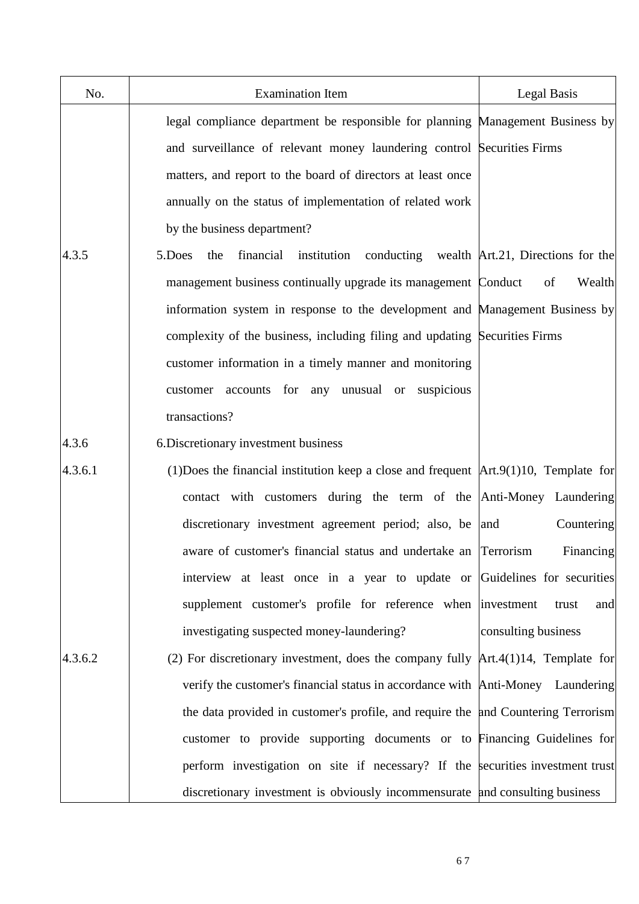| No. | Examination Item | Legal Basis |
| --- | --- | --- |
| | legal compliance department be responsible for planning and surveillance of relevant money laundering control matters, and report to the board of directors at least once annually on the status of implementation of related work by the business department? | Management Business by Securities Firms |
| 4.3.5 | 5.Does the financial institution conducting wealth management business continually upgrade its management information system in response to the development and complexity of the business, including filing and updating customer information in a timely manner and monitoring customer accounts for any unusual or suspicious transactions? | Art.21, Directions for the Conduct of Wealth Management Business by Securities Firms |
| 4.3.6 | 6.Discretionary investment business | |
| 4.3.6.1 | (1)Does the financial institution keep a close and frequent contact with customers during the term of the discretionary investment agreement period; also, be aware of customer's financial status and undertake an interview at least once in a year to update or supplement customer's profile for reference when investigating suspected money-laundering? | Art.9(1)10, Template for Anti-Money Laundering and Countering Terrorism Financing Guidelines for securities investment trust and consulting business |
| 4.3.6.2 | (2) For discretionary investment, does the company fully verify the customer's financial status in accordance with the data provided in customer's profile, and require the customer to provide supporting documents or to perform investigation on site if necessary? If the discretionary investment is obviously incommensurate | Art.4(1)14, Template for Anti-Money Laundering and Countering Terrorism Financing Guidelines for securities investment trust and consulting business |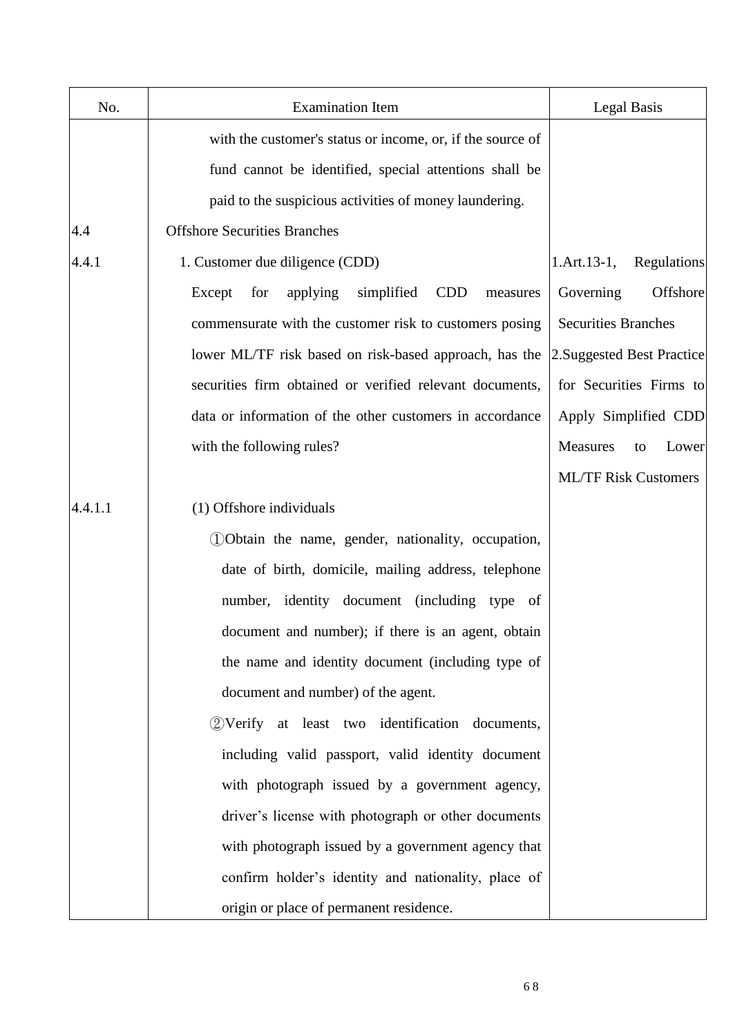| No. | Examination Item | Legal Basis |
| --- | --- | --- |
| | with the customer's status or income, or, if the source of fund cannot be identified, special attentions shall be paid to the suspicious activities of money laundering. | |
| 4.4 | Offshore Securities Branches | |
| 4.4.1 | 1. Customer due diligence (CDD)<br>Except for applying simplified CDD measures commensurate with the customer risk to customers posing lower ML/TF risk based on risk-based approach, has the securities firm obtained or verified relevant documents, data or information of the other customers in accordance with the following rules? | 1.Art.13-1, Regulations Governing Offshore Securities Branches<br>2.Suggested Best Practice for Securities Firms to Apply Simplified CDD Measures to Lower ML/TF Risk Customers |
| 4.4.1.1 | (1) Offshore individuals<br>①Obtain the name, gender, nationality, occupation, date of birth, domicile, mailing address, telephone number, identity document (including type of document and number); if there is an agent, obtain the name and identity document (including type of document and number) of the agent.<br>②Verify at least two identification documents, including valid passport, valid identity document with photograph issued by a government agency, driver's license with photograph or other documents with photograph issued by a government agency that confirm holder's identity and nationality, place of origin or place of permanent residence. | |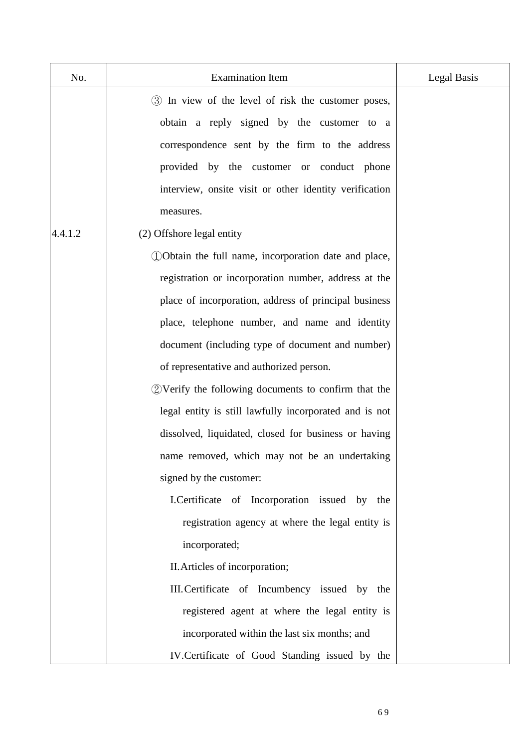| No. | Examination Item | Legal Basis |
| --- | --- | --- |
| | ③ In view of the level of risk the customer poses, obtain a reply signed by the customer to a correspondence sent by the firm to the address provided by the customer or conduct phone interview, onsite visit or other identity verification measures. | |
| 4.4.1.2 | (2) Offshore legal entity<br>①Obtain the full name, incorporation date and place, registration or incorporation number, address at the place of incorporation, address of principal business place, telephone number, and name and identity document (including type of document and number) of representative and authorized person.<br>②Verify the following documents to confirm that the legal entity is still lawfully incorporated and is not dissolved, liquidated, closed for business or having name removed, which may not be an undertaking signed by the customer:<br>I.Certificate of Incorporation issued by the registration agency at where the legal entity is incorporated;<br>II.Articles of incorporation;<br>III.Certificate of Incumbency issued by the registered agent at where the legal entity is incorporated within the last six months; and<br>IV.Certificate of Good Standing issued by the | |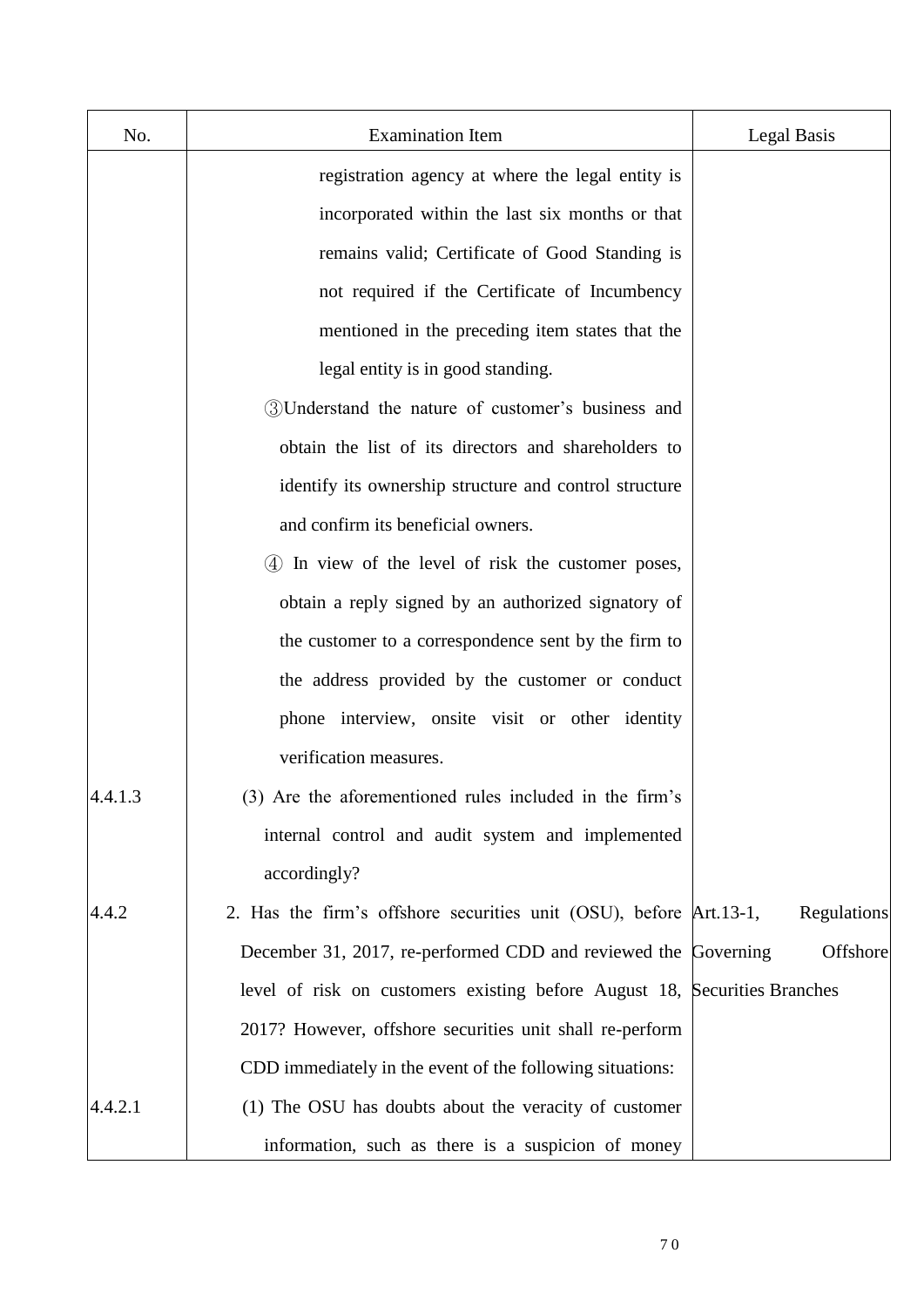| No. | Examination Item | Legal Basis |
|---|---|---|
| | registration agency at where the legal entity is incorporated within the last six months or that remains valid; Certificate of Good Standing is not required if the Certificate of Incumbency mentioned in the preceding item states that the legal entity is in good standing. | |
| | ③Understand the nature of customer's business and obtain the list of its directors and shareholders to identify its ownership structure and control structure and confirm its beneficial owners. | |
| | ④ In view of the level of risk the customer poses, obtain a reply signed by an authorized signatory of the customer to a correspondence sent by the firm to the address provided by the customer or conduct phone interview, onsite visit or other identity verification measures. | |
| 4.4.1.3 | (3) Are the aforementioned rules included in the firm's internal control and audit system and implemented accordingly? | |
| 4.4.2 | 2. Has the firm's offshore securities unit (OSU), before December 31, 2017, re-performed CDD and reviewed the level of risk on customers existing before August 18, 2017? However, offshore securities unit shall re-perform CDD immediately in the event of the following situations: | Art.13-1, Regulations Governing Offshore Securities Branches |
| 4.4.2.1 | (1) The OSU has doubts about the veracity of customer information, such as there is a suspicion of money | |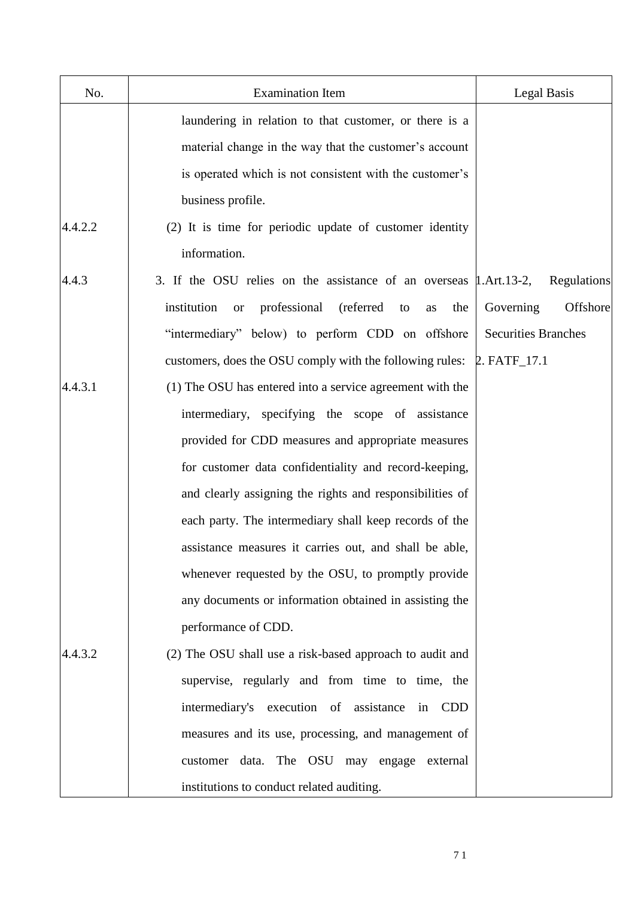| No. | Examination Item | Legal Basis |
| --- | --- | --- |
| | laundering in relation to that customer, or there is a material change in the way that the customer's account is operated which is not consistent with the customer's business profile. | |
| 4.4.2.2 | (2) It is time for periodic update of customer identity information. | |
| 4.4.3 | 3. If the OSU relies on the assistance of an overseas institution or professional (referred to as the "intermediary" below) to perform CDD on offshore customers, does the OSU comply with the following rules: | 1.Art.13-2, Regulations Governing Offshore Securities Branches<br>2. FATF_17.1 |
| 4.4.3.1 | (1) The OSU has entered into a service agreement with the intermediary, specifying the scope of assistance provided for CDD measures and appropriate measures for customer data confidentiality and record-keeping, and clearly assigning the rights and responsibilities of each party. The intermediary shall keep records of the assistance measures it carries out, and shall be able, whenever requested by the OSU, to promptly provide any documents or information obtained in assisting the performance of CDD. | |
| 4.4.3.2 | (2) The OSU shall use a risk-based approach to audit and supervise, regularly and from time to time, the intermediary's execution of assistance in CDD measures and its use, processing, and management of customer data. The OSU may engage external institutions to conduct related auditing. | |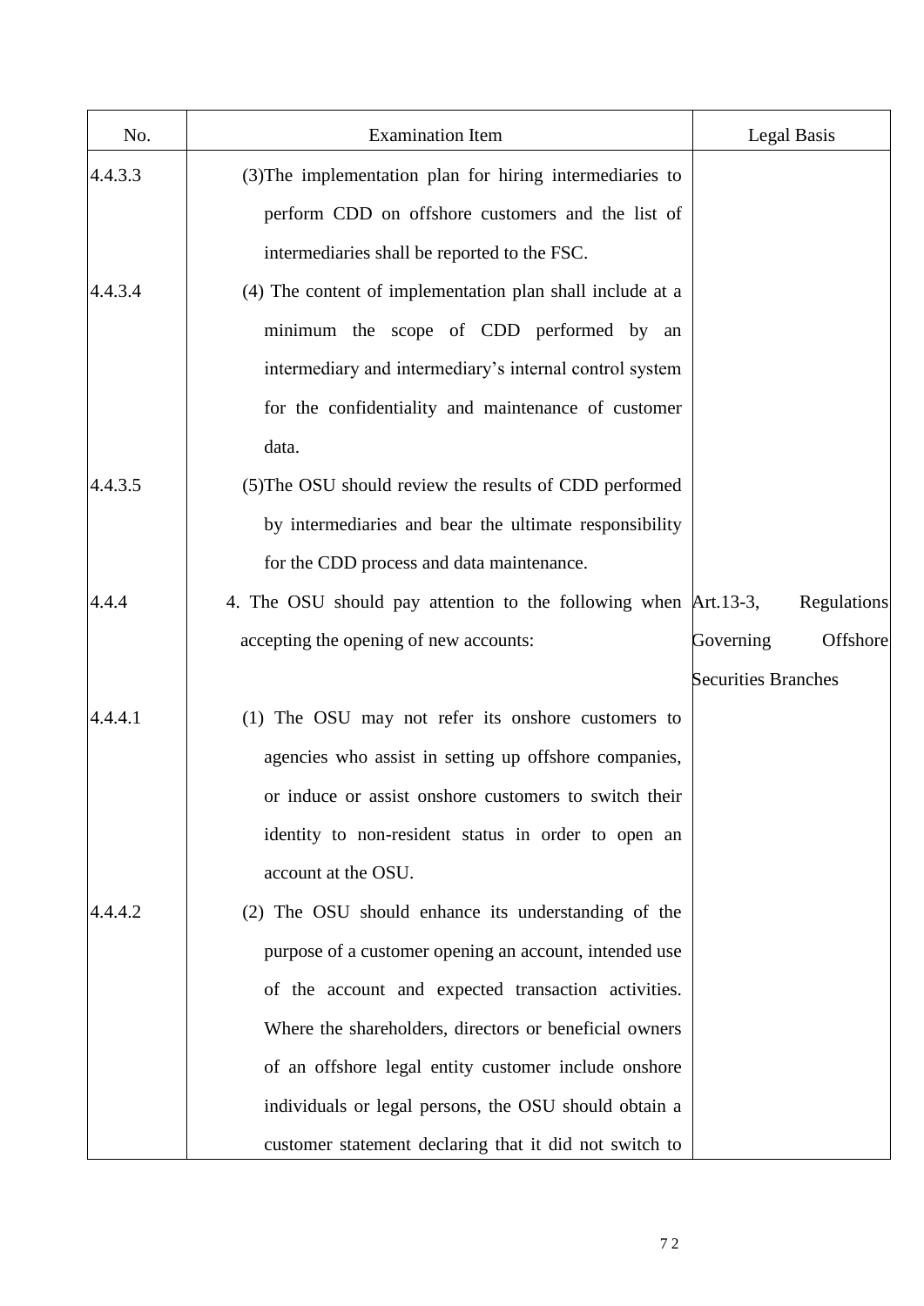| No. | Examination Item | Legal Basis |
| --- | --- | --- |
| 4.4.3.3 | (3)The implementation plan for hiring intermediaries to perform CDD on offshore customers and the list of intermediaries shall be reported to the FSC. | |
| 4.4.3.4 | (4) The content of implementation plan shall include at a minimum the scope of CDD performed by an intermediary and intermediary's internal control system for the confidentiality and maintenance of customer data. | |
| 4.4.3.5 | (5)The OSU should review the results of CDD performed by intermediaries and bear the ultimate responsibility for the CDD process and data maintenance. | |
| 4.4.4 | 4. The OSU should pay attention to the following when accepting the opening of new accounts: | Art.13-3, Regulations Governing Offshore Securities Branches |
| 4.4.4.1 | (1) The OSU may not refer its onshore customers to agencies who assist in setting up offshore companies, or induce or assist onshore customers to switch their identity to non-resident status in order to open an account at the OSU. | |
| 4.4.4.2 | (2) The OSU should enhance its understanding of the purpose of a customer opening an account, intended use of the account and expected transaction activities. Where the shareholders, directors or beneficial owners of an offshore legal entity customer include onshore individuals or legal persons, the OSU should obtain a customer statement declaring that it did not switch to | |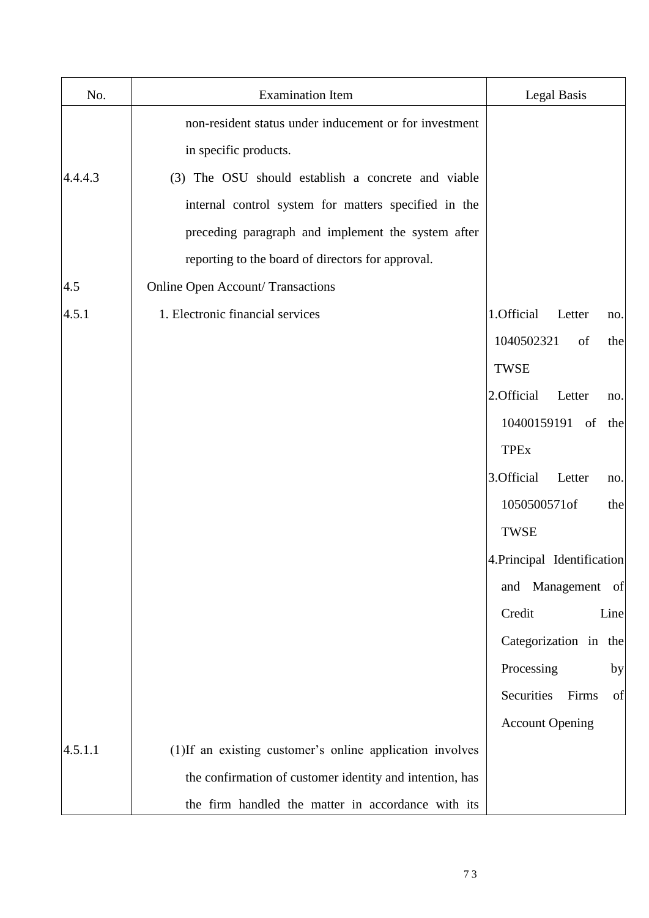| No. | Examination Item | Legal Basis |
| --- | --- | --- |
| | non-resident status under inducement or for investment in specific products. | |
| 4.4.4.3 | (3) The OSU should establish a concrete and viable internal control system for matters specified in the preceding paragraph and implement the system after reporting to the board of directors for approval. | |
| 4.5 | Online Open Account/ Transactions | |
| 4.5.1 | 1. Electronic financial services | 1.Official Letter no. 1040502321 of the TWSE<br>2.Official Letter no. 10400159191 of the TPEx<br>3.Official Letter no. 1050500571of the TWSE<br>4.Principal Identification and Management of Credit Line Categorization in the Processing by Securities Firms of Account Opening |
| 4.5.1.1 | (1)If an existing customer's online application involves the confirmation of customer identity and intention, has the firm handled the matter in accordance with its | |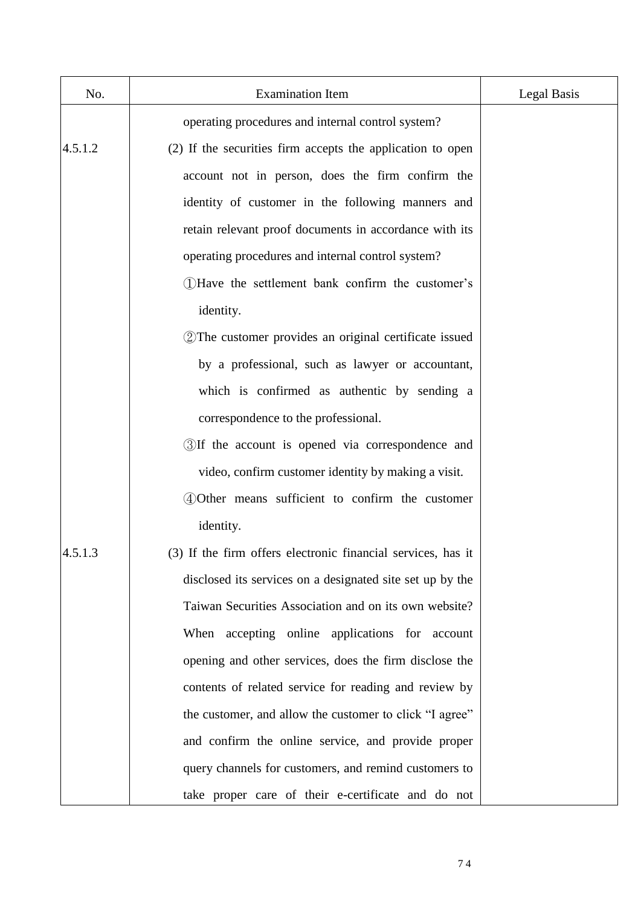| No. | Examination Item | Legal Basis |
|---|---|---|
| | operating procedures and internal control system? | |
| 4.5.1.2 | (2) If the securities firm accepts the application to open account not in person, does the firm confirm the identity of customer in the following manners and retain relevant proof documents in accordance with its operating procedures and internal control system?<br>①Have the settlement bank confirm the customer's identity.<br>②The customer provides an original certificate issued by a professional, such as lawyer or accountant, which is confirmed as authentic by sending a correspondence to the professional.<br>③If the account is opened via correspondence and video, confirm customer identity by making a visit.<br>④Other means sufficient to confirm the customer identity. | |
| 4.5.1.3 | (3) If the firm offers electronic financial services, has it disclosed its services on a designated site set up by the Taiwan Securities Association and on its own website? When accepting online applications for account opening and other services, does the firm disclose the contents of related service for reading and review by the customer, and allow the customer to click "I agree" and confirm the online service, and provide proper query channels for customers, and remind customers to take proper care of their e-certificate and do not | |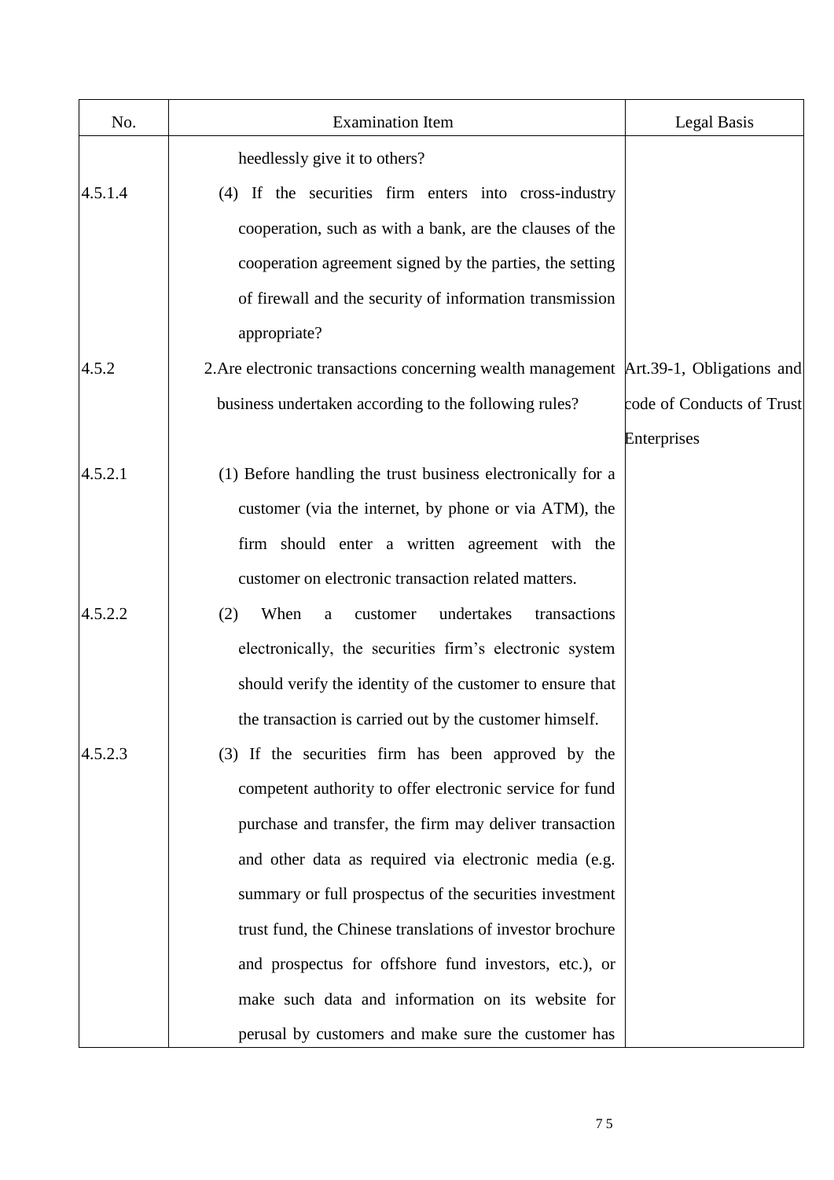| No. | Examination Item | Legal Basis |
|---|---|---|
| | heedlessly give it to others? | |
| 4.5.1.4 | (4) If the securities firm enters into cross-industry cooperation, such as with a bank, are the clauses of the cooperation agreement signed by the parties, the setting of firewall and the security of information transmission appropriate? | |
| 4.5.2 | 2. Are electronic transactions concerning wealth management business undertaken according to the following rules? | Art.39-1, Obligations and code of Conducts of Trust Enterprises |
| 4.5.2.1 | (1) Before handling the trust business electronically for a customer (via the internet, by phone or via ATM), the firm should enter a written agreement with the customer on electronic transaction related matters. | |
| 4.5.2.2 | (2) When a customer undertakes transactions electronically, the securities firm's electronic system should verify the identity of the customer to ensure that the transaction is carried out by the customer himself. | |
| 4.5.2.3 | (3) If the securities firm has been approved by the competent authority to offer electronic service for fund purchase and transfer, the firm may deliver transaction and other data as required via electronic media (e.g. summary or full prospectus of the securities investment trust fund, the Chinese translations of investor brochure and prospectus for offshore fund investors, etc.), or make such data and information on its website for perusal by customers and make sure the customer has | |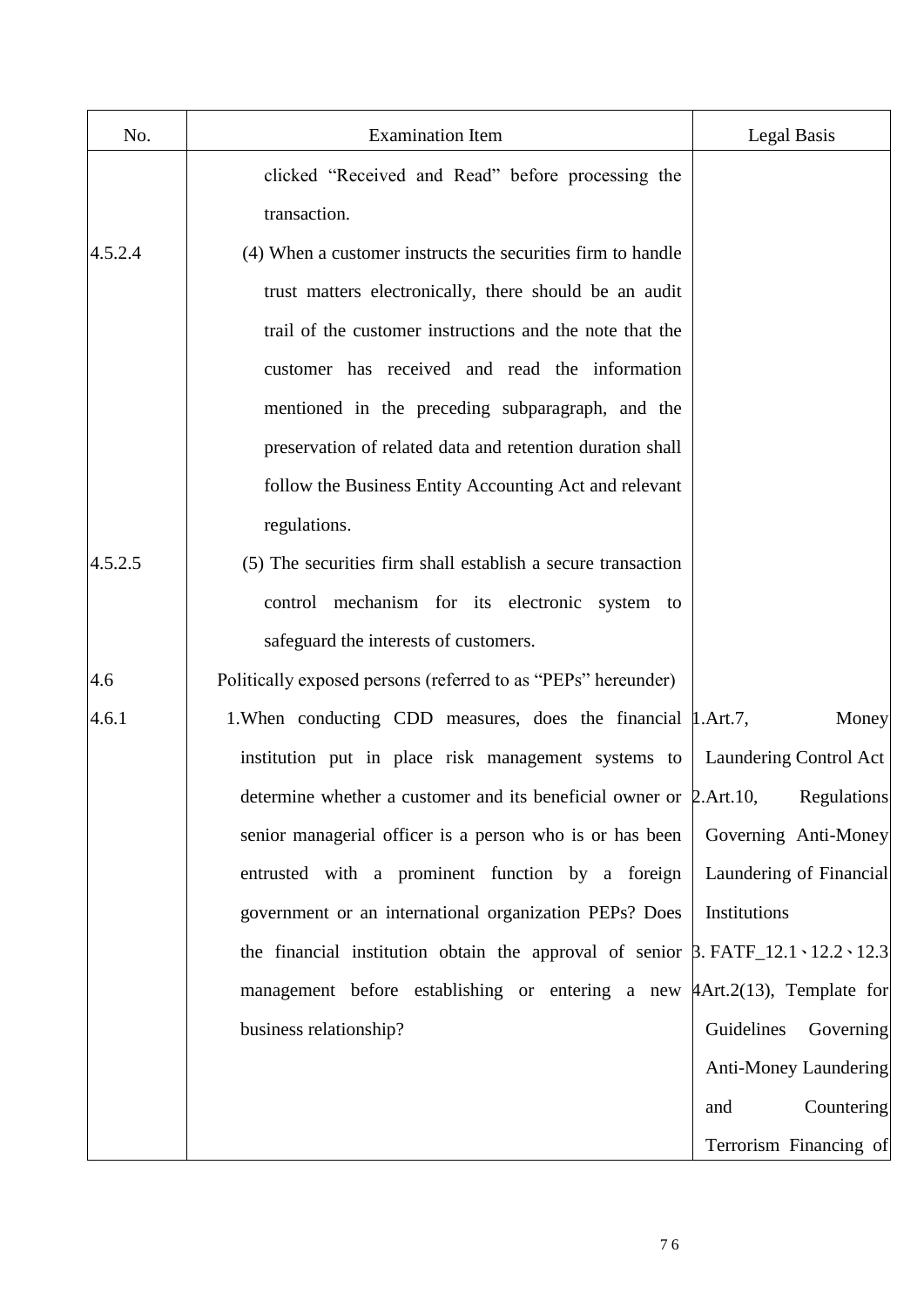| No. | Examination Item | Legal Basis |
|---|---|---|
| | clicked "Received and Read" before processing the transaction. | |
| 4.5.2.4 | (4) When a customer instructs the securities firm to handle trust matters electronically, there should be an audit trail of the customer instructions and the note that the customer has received and read the information mentioned in the preceding subparagraph, and the preservation of related data and retention duration shall follow the Business Entity Accounting Act and relevant regulations. | |
| 4.5.2.5 | (5) The securities firm shall establish a secure transaction control mechanism for its electronic system to safeguard the interests of customers. | |
| 4.6 | Politically exposed persons (referred to as "PEPs" hereunder) | |
| 4.6.1 | 1.When conducting CDD measures, does the financial institution put in place risk management systems to determine whether a customer and its beneficial owner or senior managerial officer is a person who is or has been entrusted with a prominent function by a foreign government or an international organization PEPs? Does the financial institution obtain the approval of senior management before establishing or entering a new business relationship? | 1.Art.7, Money Laundering Control Act<br>2.Art.10, Regulations Governing Anti-Money Laundering of Financial Institutions<br>3. FATF_12.1、12.2、12.3<br>4Art.2(13), Template for Guidelines Governing Anti-Money Laundering and Countering Terrorism Financing of |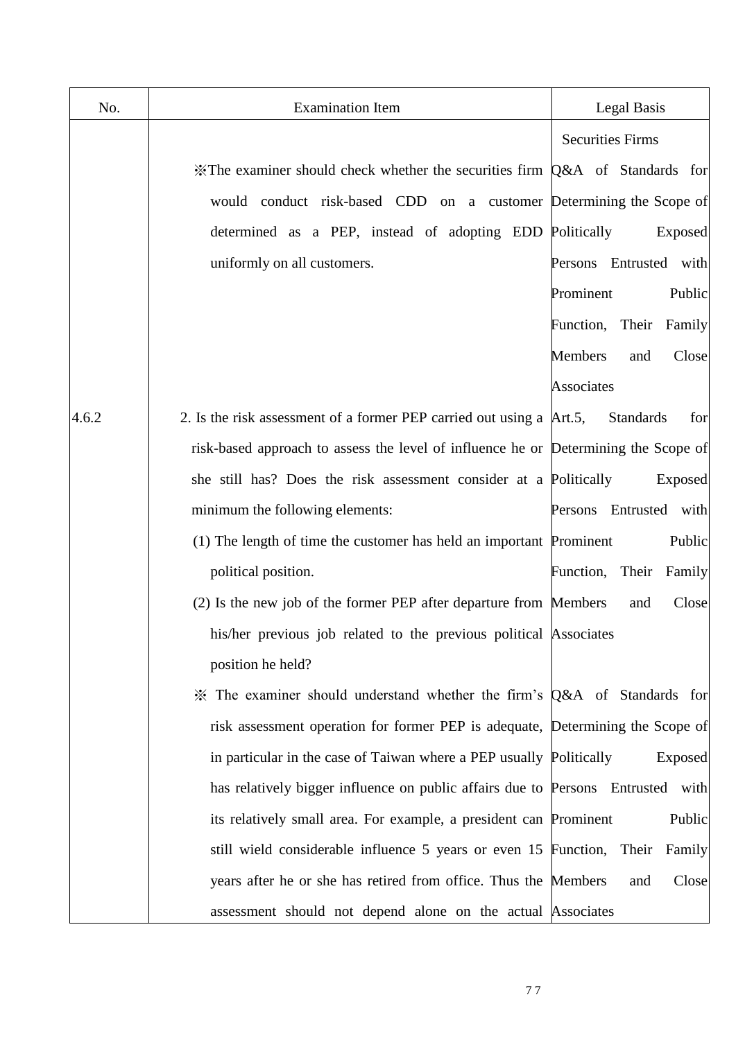| No. | Examination Item | Legal Basis |
|---|---|---|
| | ※The examiner should check whether the securities firm would conduct risk-based CDD on a customer determined as a PEP, instead of adopting EDD uniformly on all customers. | Securities Firms<br>Q&A of Standards for Determining the Scope of Politically Exposed Persons Entrusted with Prominent Public Function, Their Family Members and Close Associates |
| 4.6.2 | 2. Is the risk assessment of a former PEP carried out using a risk-based approach to assess the level of influence he or she still has? Does the risk assessment consider at a minimum the following elements:<br>(1) The length of time the customer has held an important political position.<br>(2) Is the new job of the former PEP after departure from his/her previous job related to the previous political position he held?<br>※ The examiner should understand whether the firm's risk assessment operation for former PEP is adequate, in particular in the case of Taiwan where a PEP usually has relatively bigger influence on public affairs due to its relatively small area. For example, a president can still wield considerable influence 5 years or even 15 years after he or she has retired from office. Thus the assessment should not depend alone on the actual | Art.5, Standards for Determining the Scope of Politically Exposed Persons Entrusted with Prominent Public Function, Their Family Members and Close Associates<br><br>Q&A of Standards for Determining the Scope of Politically Exposed Persons Entrusted with Prominent Public Function, Their Family Members and Close Associates |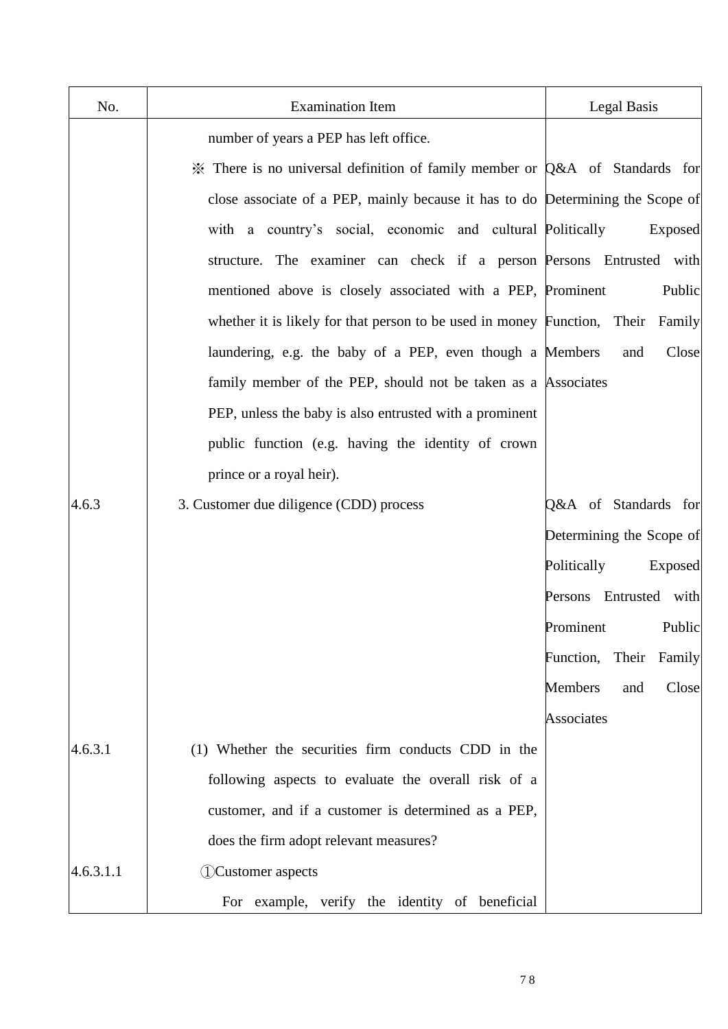| No. | Examination Item | Legal Basis |
| --- | --- | --- |
| | number of years a PEP has left office. | |
| | ※ There is no universal definition of family member or close associate of a PEP, mainly because it has to do with a country's social, economic and cultural structure. The examiner can check if a person mentioned above is closely associated with a PEP, whether it is likely for that person to be used in money laundering, e.g. the baby of a PEP, even though a family member of the PEP, should not be taken as a PEP, unless the baby is also entrusted with a prominent public function (e.g. having the identity of crown prince or a royal heir). | Q&A of Standards for Determining the Scope of Politically Exposed Persons Entrusted with Prominent Public Function, Their Family Members and Close Associates |
| 4.6.3 | 3. Customer due diligence (CDD) process | Q&A of Standards for Determining the Scope of Politically Exposed Persons Entrusted with Prominent Public Function, Their Family Members and Close Associates |
| 4.6.3.1 | (1) Whether the securities firm conducts CDD in the following aspects to evaluate the overall risk of a customer, and if a customer is determined as a PEP, does the firm adopt relevant measures? | |
| 4.6.3.1.1 | ①Customer aspects<br>For example, verify the identity of beneficial | |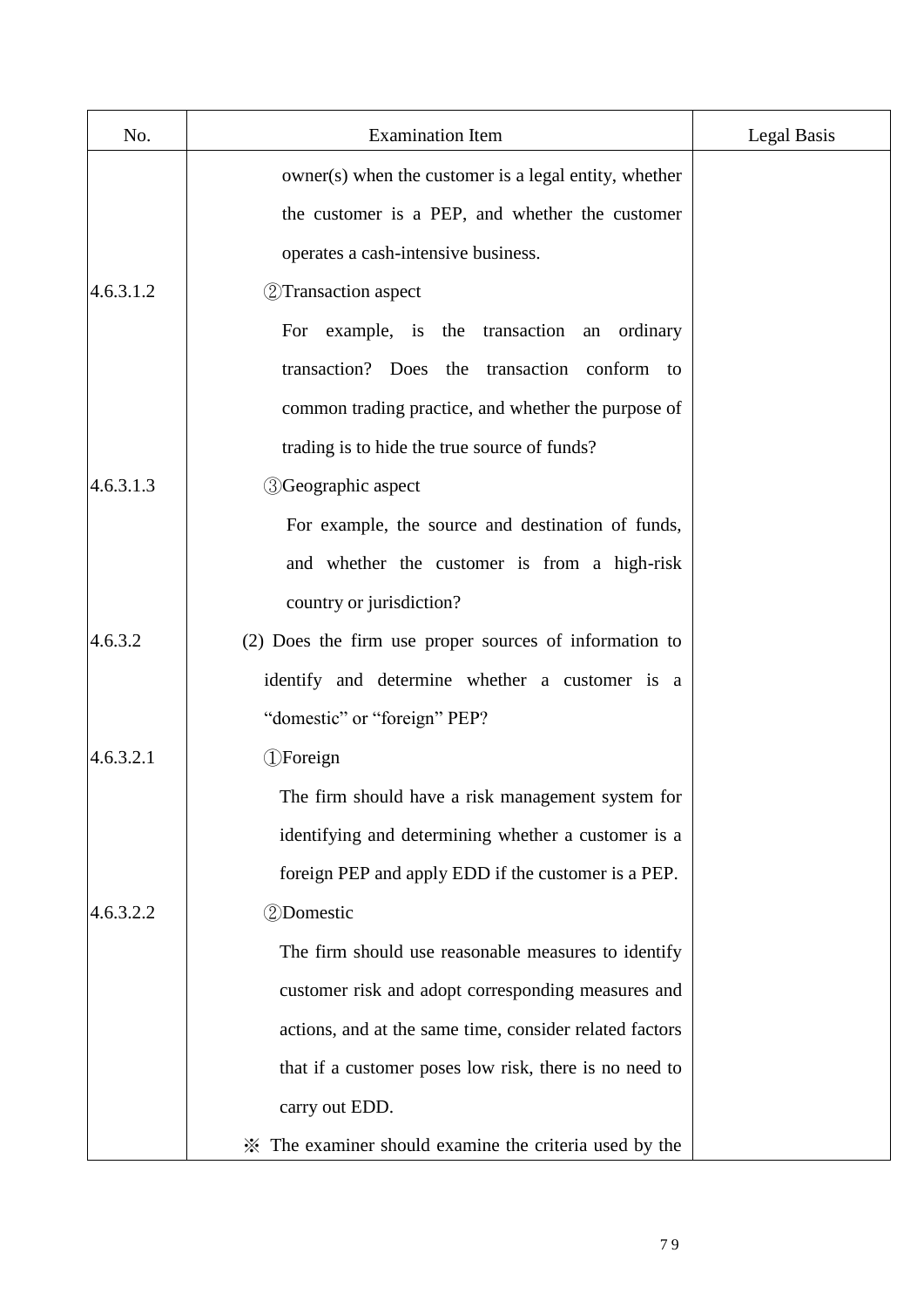| No. | Examination Item | Legal Basis |
| --- | --- | --- |
| | owner(s) when the customer is a legal entity, whether the customer is a PEP, and whether the customer operates a cash-intensive business. | |
| 4.6.3.1.2 | ②Transaction aspect<br>For example, is the transaction an ordinary transaction? Does the transaction conform to common trading practice, and whether the purpose of trading is to hide the true source of funds? | |
| 4.6.3.1.3 | ③Geographic aspect<br>For example, the source and destination of funds, and whether the customer is from a high-risk country or jurisdiction? | |
| 4.6.3.2 | (2) Does the firm use proper sources of information to identify and determine whether a customer is a "domestic" or "foreign" PEP? | |
| 4.6.3.2.1 | ①Foreign<br>The firm should have a risk management system for identifying and determining whether a customer is a foreign PEP and apply EDD if the customer is a PEP. | |
| 4.6.3.2.2 | ②Domestic<br>The firm should use reasonable measures to identify customer risk and adopt corresponding measures and actions, and at the same time, consider related factors that if a customer poses low risk, there is no need to carry out EDD. | |
| | ※ The examiner should examine the criteria used by the | |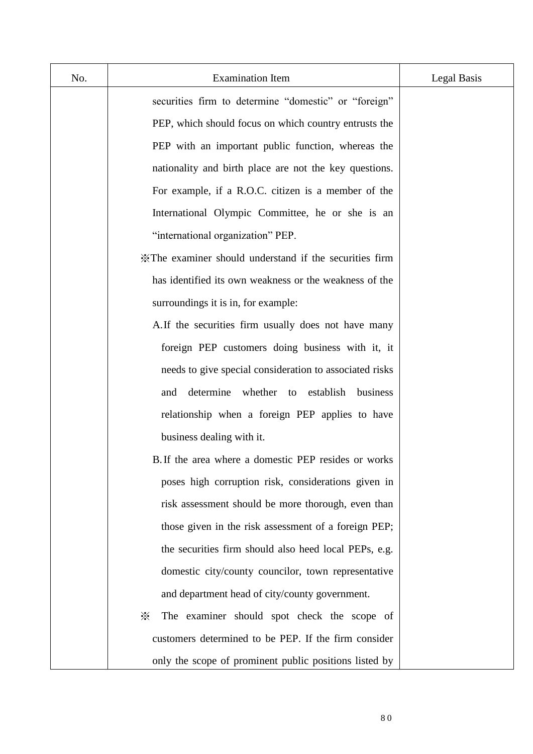| No. | Examination Item | Legal Basis |
|---|---|---|
| | securities firm to determine "domestic" or "foreign" PEP, which should focus on which country entrusts the PEP with an important public function, whereas the nationality and birth place are not the key questions. For example, if a R.O.C. citizen is a member of the International Olympic Committee, he or she is an "international organization" PEP.<br>※The examiner should understand if the securities firm has identified its own weakness or the weakness of the surroundings it is in, for example:<br>A. If the securities firm usually does not have many foreign PEP customers doing business with it, it needs to give special consideration to associated risks and determine whether to establish business relationship when a foreign PEP applies to have business dealing with it.<br>B. If the area where a domestic PEP resides or works poses high corruption risk, considerations given in risk assessment should be more thorough, even than those given in the risk assessment of a foreign PEP; the securities firm should also heed local PEPs, e.g. domestic city/county councilor, town representative and department head of city/county government.<br>※ The examiner should spot check the scope of customers determined to be PEP. If the firm consider only the scope of prominent public positions listed by | |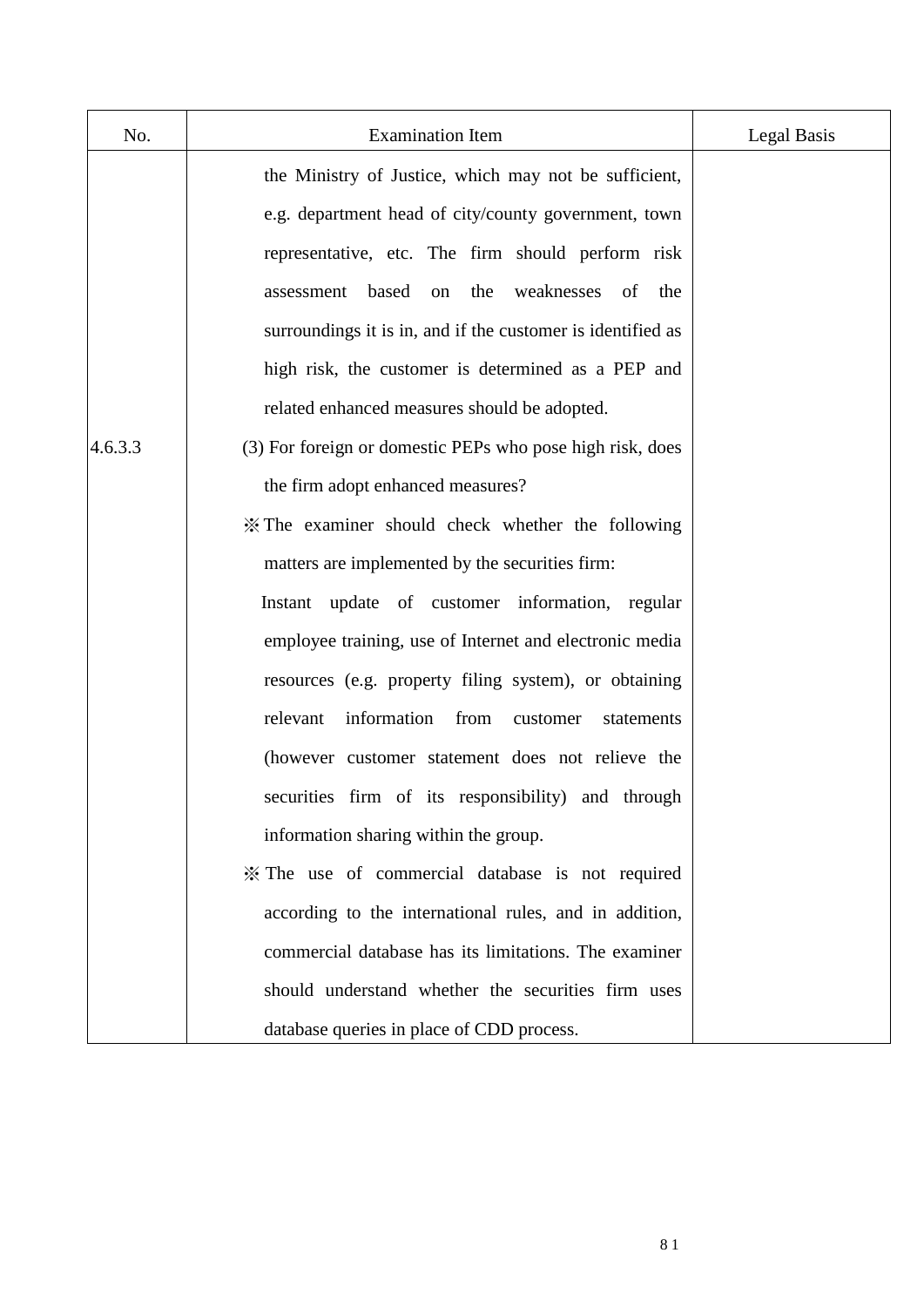| No. | Examination Item | Legal Basis |
| --- | --- | --- |
| | the Ministry of Justice, which may not be sufficient, e.g. department head of city/county government, town representative, etc. The firm should perform risk assessment based on the weaknesses of the surroundings it is in, and if the customer is identified as high risk, the customer is determined as a PEP and related enhanced measures should be adopted. | |
| 4.6.3.3 | (3) For foreign or domestic PEPs who pose high risk, does the firm adopt enhanced measures?<br>※The examiner should check whether the following matters are implemented by the securities firm:<br>Instant update of customer information, regular employee training, use of Internet and electronic media resources (e.g. property filing system), or obtaining relevant information from customer statements (however customer statement does not relieve the securities firm of its responsibility) and through information sharing within the group.<br>※The use of commercial database is not required according to the international rules, and in addition, commercial database has its limitations. The examiner should understand whether the securities firm uses database queries in place of CDD process. | |